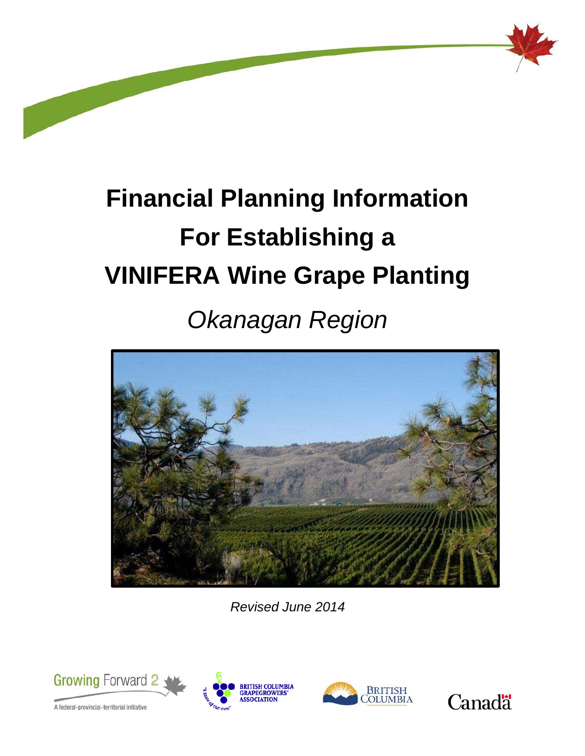# Financial Planning Information For Establishing a VINIFERA Wine Grape Planting

## *Okanagan Region*

*Revised June 2014*

Growing Forward 2

A federal-provincial-territorial initiative

BRITISH COLUMBIA GRAPEGROWERS' ASSOCIATION

"A taste of our own"

BRITISH COLUMBIA

Canada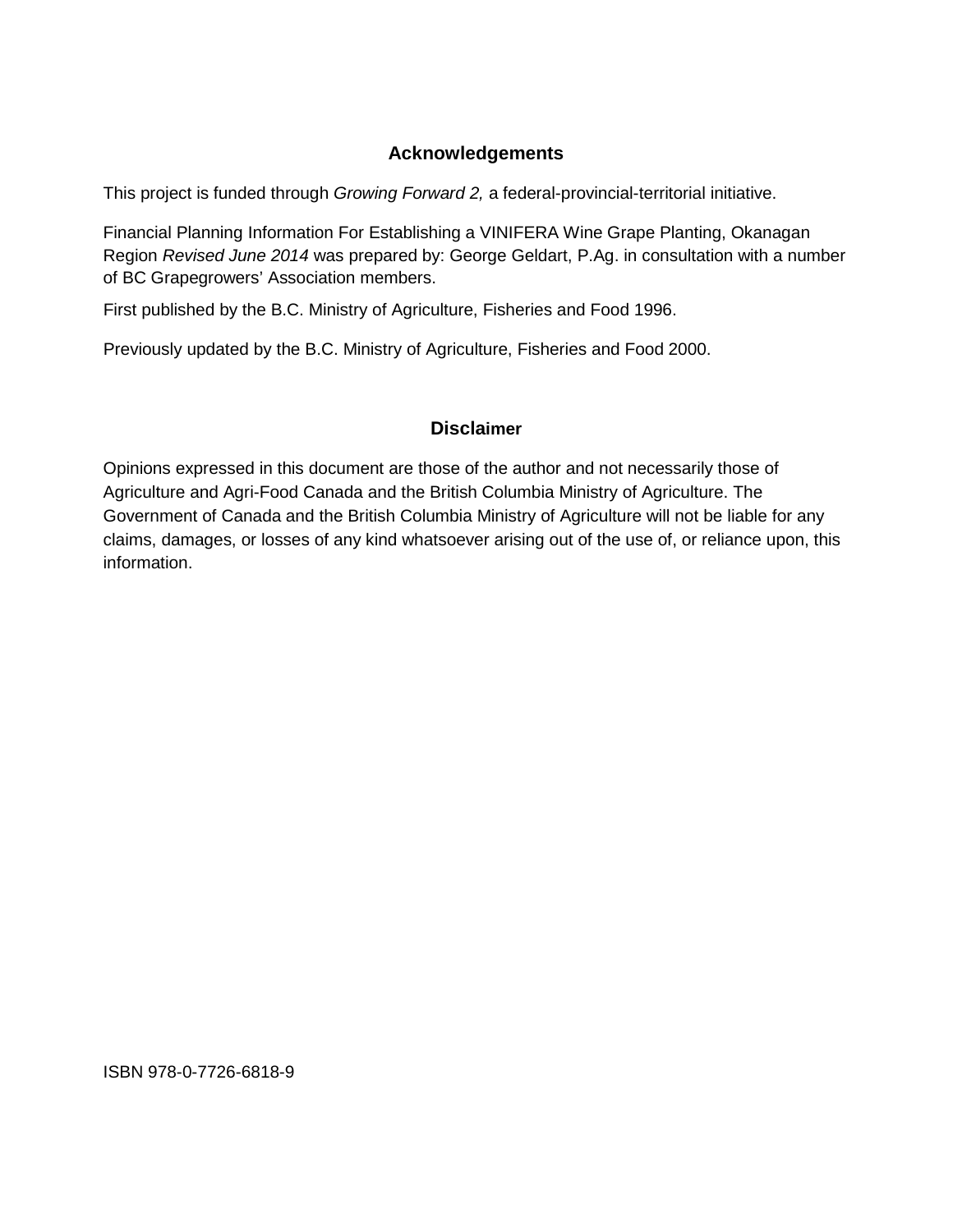## Acknowledgements

This project is funded through *Growing Forward 2,* a federal-provincial-territorial initiative.

Financial Planning Information For Establishing a VINIFERA Wine Grape Planting, Okanagan Region *Revised June 2014* was prepared by: George Geldart, P.Ag. in consultation with a number of BC Grapegrowers' Association members.

First published by the B.C. Ministry of Agriculture, Fisheries and Food 1996.

Previously updated by the B.C. Ministry of Agriculture, Fisheries and Food 2000.

## Disclaimer

Opinions expressed in this document are those of the author and not necessarily those of Agriculture and Agri-Food Canada and the British Columbia Ministry of Agriculture. The Government of Canada and the British Columbia Ministry of Agriculture will not be liable for any claims, damages, or losses of any kind whatsoever arising out of the use of, or reliance upon, this information.

ISBN 978-0-7726-6818-9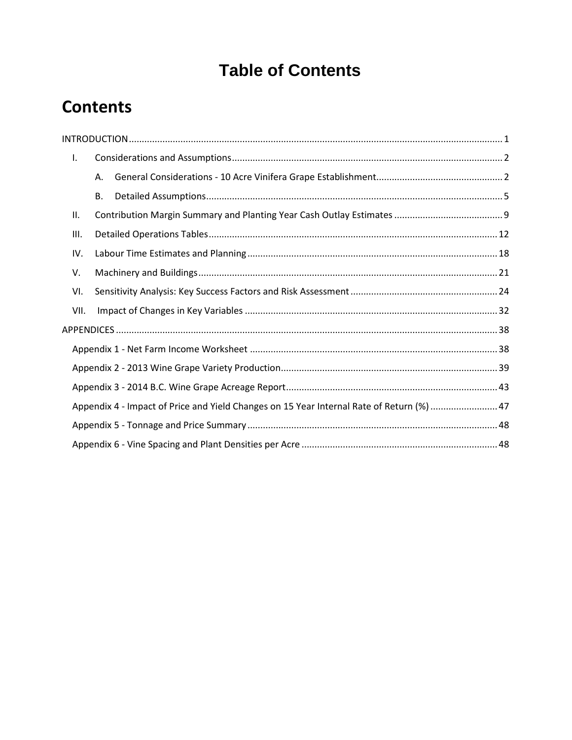# Table of Contents

## Contents

INTRODUCTION ............................................................ 1

- I. Considerations and Assumptions ............................................................ 2
  - A. General Considerations - 10 Acre Vinifera Grape Establishment ............................................................ 2
  - B. Detailed Assumptions ............................................................ 5
- II. Contribution Margin Summary and Planting Year Cash Outlay Estimates ............................................................ 9
- III. Detailed Operations Tables ............................................................ 12
- IV. Labour Time Estimates and Planning ............................................................ 18
- V. Machinery and Buildings ............................................................ 21
- VI. Sensitivity Analysis: Key Success Factors and Risk Assessment ............................................................ 24
- VII. Impact of Changes in Key Variables ............................................................ 32

APPENDICES ............................................................ 38

- Appendix 1 - Net Farm Income Worksheet ............................................................ 38
- Appendix 2 - 2013 Wine Grape Variety Production ............................................................ 39
- Appendix 3 - 2014 B.C. Wine Grape Acreage Report ............................................................ 43
- Appendix 4 - Impact of Price and Yield Changes on 15 Year Internal Rate of Return (%) ............................................................ 47
- Appendix 5 - Tonnage and Price Summary ............................................................ 48
- Appendix 6 - Vine Spacing and Plant Densities per Acre ............................................................ 48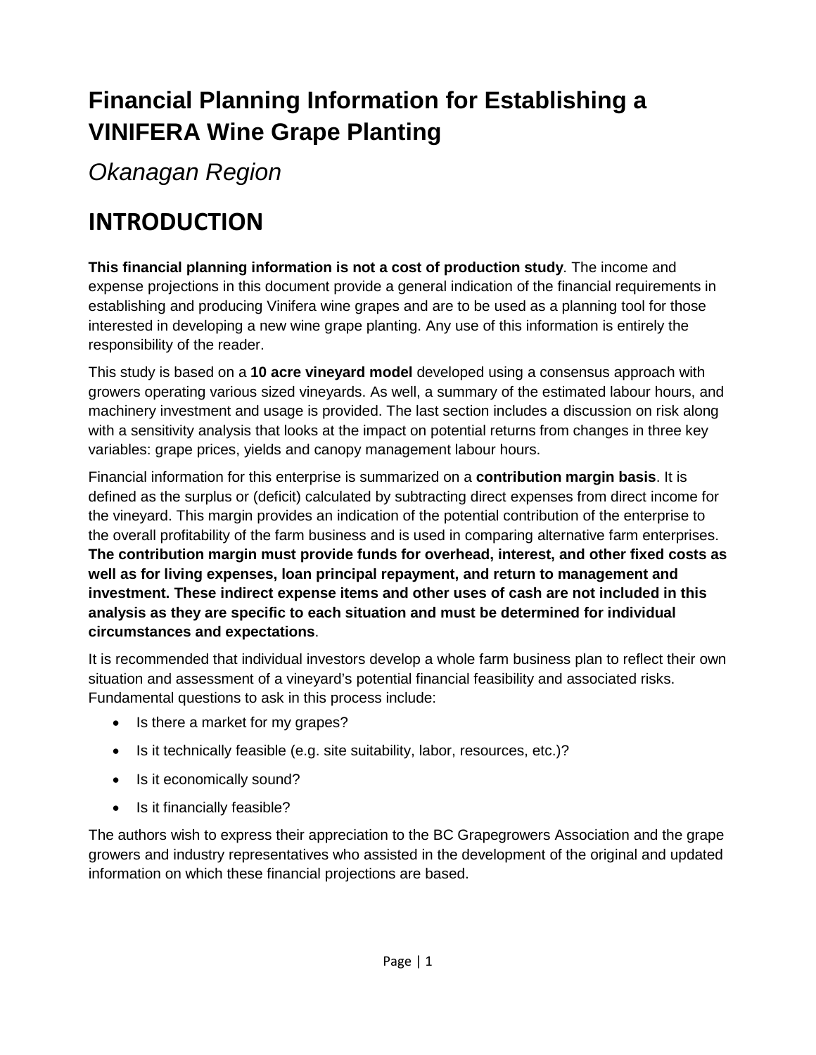# Financial Planning Information for Establishing a VINIFERA Wine Grape Planting

*Okanagan Region*

## INTRODUCTION

**This financial planning information is not a cost of production study**. The income and expense projections in this document provide a general indication of the financial requirements in establishing and producing Vinifera wine grapes and are to be used as a planning tool for those interested in developing a new wine grape planting. Any use of this information is entirely the responsibility of the reader.

This study is based on a **10 acre vineyard model** developed using a consensus approach with growers operating various sized vineyards. As well, a summary of the estimated labour hours, and machinery investment and usage is provided. The last section includes a discussion on risk along with a sensitivity analysis that looks at the impact on potential returns from changes in three key variables: grape prices, yields and canopy management labour hours.

Financial information for this enterprise is summarized on a **contribution margin basis**. It is defined as the surplus or (deficit) calculated by subtracting direct expenses from direct income for the vineyard. This margin provides an indication of the potential contribution of the enterprise to the overall profitability of the farm business and is used in comparing alternative farm enterprises. **The contribution margin must provide funds for overhead, interest, and other fixed costs as well as for living expenses, loan principal repayment, and return to management and investment. These indirect expense items and other uses of cash are not included in this analysis as they are specific to each situation and must be determined for individual circumstances and expectations**.

It is recommended that individual investors develop a whole farm business plan to reflect their own situation and assessment of a vineyard's potential financial feasibility and associated risks. Fundamental questions to ask in this process include:

- Is there a market for my grapes?
- Is it technically feasible (e.g. site suitability, labor, resources, etc.)?
- Is it economically sound?
- Is it financially feasible?

The authors wish to express their appreciation to the BC Grapegrowers Association and the grape growers and industry representatives who assisted in the development of the original and updated information on which these financial projections are based.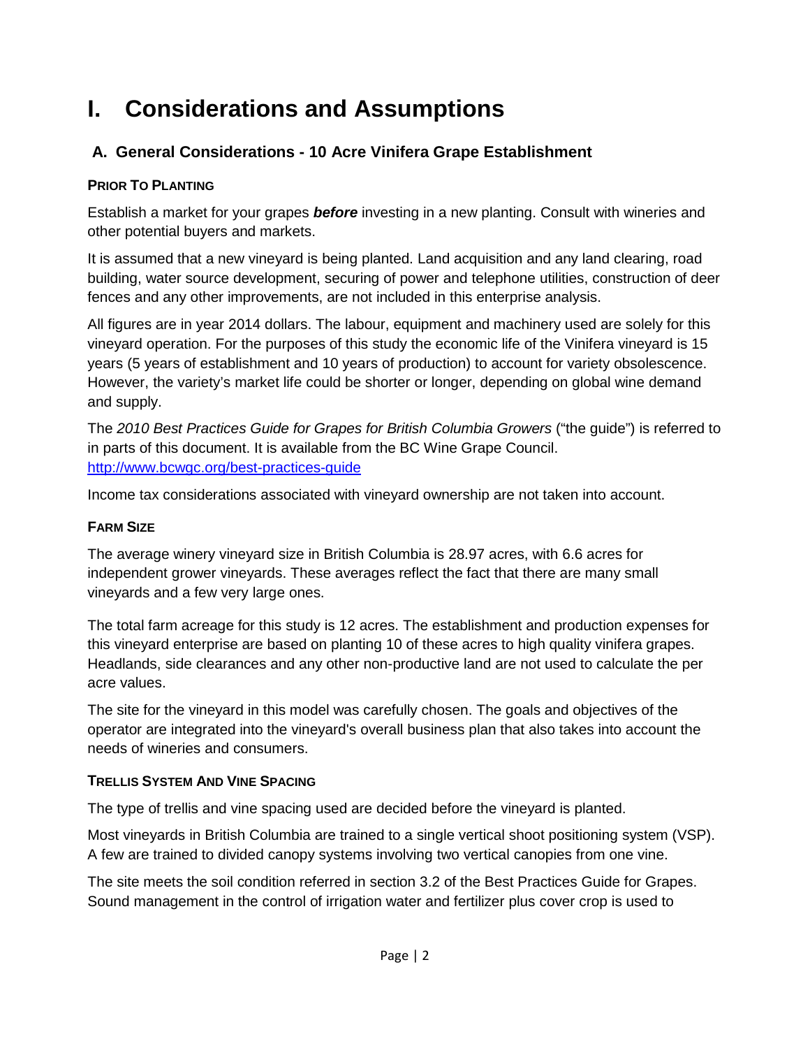# I. Considerations and Assumptions

## A. General Considerations - 10 Acre Vinifera Grape Establishment

### PRIOR TO PLANTING

Establish a market for your grapes ***before*** investing in a new planting. Consult with wineries and other potential buyers and markets.

It is assumed that a new vineyard is being planted. Land acquisition and any land clearing, road building, water source development, securing of power and telephone utilities, construction of deer fences and any other improvements, are not included in this enterprise analysis.

All figures are in year 2014 dollars. The labour, equipment and machinery used are solely for this vineyard operation. For the purposes of this study the economic life of the Vinifera vineyard is 15 years (5 years of establishment and 10 years of production) to account for variety obsolescence. However, the variety's market life could be shorter or longer, depending on global wine demand and supply.

The *2010 Best Practices Guide for Grapes for British Columbia Growers* ("the guide") is referred to in parts of this document. It is available from the BC Wine Grape Council. [http://www.bcwgc.org/best-practices-guide](http://www.bcwgc.org/best-practices-guide)

Income tax considerations associated with vineyard ownership are not taken into account.

### FARM SIZE

The average winery vineyard size in British Columbia is 28.97 acres, with 6.6 acres for independent grower vineyards. These averages reflect the fact that there are many small vineyards and a few very large ones.

The total farm acreage for this study is 12 acres. The establishment and production expenses for this vineyard enterprise are based on planting 10 of these acres to high quality vinifera grapes. Headlands, side clearances and any other non-productive land are not used to calculate the per acre values.

The site for the vineyard in this model was carefully chosen. The goals and objectives of the operator are integrated into the vineyard's overall business plan that also takes into account the needs of wineries and consumers.

### TRELLIS SYSTEM AND VINE SPACING

The type of trellis and vine spacing used are decided before the vineyard is planted.

Most vineyards in British Columbia are trained to a single vertical shoot positioning system (VSP). A few are trained to divided canopy systems involving two vertical canopies from one vine.

The site meets the soil condition referred in section 3.2 of the Best Practices Guide for Grapes. Sound management in the control of irrigation water and fertilizer plus cover crop is used to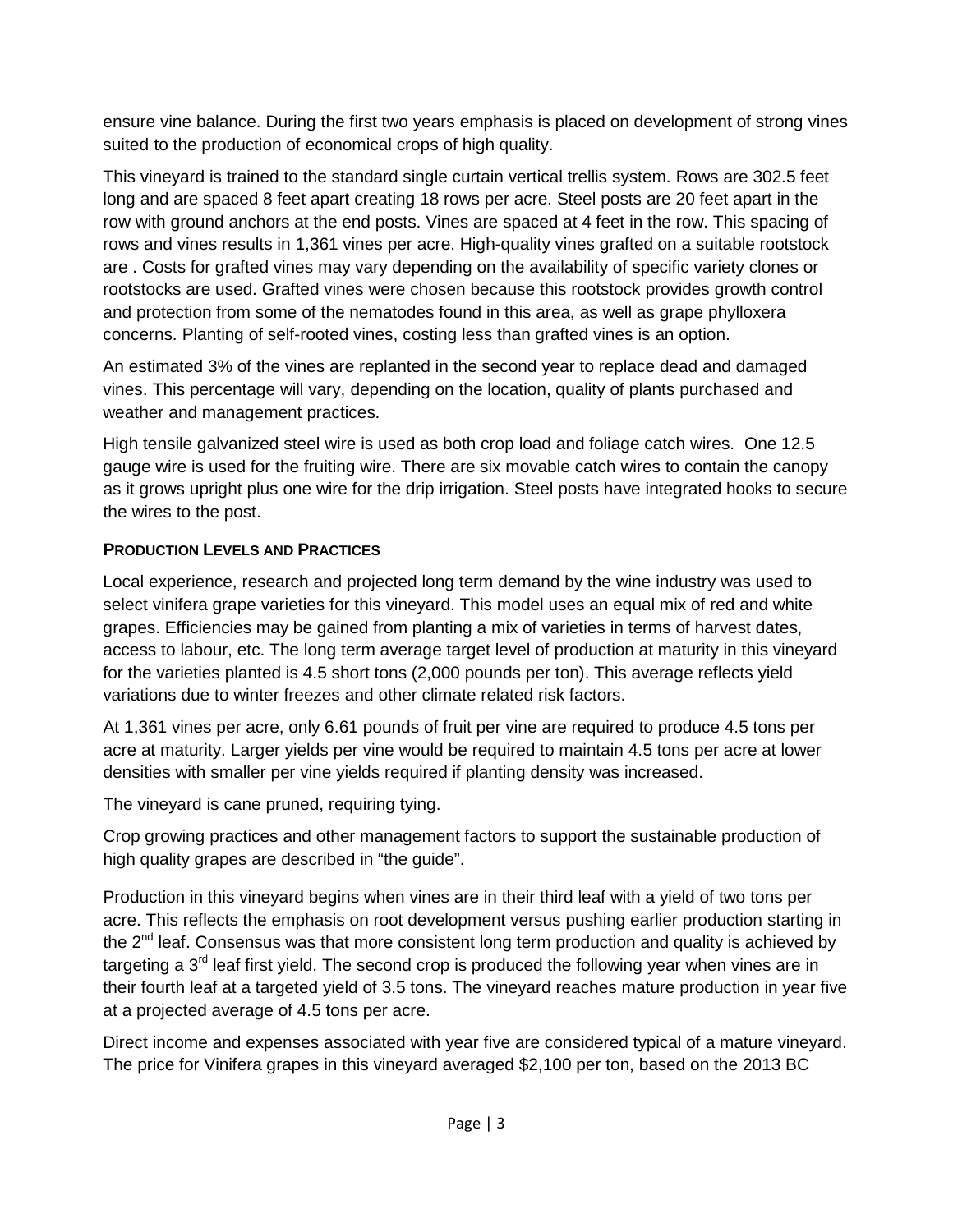ensure vine balance. During the first two years emphasis is placed on development of strong vines suited to the production of economical crops of high quality.

This vineyard is trained to the standard single curtain vertical trellis system. Rows are 302.5 feet long and are spaced 8 feet apart creating 18 rows per acre. Steel posts are 20 feet apart in the row with ground anchors at the end posts. Vines are spaced at 4 feet in the row. This spacing of rows and vines results in 1,361 vines per acre. High-quality vines grafted on a suitable rootstock are . Costs for grafted vines may vary depending on the availability of specific variety clones or rootstocks are used. Grafted vines were chosen because this rootstock provides growth control and protection from some of the nematodes found in this area, as well as grape phylloxera concerns. Planting of self-rooted vines, costing less than grafted vines is an option.

An estimated 3% of the vines are replanted in the second year to replace dead and damaged vines. This percentage will vary, depending on the location, quality of plants purchased and weather and management practices.

High tensile galvanized steel wire is used as both crop load and foliage catch wires. One 12.5 gauge wire is used for the fruiting wire. There are six movable catch wires to contain the canopy as it grows upright plus one wire for the drip irrigation. Steel posts have integrated hooks to secure the wires to the post.

### PRODUCTION LEVELS AND PRACTICES

Local experience, research and projected long term demand by the wine industry was used to select vinifera grape varieties for this vineyard. This model uses an equal mix of red and white grapes. Efficiencies may be gained from planting a mix of varieties in terms of harvest dates, access to labour, etc. The long term average target level of production at maturity in this vineyard for the varieties planted is 4.5 short tons (2,000 pounds per ton). This average reflects yield variations due to winter freezes and other climate related risk factors.

At 1,361 vines per acre, only 6.61 pounds of fruit per vine are required to produce 4.5 tons per acre at maturity. Larger yields per vine would be required to maintain 4.5 tons per acre at lower densities with smaller per vine yields required if planting density was increased.

The vineyard is cane pruned, requiring tying.

Crop growing practices and other management factors to support the sustainable production of high quality grapes are described in "the guide".

Production in this vineyard begins when vines are in their third leaf with a yield of two tons per acre. This reflects the emphasis on root development versus pushing earlier production starting in the 2nd leaf. Consensus was that more consistent long term production and quality is achieved by targeting a 3rd leaf first yield. The second crop is produced the following year when vines are in their fourth leaf at a targeted yield of 3.5 tons. The vineyard reaches mature production in year five at a projected average of 4.5 tons per acre.

Direct income and expenses associated with year five are considered typical of a mature vineyard. The price for Vinifera grapes in this vineyard averaged $2,100 per ton, based on the 2013 BC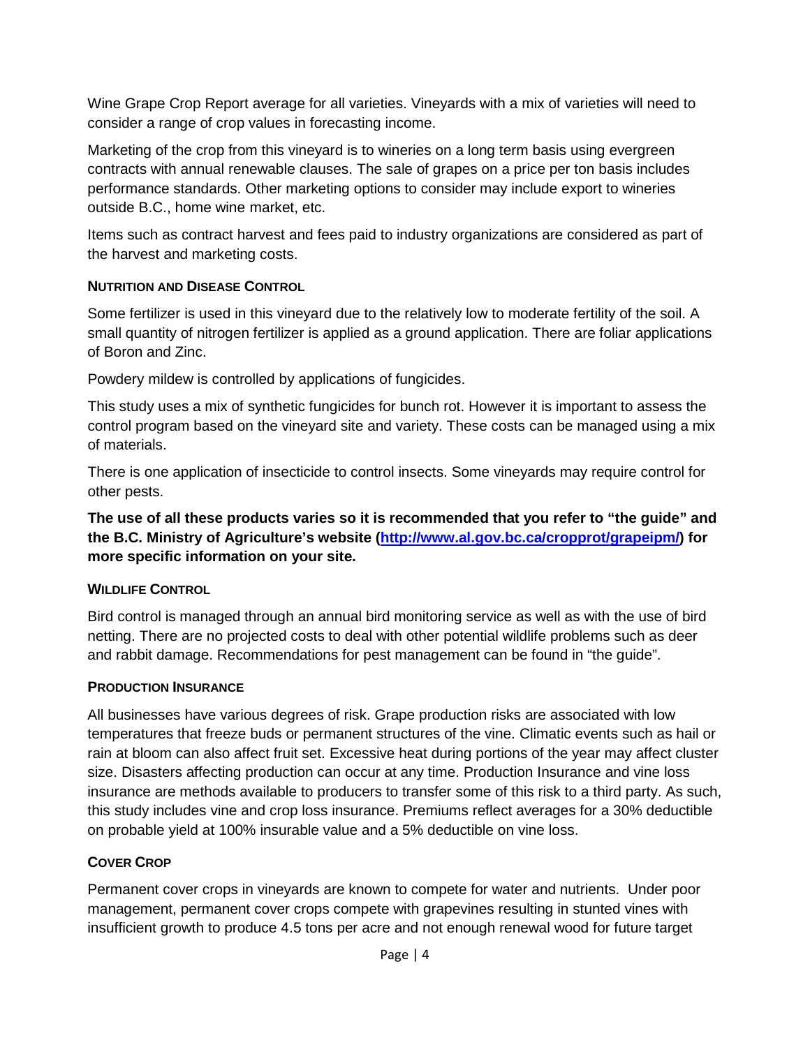Wine Grape Crop Report average for all varieties. Vineyards with a mix of varieties will need to consider a range of crop values in forecasting income.

Marketing of the crop from this vineyard is to wineries on a long term basis using evergreen contracts with annual renewable clauses. The sale of grapes on a price per ton basis includes performance standards. Other marketing options to consider may include export to wineries outside B.C., home wine market, etc.

Items such as contract harvest and fees paid to industry organizations are considered as part of the harvest and marketing costs.

### NUTRITION AND DISEASE CONTROL

Some fertilizer is used in this vineyard due to the relatively low to moderate fertility of the soil. A small quantity of nitrogen fertilizer is applied as a ground application. There are foliar applications of Boron and Zinc.

Powdery mildew is controlled by applications of fungicides.

This study uses a mix of synthetic fungicides for bunch rot. However it is important to assess the control program based on the vineyard site and variety. These costs can be managed using a mix of materials.

There is one application of insecticide to control insects. Some vineyards may require control for other pests.

**The use of all these products varies so it is recommended that you refer to "the guide" and the B.C. Ministry of Agriculture's website ([http://www.al.gov.bc.ca/cropprot/grapeipm/](http://www.al.gov.bc.ca/cropprot/grapeipm/)) for more specific information on your site.**

### WILDLIFE CONTROL

Bird control is managed through an annual bird monitoring service as well as with the use of bird netting. There are no projected costs to deal with other potential wildlife problems such as deer and rabbit damage. Recommendations for pest management can be found in "the guide".

### PRODUCTION INSURANCE

All businesses have various degrees of risk. Grape production risks are associated with low temperatures that freeze buds or permanent structures of the vine. Climatic events such as hail or rain at bloom can also affect fruit set. Excessive heat during portions of the year may affect cluster size. Disasters affecting production can occur at any time. Production Insurance and vine loss insurance are methods available to producers to transfer some of this risk to a third party. As such, this study includes vine and crop loss insurance. Premiums reflect averages for a 30% deductible on probable yield at 100% insurable value and a 5% deductible on vine loss.

### COVER CROP

Permanent cover crops in vineyards are known to compete for water and nutrients. Under poor management, permanent cover crops compete with grapevines resulting in stunted vines with insufficient growth to produce 4.5 tons per acre and not enough renewal wood for future target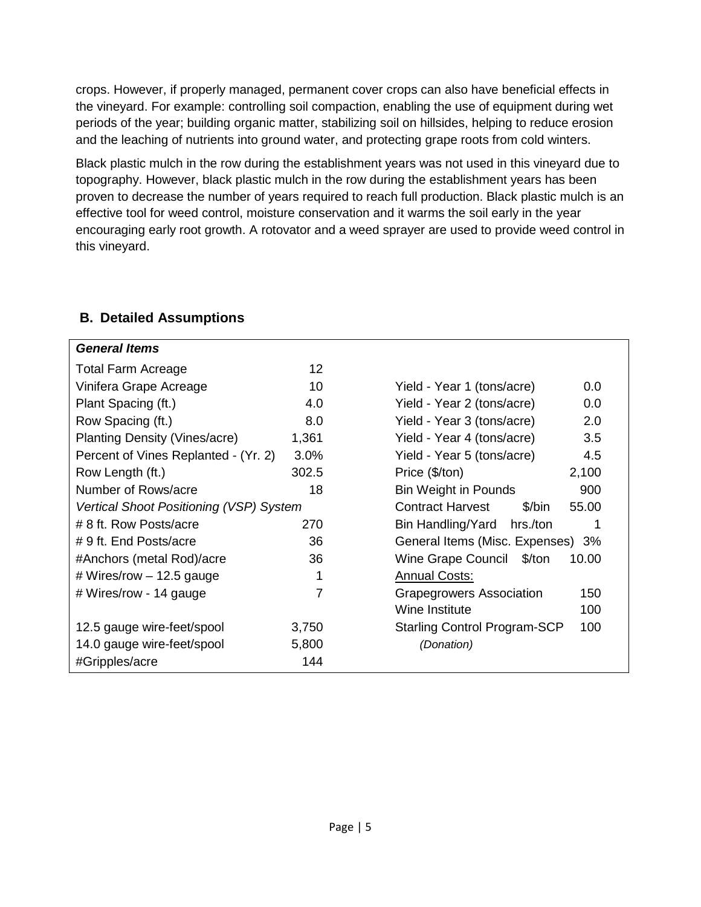crops. However, if properly managed, permanent cover crops can also have beneficial effects in the vineyard. For example: controlling soil compaction, enabling the use of equipment during wet periods of the year; building organic matter, stabilizing soil on hillsides, helping to reduce erosion and the leaching of nutrients into ground water, and protecting grape roots from cold winters.

Black plastic mulch in the row during the establishment years was not used in this vineyard due to topography. However, black plastic mulch in the row during the establishment years has been proven to decrease the number of years required to reach full production. Black plastic mulch is an effective tool for weed control, moisture conservation and it warms the soil early in the year encouraging early root growth. A rotovator and a weed sprayer are used to provide weed control in this vineyard.

## B. Detailed Assumptions

| ***General Items*** | | | |
|---|---|---|---|
| Total Farm Acreage | 12 | | |
| Vinifera Grape Acreage | 10 | Yield - Year 1 (tons/acre) | 0.0 |
| Plant Spacing (ft.) | 4.0 | Yield - Year 2 (tons/acre) | 0.0 |
| Row Spacing (ft.) | 8.0 | Yield - Year 3 (tons/acre) | 2.0 |
| Planting Density (Vines/acre) | 1,361 | Yield - Year 4 (tons/acre) | 3.5 |
| Percent of Vines Replanted - (Yr. 2) | 3.0% | Yield - Year 5 (tons/acre) | 4.5 |
| Row Length (ft.) | 302.5 | Price ($/ton) | 2,100 |
| Number of Rows/acre | 18 | Bin Weight in Pounds | 900 |
| *Vertical Shoot Positioning (VSP) System* | | Contract Harvest $/bin | 55.00 |
| # 8 ft. Row Posts/acre | 270 | Bin Handling/Yard hrs./ton | 1 |
| # 9 ft. End Posts/acre | 36 | General Items (Misc. Expenses) | 3% |
| #Anchors (metal Rod)/acre | 36 | Wine Grape Council $/ton | 10.00 |
| # Wires/row – 12.5 gauge | 1 | Annual Costs: | |
| # Wires/row - 14 gauge | 7 | Grapegrowers Association | 150 |
| | | Wine Institute | 100 |
| 12.5 gauge wire-feet/spool | 3,750 | Starling Control Program-SCP | 100 |
| 14.0 gauge wire-feet/spool | 5,800 | *(Donation)* | |
| #Gripples/acre | 144 | | |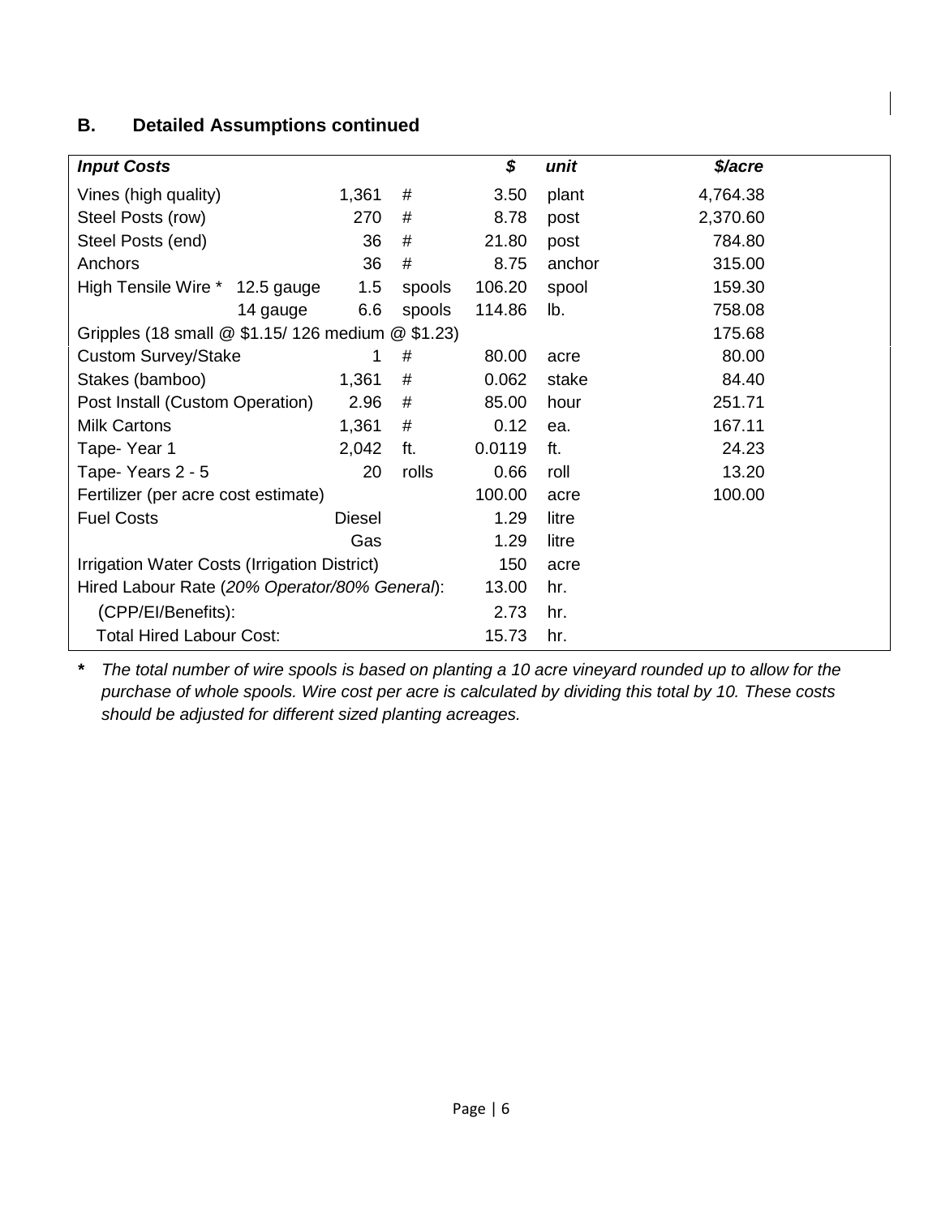## B. Detailed Assumptions continued

| ***Input Costs*** | | | | ***$*** | ***unit*** | ***$/acre*** |
|---|---|---|---|---|---|---|
| Vines (high quality) | | 1,361 | # | 3.50 | plant | 4,764.38 |
| Steel Posts (row) | | 270 | # | 8.78 | post | 2,370.60 |
| Steel Posts (end) | | 36 | # | 21.80 | post | 784.80 |
| Anchors | | 36 | # | 8.75 | anchor | 315.00 |
| High Tensile Wire * | 12.5 gauge | 1.5 | spools | 106.20 | spool | 159.30 |
| | 14 gauge | 6.6 | spools | 114.86 | lb. | 758.08 |
| Gripples (18 small @ $1.15/ 126 medium @ $1.23) | | | | | | 175.68 |
| Custom Survey/Stake | | 1 | # | 80.00 | acre | 80.00 |
| Stakes (bamboo) | | 1,361 | # | 0.062 | stake | 84.40 |
| Post Install (Custom Operation) | | 2.96 | # | 85.00 | hour | 251.71 |
| Milk Cartons | | 1,361 | # | 0.12 | ea. | 167.11 |
| Tape- Year 1 | | 2,042 | ft. | 0.0119 | ft. | 24.23 |
| Tape- Years 2 - 5 | | 20 | rolls | 0.66 | roll | 13.20 |
| Fertilizer (per acre cost estimate) | | | | 100.00 | acre | 100.00 |
| Fuel Costs | | Diesel | | 1.29 | litre | |
| | | Gas | | 1.29 | litre | |
| Irrigation Water Costs (Irrigation District) | | | | 150 | acre | |
| Hired Labour Rate (*20% Operator/80% General*): | | | | 13.00 | hr. | |
| (CPP/EI/Benefits): | | | | 2.73 | hr. | |
| Total Hired Labour Cost: | | | | 15.73 | hr. | |

**\*** *The total number of wire spools is based on planting a 10 acre vineyard rounded up to allow for the purchase of whole spools. Wire cost per acre is calculated by dividing this total by 10. These costs should be adjusted for different sized planting acreages.*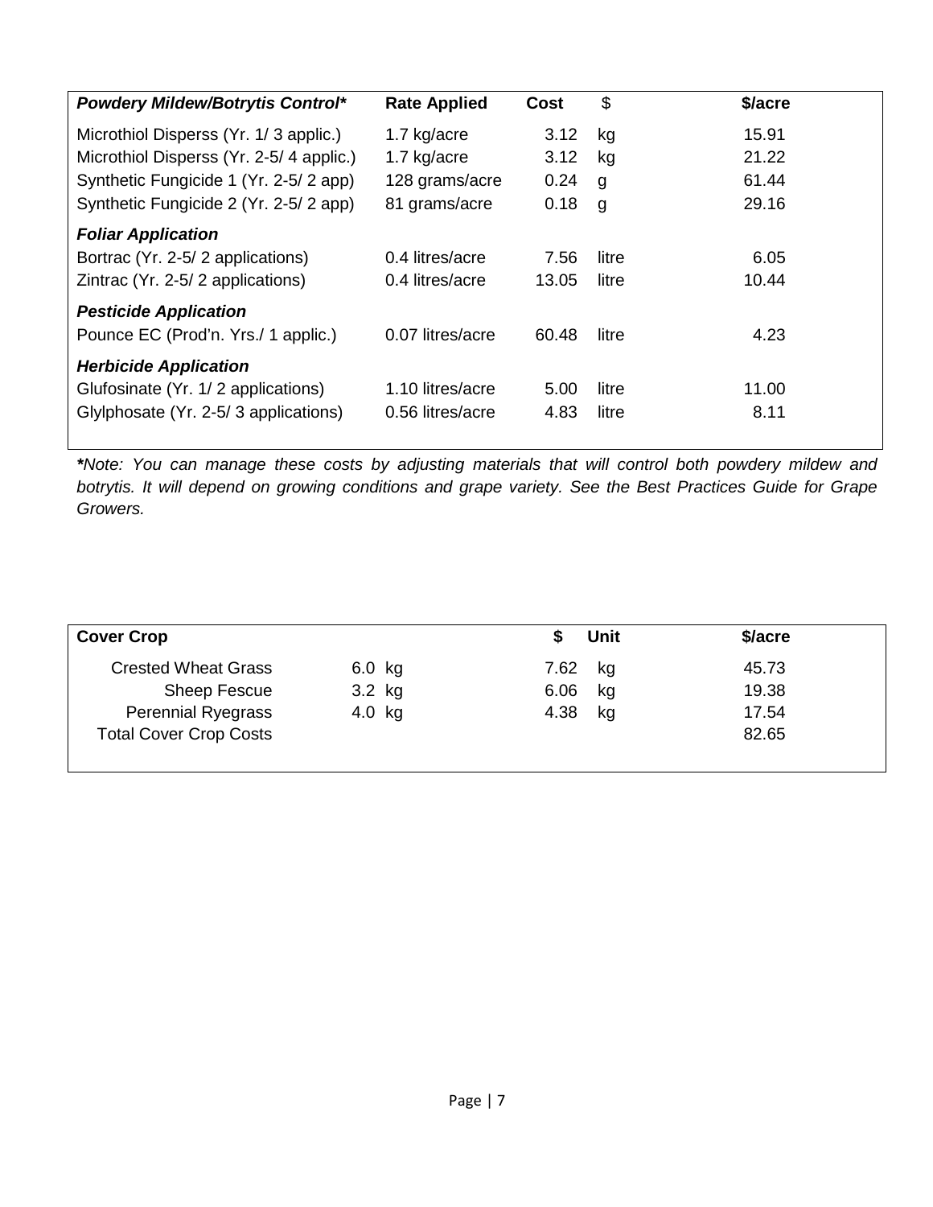| ***Powdery Mildew/Botrytis Control**** | **Rate Applied** | **Cost** | $ | **$/acre** |
|---|---|---|---|---|
| Microthiol Disperss (Yr. 1/ 3 applic.) | 1.7 kg/acre | 3.12 | kg | 15.91 |
| Microthiol Disperss (Yr. 2-5/ 4 applic.) | 1.7 kg/acre | 3.12 | kg | 21.22 |
| Synthetic Fungicide 1 (Yr. 2-5/ 2 app) | 128 grams/acre | 0.24 | g | 61.44 |
| Synthetic Fungicide 2 (Yr. 2-5/ 2 app) | 81 grams/acre | 0.18 | g | 29.16 |
| ***Foliar Application*** | | | | |
| Bortrac (Yr. 2-5/ 2 applications) | 0.4 litres/acre | 7.56 | litre | 6.05 |
| Zintrac (Yr. 2-5/ 2 applications) | 0.4 litres/acre | 13.05 | litre | 10.44 |
| ***Pesticide Application*** | | | | |
| Pounce EC (Prod'n. Yrs./ 1 applic.) | 0.07 litres/acre | 60.48 | litre | 4.23 |
| ***Herbicide Application*** | | | | |
| Glufosinate (Yr. 1/ 2 applications) | 1.10 litres/acre | 5.00 | litre | 11.00 |
| Glylphosate (Yr. 2-5/ 3 applications) | 0.56 litres/acre | 4.83 | litre | 8.11 |

****Note:** *You can manage these costs by adjusting materials that will control both powdery mildew and botrytis. It will depend on growing conditions and grape variety. See the Best Practices Guide for Grape Growers.*

| **Cover Crop** | | | **$** | **Unit** | **$/acre** |
|---|---|---|---|---|---|
| Crested Wheat Grass | 6.0 | kg | 7.62 | kg | 45.73 |
| Sheep Fescue | 3.2 | kg | 6.06 | kg | 19.38 |
| Perennial Ryegrass | 4.0 | kg | 4.38 | kg | 17.54 |
| Total Cover Crop Costs | | | | | 82.65 |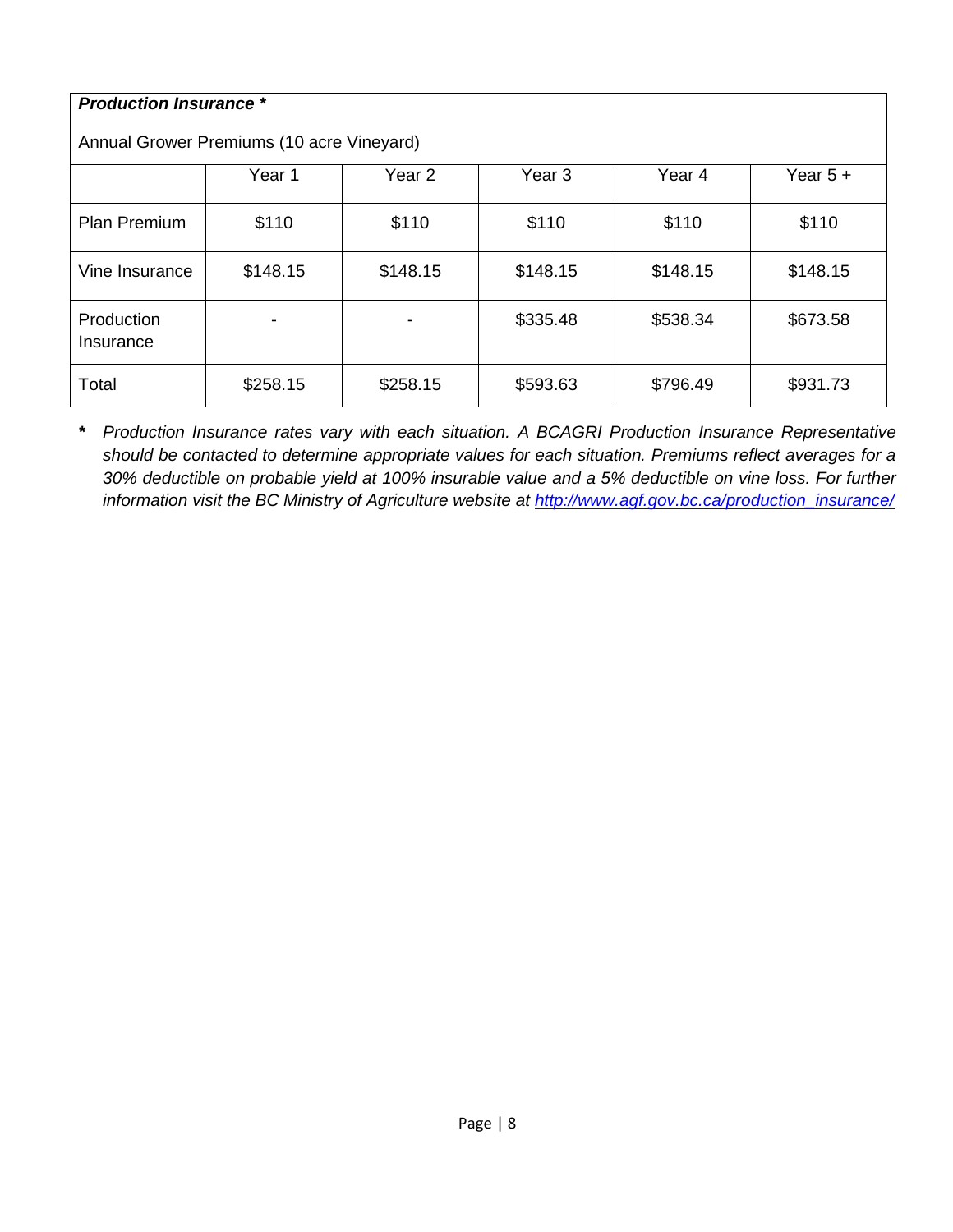***Production Insurance \****

Annual Grower Premiums (10 acre Vineyard)

| | Year 1 | Year 2 | Year 3 | Year 4 | Year 5 + |
|---|---|---|---|---|---|
| Plan Premium | $110 | $110 | $110 | $110 | $110 |
| Vine Insurance | $148.15 | $148.15 | $148.15 | $148.15 | $148.15 |
| Production Insurance | - | - | $335.48 | $538.34 | $673.58 |
| Total | $258.15 | $258.15 | $593.63 | $796.49 | $931.73 |

**\*** *Production Insurance rates vary with each situation. A BCAGRI Production Insurance Representative should be contacted to determine appropriate values for each situation. Premiums reflect averages for a 30% deductible on probable yield at 100% insurable value and a 5% deductible on vine loss. For further information visit the BC Ministry of Agriculture website at [http://www.agf.gov.bc.ca/production_insurance/](http://www.agf.gov.bc.ca/production_insurance/)*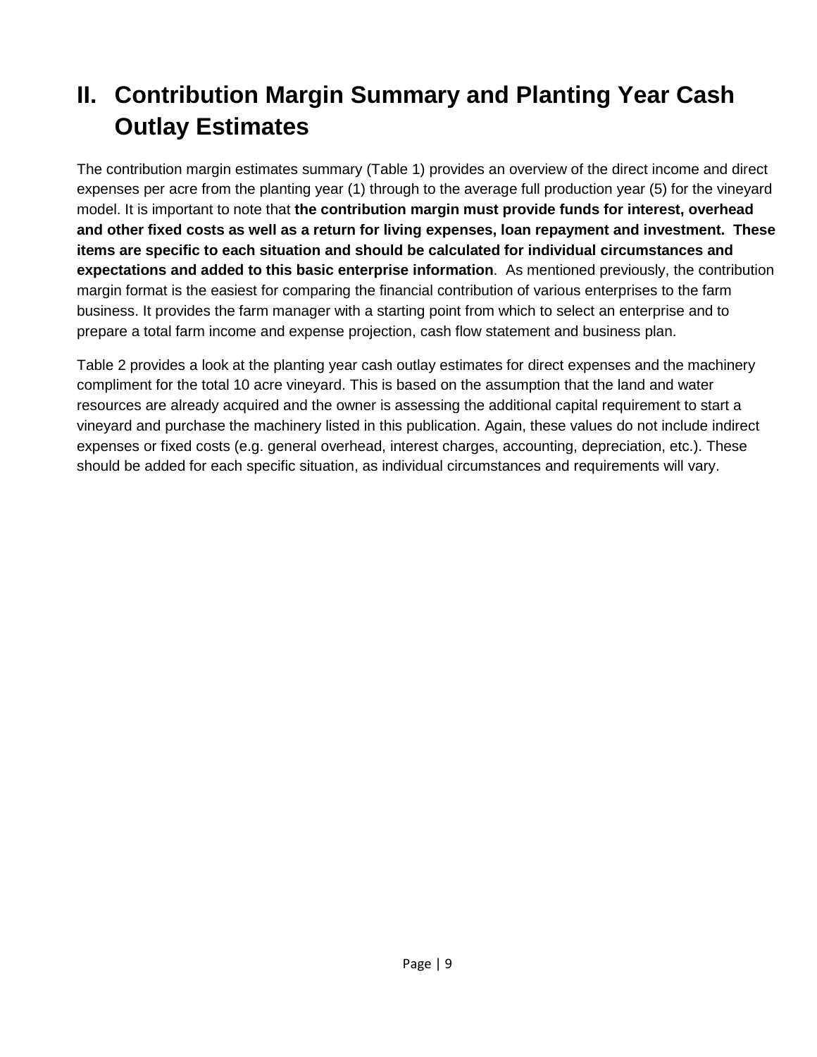# II. Contribution Margin Summary and Planting Year Cash Outlay Estimates

The contribution margin estimates summary (Table 1) provides an overview of the direct income and direct expenses per acre from the planting year (1) through to the average full production year (5) for the vineyard model. It is important to note that **the contribution margin must provide funds for interest, overhead and other fixed costs as well as a return for living expenses, loan repayment and investment. These items are specific to each situation and should be calculated for individual circumstances and expectations and added to this basic enterprise information**. As mentioned previously, the contribution margin format is the easiest for comparing the financial contribution of various enterprises to the farm business. It provides the farm manager with a starting point from which to select an enterprise and to prepare a total farm income and expense projection, cash flow statement and business plan.

Table 2 provides a look at the planting year cash outlay estimates for direct expenses and the machinery compliment for the total 10 acre vineyard. This is based on the assumption that the land and water resources are already acquired and the owner is assessing the additional capital requirement to start a vineyard and purchase the machinery listed in this publication. Again, these values do not include indirect expenses or fixed costs (e.g. general overhead, interest charges, accounting, depreciation, etc.). These should be added for each specific situation, as individual circumstances and requirements will vary.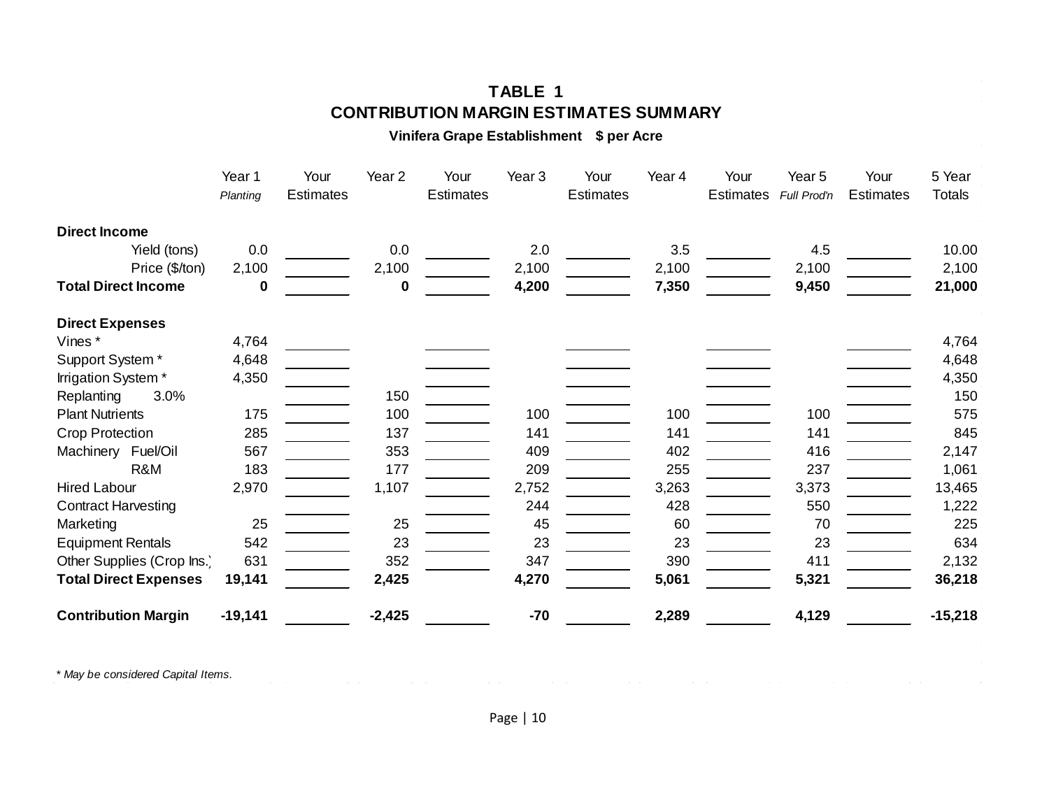# TABLE 1
## CONTRIBUTION MARGIN ESTIMATES SUMMARY

**Vinifera Grape Establishment $ per Acre**

| | Year 1 *Planting* | Your Estimates | Year 2 | Your Estimates | Year 3 | Your Estimates | Year 4 | Your Estimates | Year 5 *Full Prod'n* | Your Estimates | 5 Year Totals |
|---|---|---|---|---|---|---|---|---|---|---|---|
| **Direct Income** | | | | | | | | | | | |
| Yield (tons) | 0.0 | | 0.0 | | 2.0 | | 3.5 | | 4.5 | | 10.00 |
| Price ($/ton) | 2,100 | | 2,100 | | 2,100 | | 2,100 | | 2,100 | | 2,100 |
| **Total Direct Income** | **0** | | **0** | | **4,200** | | **7,350** | | **9,450** | | **21,000** |
| **Direct Expenses** | | | | | | | | | | | |
| Vines * | 4,764 | | | | | | | | | | 4,764 |
| Support System * | 4,648 | | | | | | | | | | 4,648 |
| Irrigation System * | 4,350 | | | | | | | | | | 4,350 |
| Replanting 3.0% | | | 150 | | | | | | | | 150 |
| Plant Nutrients | 175 | | 100 | | 100 | | 100 | | 100 | | 575 |
| Crop Protection | 285 | | 137 | | 141 | | 141 | | 141 | | 845 |
| Machinery Fuel/Oil | 567 | | 353 | | 409 | | 402 | | 416 | | 2,147 |
| R&M | 183 | | 177 | | 209 | | 255 | | 237 | | 1,061 |
| Hired Labour | 2,970 | | 1,107 | | 2,752 | | 3,263 | | 3,373 | | 13,465 |
| Contract Harvesting | | | | | 244 | | 428 | | 550 | | 1,222 |
| Marketing | 25 | | 25 | | 45 | | 60 | | 70 | | 225 |
| Equipment Rentals | 542 | | 23 | | 23 | | 23 | | 23 | | 634 |
| Other Supplies (Crop Ins.) | 631 | | 352 | | 347 | | 390 | | 411 | | 2,132 |
| **Total Direct Expenses** | **19,141** | | **2,425** | | **4,270** | | **5,061** | | **5,321** | | **36,218** |
| **Contribution Margin** | **-19,141** | | **-2,425** | | **-70** | | **2,289** | | **4,129** | | **-15,218** |

*\* May be considered Capital Items.*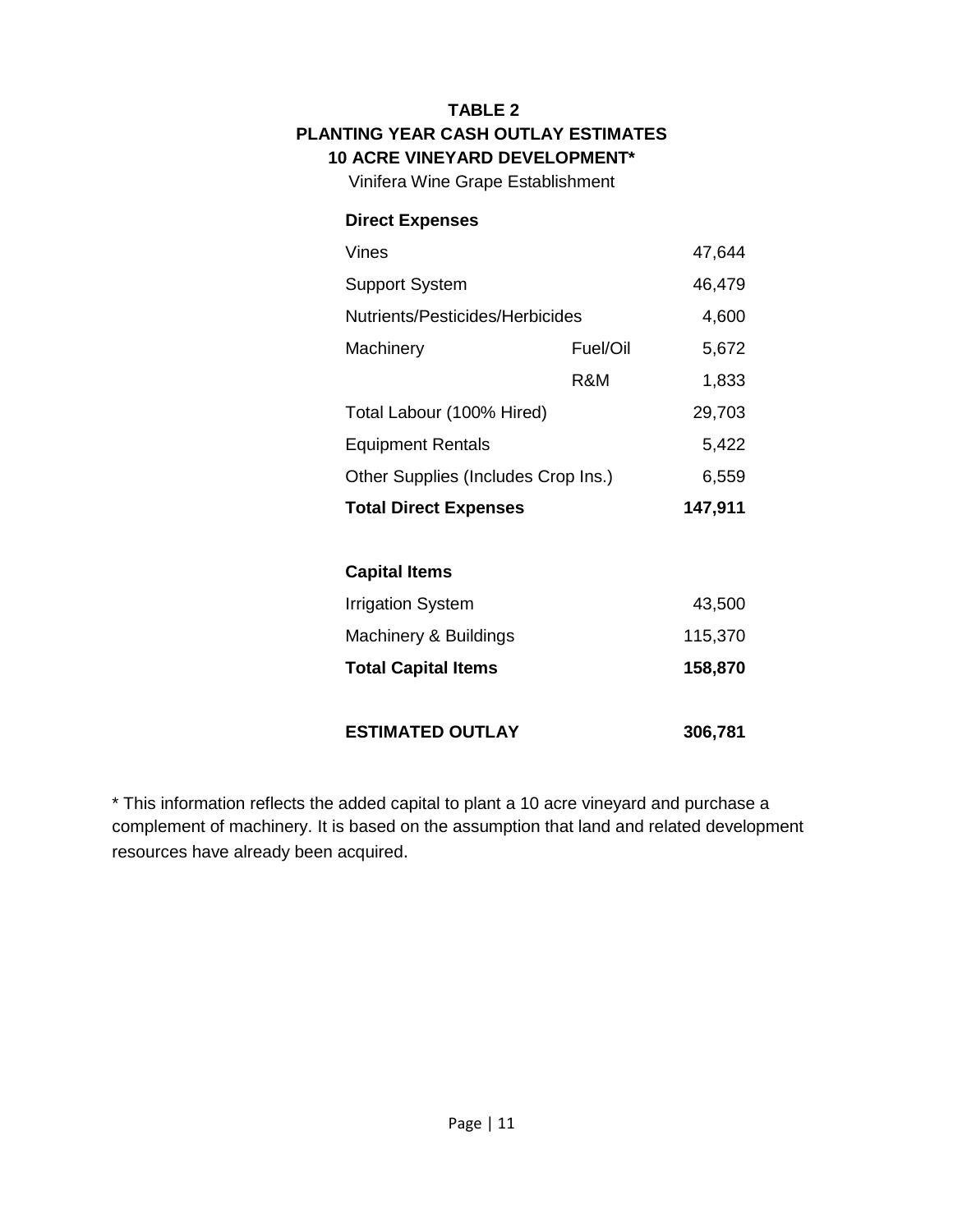**TABLE 2**
**PLANTING YEAR CASH OUTLAY ESTIMATES**
**10 ACRE VINEYARD DEVELOPMENT***

Vinifera Wine Grape Establishment

| | | |
|---|---|---|
| **Direct Expenses** | | |
| Vines | | 47,644 |
| Support System | | 46,479 |
| Nutrients/Pesticides/Herbicides | | 4,600 |
| Machinery | Fuel/Oil | 5,672 |
| | R&M | 1,833 |
| Total Labour (100% Hired) | | 29,703 |
| Equipment Rentals | | 5,422 |
| Other Supplies (Includes Crop Ins.) | | 6,559 |
| **Total Direct Expenses** | | **147,911** |
| | | |
| **Capital Items** | | |
| Irrigation System | | 43,500 |
| Machinery & Buildings | | 115,370 |
| **Total Capital Items** | | **158,870** |
| | | |
| **ESTIMATED OUTLAY** | | **306,781** |

* This information reflects the added capital to plant a 10 acre vineyard and purchase a complement of machinery. It is based on the assumption that land and related development resources have already been acquired.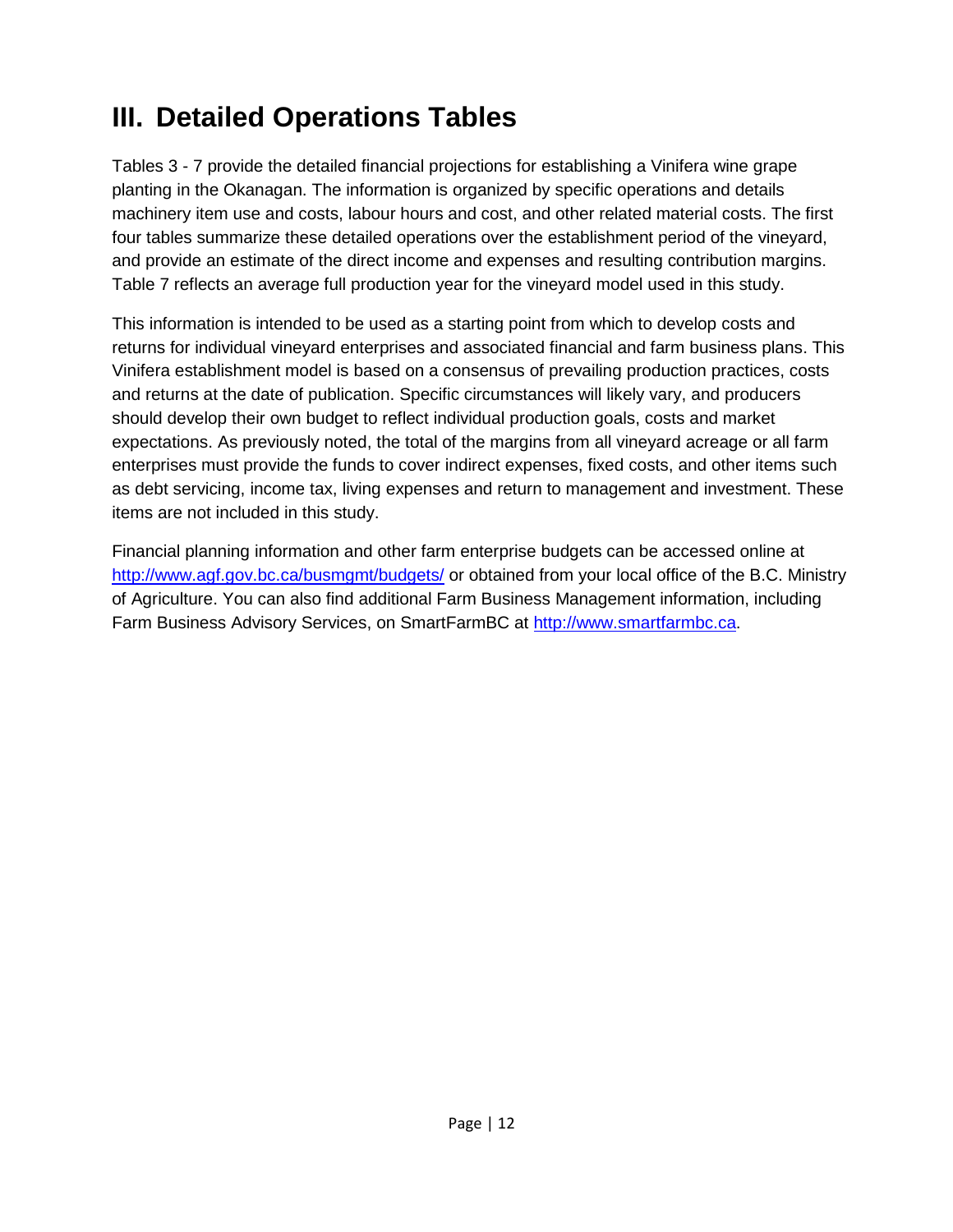# III. Detailed Operations Tables

Tables 3 - 7 provide the detailed financial projections for establishing a Vinifera wine grape planting in the Okanagan. The information is organized by specific operations and details machinery item use and costs, labour hours and cost, and other related material costs. The first four tables summarize these detailed operations over the establishment period of the vineyard, and provide an estimate of the direct income and expenses and resulting contribution margins. Table 7 reflects an average full production year for the vineyard model used in this study.

This information is intended to be used as a starting point from which to develop costs and returns for individual vineyard enterprises and associated financial and farm business plans. This Vinifera establishment model is based on a consensus of prevailing production practices, costs and returns at the date of publication. Specific circumstances will likely vary, and producers should develop their own budget to reflect individual production goals, costs and market expectations. As previously noted, the total of the margins from all vineyard acreage or all farm enterprises must provide the funds to cover indirect expenses, fixed costs, and other items such as debt servicing, income tax, living expenses and return to management and investment. These items are not included in this study.

Financial planning information and other farm enterprise budgets can be accessed online at [http://www.agf.gov.bc.ca/busmgmt/budgets/](http://www.agf.gov.bc.ca/busmgmt/budgets/) or obtained from your local office of the B.C. Ministry of Agriculture. You can also find additional Farm Business Management information, including Farm Business Advisory Services, on SmartFarmBC at [http://www.smartfarmbc.ca](http://www.smartfarmbc.ca).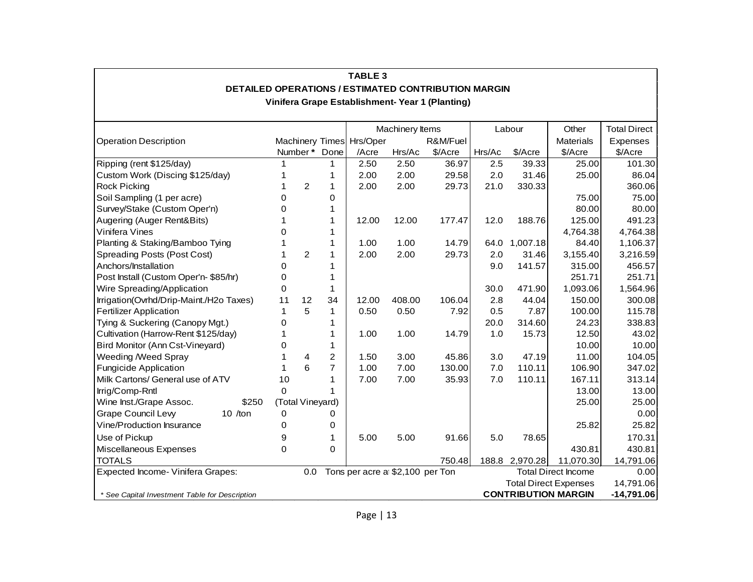**TABLE 3**

**DETAILED OPERATIONS / ESTIMATED CONTRIBUTION MARGIN**

**Vinifera Grape Establishment- Year 1 (Planting)**

| Operation Description | Machinery Number * | | Times Done | Machinery Items Hrs/Oper /Acre | Hrs/Ac | R&M/Fuel $/Acre | Labour Hrs/Ac | $/Acre | Other Materials $/Acre | Total Direct Expenses $/Acre |
|---|---|---|---|---|---|---|---|---|---|---|
| Ripping (rent $125/day) | 1 | | 1 | 2.50 | 2.50 | 36.97 | 2.5 | 39.33 | 25.00 | 101.30 |
| Custom Work (Discing $125/day) | 1 | | 1 | 2.00 | 2.00 | 29.58 | 2.0 | 31.46 | 25.00 | 86.04 |
| Rock Picking | 1 | 2 | 1 | 2.00 | 2.00 | 29.73 | 21.0 | 330.33 | | 360.06 |
| Soil Sampling (1 per acre) | 0 | | 0 | | | | | | 75.00 | 75.00 |
| Survey/Stake (Custom Oper'n) | 0 | | 1 | | | | | | 80.00 | 80.00 |
| Augering (Auger Rent&Bits) | 1 | | 1 | 12.00 | 12.00 | 177.47 | 12.0 | 188.76 | 125.00 | 491.23 |
| Vinifera Vines | 0 | | 1 | | | | | | 4,764.38 | 4,764.38 |
| Planting & Staking/Bamboo Tying | 1 | | 1 | 1.00 | 1.00 | 14.79 | 64.0 | 1,007.18 | 84.40 | 1,106.37 |
| Spreading Posts (Post Cost) | 1 | 2 | 1 | 2.00 | 2.00 | 29.73 | 2.0 | 31.46 | 3,155.40 | 3,216.59 |
| Anchors/Installation | 0 | | 1 | | | | 9.0 | 141.57 | 315.00 | 456.57 |
| Post Install (Custom Oper'n- $85/hr) | 0 | | 1 | | | | | | 251.71 | 251.71 |
| Wire Spreading/Application | 0 | | 1 | | | | 30.0 | 471.90 | 1,093.06 | 1,564.96 |
| Irrigation(Ovrhd/Drip-Maint./H2o Taxes) | 11 | 12 | 34 | 12.00 | 408.00 | 106.04 | 2.8 | 44.04 | 150.00 | 300.08 |
| Fertilizer Application | 1 | 5 | 1 | 0.50 | 0.50 | 7.92 | 0.5 | 7.87 | 100.00 | 115.78 |
| Tying & Suckering (Canopy Mgt.) | 0 | | 1 | | | | 20.0 | 314.60 | 24.23 | 338.83 |
| Cultivation (Harrow-Rent $125/day) | 1 | | 1 | 1.00 | 1.00 | 14.79 | 1.0 | 15.73 | 12.50 | 43.02 |
| Bird Monitor (Ann Cst-Vineyard) | 0 | | 1 | | | | | | 10.00 | 10.00 |
| Weeding /Weed Spray | 1 | 4 | 2 | 1.50 | 3.00 | 45.86 | 3.0 | 47.19 | 11.00 | 104.05 |
| Fungicide Application | 1 | 6 | 7 | 1.00 | 7.00 | 130.00 | 7.0 | 110.11 | 106.90 | 347.02 |
| Milk Cartons/ General use of ATV | 10 | | 1 | 7.00 | 7.00 | 35.93 | 7.0 | 110.11 | 167.11 | 313.14 |
| Irrig/Comp-Rntl | 0 | | 1 | | | | | | 13.00 | 13.00 |
| Wine Inst./Grape Assoc. $250 | (Total Vineyard) | | | | | | | | 25.00 | 25.00 |
| Grape Council Levy 10 /ton | 0 | | 0 | | | | | | | 0.00 |
| Vine/Production Insurance | 0 | | 0 | | | | | | 25.82 | 25.82 |
| Use of Pickup | 9 | | 1 | 5.00 | 5.00 | 91.66 | 5.0 | 78.65 | | 170.31 |
| Miscellaneous Expenses | 0 | | 0 | | | | | | 430.81 | 430.81 |
| TOTALS | | | | | | 750.48 | 188.8 | 2,970.28 | 11,070.30 | 14,791.06 |
| Expected Income- Vinifera Grapes: | | 0.0 | Tons per acre at $2,100 per Ton | | | | | | Total Direct Income | 0.00 |
| | | | | | | | | | Total Direct Expenses | 14,791.06 |
| *\* See Capital Investment Table for Description* | | | | | | | | | **CONTRIBUTION MARGIN** | **-14,791.06** |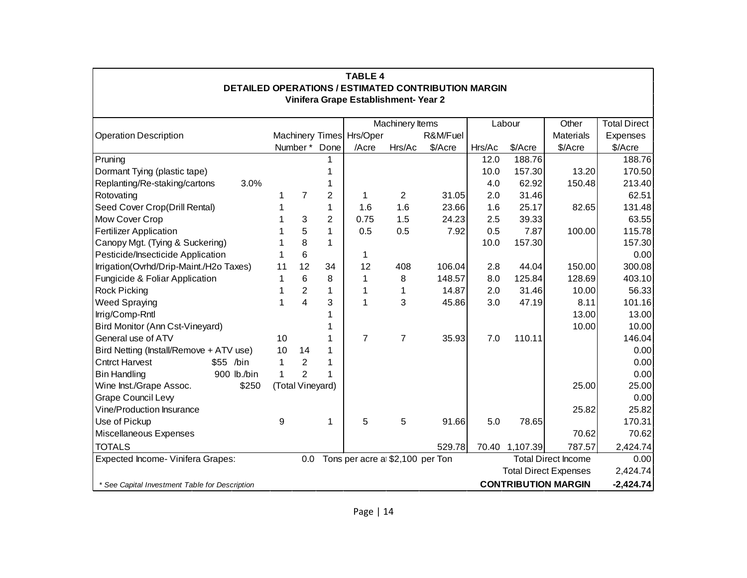**TABLE 4**
**DETAILED OPERATIONS / ESTIMATED CONTRIBUTION MARGIN**
**Vinifera Grape Establishment- Year 2**

| Operation Description | | Machinery Number * | | Times Done | Machinery Items Hrs/Oper /Acre | Hrs/Ac | R&M/Fuel $/Acre | Labour Hrs/Ac | $/Acre | Other Materials $/Acre | Total Direct Expenses $/Acre |
|---|---|---|---|---|---|---|---|---|---|---|---|
| Pruning | | | | 1 | | | | 12.0 | 188.76 | | 188.76 |
| Dormant Tying (plastic tape) | | | | 1 | | | | 10.0 | 157.30 | 13.20 | 170.50 |
| Replanting/Re-staking/cartons | 3.0% | | | 1 | | | | 4.0 | 62.92 | 150.48 | 213.40 |
| Rotovating | | 1 | 7 | 2 | 1 | 2 | 31.05 | 2.0 | 31.46 | | 62.51 |
| Seed Cover Crop(Drill Rental) | | 1 | | 1 | 1.6 | 1.6 | 23.66 | 1.6 | 25.17 | 82.65 | 131.48 |
| Mow Cover Crop | | 1 | 3 | 2 | 0.75 | 1.5 | 24.23 | 2.5 | 39.33 | | 63.55 |
| Fertilizer Application | | 1 | 5 | 1 | 0.5 | 0.5 | 7.92 | 0.5 | 7.87 | 100.00 | 115.78 |
| Canopy Mgt. (Tying & Suckering) | | 1 | 8 | 1 | | | | 10.0 | 157.30 | | 157.30 |
| Pesticide/Insecticide Application | | 1 | 6 | | 1 | | | | | | 0.00 |
| Irrigation(Ovrhd/Drip-Maint./H2o Taxes) | | 11 | 12 | 34 | 12 | 408 | 106.04 | 2.8 | 44.04 | 150.00 | 300.08 |
| Fungicide & Foliar Application | | 1 | 6 | 8 | 1 | 8 | 148.57 | 8.0 | 125.84 | 128.69 | 403.10 |
| Rock Picking | | 1 | 2 | 1 | 1 | 1 | 14.87 | 2.0 | 31.46 | 10.00 | 56.33 |
| Weed Spraying | | 1 | 4 | 3 | 1 | 3 | 45.86 | 3.0 | 47.19 | 8.11 | 101.16 |
| Irrig/Comp-Rntl | | | | 1 | | | | | | 13.00 | 13.00 |
| Bird Monitor (Ann Cst-Vineyard) | | | | 1 | | | | | | 10.00 | 10.00 |
| General use of ATV | | 10 | | 1 | 7 | 7 | 35.93 | 7.0 | 110.11 | | 146.04 |
| Bird Netting (Install/Remove + ATV use) | | 10 | 14 | 1 | | | | | | | 0.00 |
| Cntrct Harvest | $55 /bin | 1 | 2 | 1 | | | | | | | 0.00 |
| Bin Handling | 900 lb./bin | 1 | 2 | 1 | | | | | | | 0.00 |
| Wine Inst./Grape Assoc. | $250 | (Total Vineyard) | | | | | | | | 25.00 | 25.00 |
| Grape Council Levy | | | | | | | | | | | 0.00 |
| Vine/Production Insurance | | | | | | | | | | 25.82 | 25.82 |
| Use of Pickup | | 9 | | 1 | 5 | 5 | 91.66 | 5.0 | 78.65 | | 170.31 |
| Miscellaneous Expenses | | | | | | | | | | 70.62 | 70.62 |
| TOTALS | | | | | | | 529.78 | 70.40 | 1,107.39 | 787.57 | 2,424.74 |
| Expected Income- Vinifera Grapes: | | | 0.0 | Tons per acre at $2,100 per Ton | | | | Total Direct Income | | | 0.00 |
| | | | | | | | | Total Direct Expenses | | | 2,424.74 |
| *\* See Capital Investment Table for Description* | | | | | | | | **CONTRIBUTION MARGIN** | | | **-2,424.74** |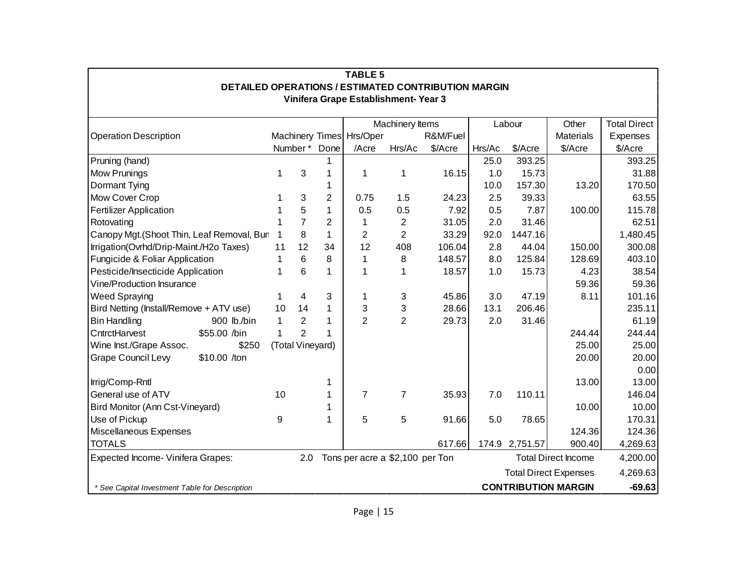**TABLE 5**
**DETAILED OPERATIONS / ESTIMATED CONTRIBUTION MARGIN**
**Vinifera Grape Establishment- Year 3**

| Operation Description | | | Machinery Number * | | Times Done | Machinery Items Hrs/Oper /Acre | Hrs/Ac | R&M/Fuel $/Acre | Labour Hrs/Ac | $/Acre | Other Materials $/Acre | Total Direct Expenses $/Acre |
|---|---|---|---|---|---|---|---|---|---|---|---|---|
| Pruning (hand) | | | | | 1 | | | | 25.0 | 393.25 | | 393.25 |
| Mow Prunings | | | 1 | 3 | 1 | 1 | 1 | 16.15 | 1.0 | 15.73 | | 31.88 |
| Dormant Tying | | | | | 1 | | | | 10.0 | 157.30 | 13.20 | 170.50 |
| Mow Cover Crop | | | 1 | 3 | 2 | 0.75 | 1.5 | 24.23 | 2.5 | 39.33 | | 63.55 |
| Fertilizer Application | | | 1 | 5 | 1 | 0.5 | 0.5 | 7.92 | 0.5 | 7.87 | 100.00 | 115.78 |
| Rotovating | | | 1 | 7 | 2 | 1 | 2 | 31.05 | 2.0 | 31.46 | | 62.51 |
| Canopy Mgt.(Shoot Thin, Leaf Removal, Bun | | | 1 | 8 | 1 | 2 | 2 | 33.29 | 92.0 | 1447.16 | | 1,480.45 |
| Irrigation(Ovrhd/Drip-Maint./H2o Taxes) | | | 11 | 12 | 34 | 12 | 408 | 106.04 | 2.8 | 44.04 | 150.00 | 300.08 |
| Fungicide & Foliar Application | | | 1 | 6 | 8 | 1 | 8 | 148.57 | 8.0 | 125.84 | 128.69 | 403.10 |
| Pesticide/Insecticide Application | | | 1 | 6 | 1 | 1 | 1 | 18.57 | 1.0 | 15.73 | 4.23 | 38.54 |
| Vine/Production Insurance | | | | | | | | | | | 59.36 | 59.36 |
| Weed Spraying | | | 1 | 4 | 3 | 1 | 3 | 45.86 | 3.0 | 47.19 | 8.11 | 101.16 |
| Bird Netting (Install/Remove + ATV use) | | | 10 | 14 | 1 | 3 | 3 | 28.66 | 13.1 | 206.46 | | 235.11 |
| Bin Handling | 900 | lb./bin | 1 | 2 | 1 | 2 | 2 | 29.73 | 2.0 | 31.46 | | 61.19 |
| CntrctHarvest | $55.00 | /bin | 1 | 2 | 1 | | | | | | 244.44 | 244.44 |
| Wine Inst./Grape Assoc. | $250 | | (Total Vineyard) | | | | | | | | 25.00 | 25.00 |
| Grape Council Levy | $10.00 | /ton | | | | | | | | | 20.00 | 20.00 |
| | | | | | | | | | | | | 0.00 |
| Irrig/Comp-Rntl | | | | | 1 | | | | | | 13.00 | 13.00 |
| General use of ATV | | | 10 | | 1 | 7 | 7 | 35.93 | 7.0 | 110.11 | | 146.04 |
| Bird Monitor (Ann Cst-Vineyard) | | | | | 1 | | | | | | 10.00 | 10.00 |
| Use of Pickup | | | 9 | | 1 | 5 | 5 | 91.66 | 5.0 | 78.65 | | 170.31 |
| Miscellaneous Expenses | | | | | | | | | | | 124.36 | 124.36 |
| TOTALS | | | | | | | | 617.66 | 174.9 | 2,751.57 | 900.40 | 4,269.63 |
| Expected Income- Vinifera Grapes: | | | | 2.0 | Tons per acre a | $2,100 | per Ton | | | Total Direct Income | | 4,200.00 |
| | | | | | | | | | | Total Direct Expenses | | 4,269.63 |
| *\* See Capital Investment Table for Description* | | | | | | | | | | **CONTRIBUTION MARGIN** | | **-69.63** |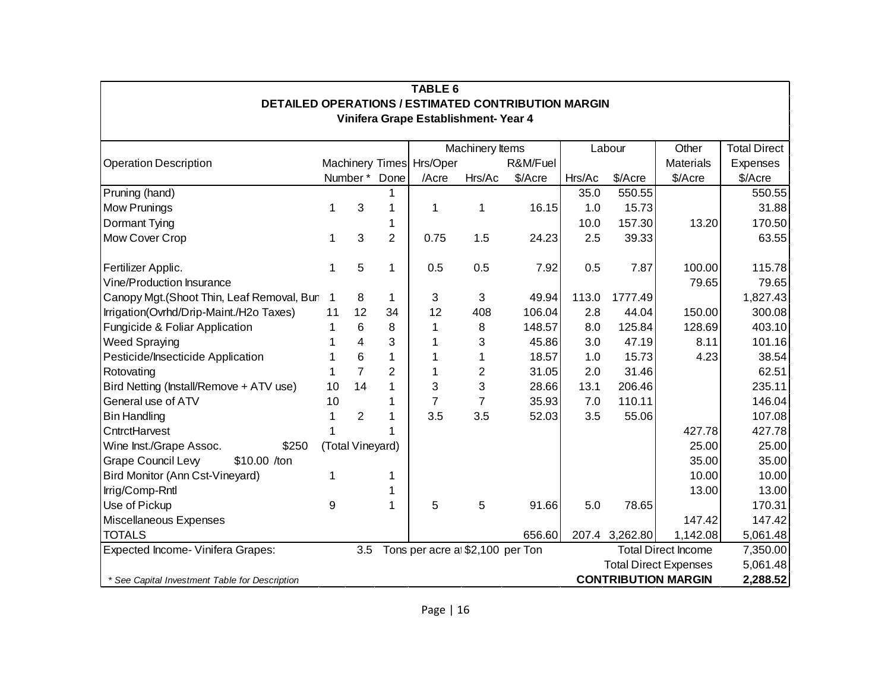**TABLE 6**
**DETAILED OPERATIONS / ESTIMATED CONTRIBUTION MARGIN**
**Vinifera Grape Establishment- Year 4**

| Operation Description | Machinery Number * | | Times Done | Machinery Items Hrs/Oper /Acre | Hrs/Ac | R&M/Fuel $/Acre | Labour Hrs/Ac | $/Acre | Other Materials $/Acre | Total Direct Expenses $/Acre |
|---|---|---|---|---|---|---|---|---|---|---|
| Pruning (hand) | | | 1 | | | | 35.0 | 550.55 | | 550.55 |
| Mow Prunings | 1 | 3 | 1 | 1 | 1 | 16.15 | 1.0 | 15.73 | | 31.88 |
| Dormant Tying | | | 1 | | | | 10.0 | 157.30 | 13.20 | 170.50 |
| Mow Cover Crop | 1 | 3 | 2 | 0.75 | 1.5 | 24.23 | 2.5 | 39.33 | | 63.55 |
| Fertilizer Applic. | 1 | 5 | 1 | 0.5 | 0.5 | 7.92 | 0.5 | 7.87 | 100.00 | 115.78 |
| Vine/Production Insurance | | | | | | | | | 79.65 | 79.65 |
| Canopy Mgt.(Shoot Thin, Leaf Removal, Bun | 1 | 8 | 1 | 3 | 3 | 49.94 | 113.0 | 1777.49 | | 1,827.43 |
| Irrigation(Ovrhd/Drip-Maint./H2o Taxes) | 11 | 12 | 34 | 12 | 408 | 106.04 | 2.8 | 44.04 | 150.00 | 300.08 |
| Fungicide & Foliar Application | 1 | 6 | 8 | 1 | 8 | 148.57 | 8.0 | 125.84 | 128.69 | 403.10 |
| Weed Spraying | 1 | 4 | 3 | 1 | 3 | 45.86 | 3.0 | 47.19 | 8.11 | 101.16 |
| Pesticide/Insecticide Application | 1 | 6 | 1 | 1 | 1 | 18.57 | 1.0 | 15.73 | 4.23 | 38.54 |
| Rotovating | 1 | 7 | 2 | 1 | 2 | 31.05 | 2.0 | 31.46 | | 62.51 |
| Bird Netting (Install/Remove + ATV use) | 10 | 14 | 1 | 3 | 3 | 28.66 | 13.1 | 206.46 | | 235.11 |
| General use of ATV | 10 | | 1 | 7 | 7 | 35.93 | 7.0 | 110.11 | | 146.04 |
| Bin Handling | 1 | 2 | 1 | 3.5 | 3.5 | 52.03 | 3.5 | 55.06 | | 107.08 |
| CntrctHarvest | 1 | | 1 | | | | | | 427.78 | 427.78 |
| Wine Inst./Grape Assoc. $250 | (Total Vineyard) | | | | | | | | 25.00 | 25.00 |
| Grape Council Levy $10.00 /ton | | | | | | | | | 35.00 | 35.00 |
| Bird Monitor (Ann Cst-Vineyard) | 1 | | 1 | | | | | | 10.00 | 10.00 |
| Irrig/Comp-Rntl | | | 1 | | | | | | 13.00 | 13.00 |
| Use of Pickup | 9 | | 1 | 5 | 5 | 91.66 | 5.0 | 78.65 | | 170.31 |
| Miscellaneous Expenses | | | | | | | | | 147.42 | 147.42 |
| TOTALS | | | | | | 656.60 | 207.4 | 3,262.80 | 1,142.08 | 5,061.48 |
| Expected Income- Vinifera Grapes: | | 3.5 | Tons per acre at $2,100 per Ton | | | | Total Direct Income | | | 7,350.00 |
| | | | | | | | Total Direct Expenses | | | 5,061.48 |
| *\* See Capital Investment Table for Description* | | | | | | | **CONTRIBUTION MARGIN** | | | **2,288.52** |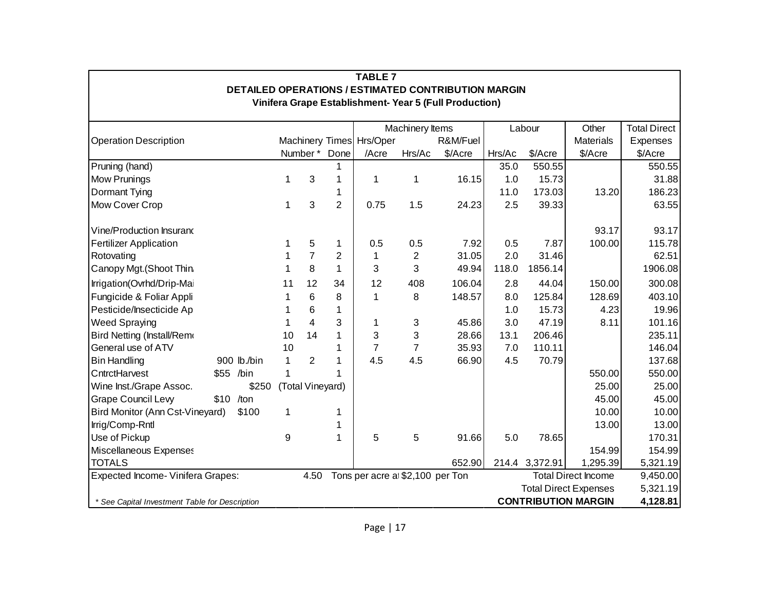**TABLE 7**
**DETAILED OPERATIONS / ESTIMATED CONTRIBUTION MARGIN**
**Vinifera Grape Establishment- Year 5 (Full Production)**

| Operation Description | | | Machinery Number * | | Times Done | Machinery Items Hrs/Oper /Acre | Hrs/Ac | R&M/Fuel $/Acre | Labour Hrs/Ac | $/Acre | Other Materials $/Acre | Total Direct Expenses $/Acre |
|---|---|---|---|---|---|---|---|---|---|---|---|---|
| Pruning (hand) | | | | | 1 | | | | 35.0 | 550.55 | | 550.55 |
| Mow Prunings | | | 1 | 3 | 1 | 1 | 1 | 16.15 | 1.0 | 15.73 | | 31.88 |
| Dormant Tying | | | | | 1 | | | | 11.0 | 173.03 | 13.20 | 186.23 |
| Mow Cover Crop | | | 1 | 3 | 2 | 0.75 | 1.5 | 24.23 | 2.5 | 39.33 | | 63.55 |
| Vine/Production Insuranc | | | | | | | | | | | 93.17 | 93.17 |
| Fertilizer Application | | | 1 | 5 | 1 | 0.5 | 0.5 | 7.92 | 0.5 | 7.87 | 100.00 | 115.78 |
| Rotovating | | | 1 | 7 | 2 | 1 | 2 | 31.05 | 2.0 | 31.46 | | 62.51 |
| Canopy Mgt.(Shoot Thin. | | | 1 | 8 | 1 | 3 | 3 | 49.94 | 118.0 | 1856.14 | | 1906.08 |
| Irrigation(Ovrhd/Drip-Mai | | | 11 | 12 | 34 | 12 | 408 | 106.04 | 2.8 | 44.04 | 150.00 | 300.08 |
| Fungicide & Foliar Appli | | | 1 | 6 | 8 | 1 | 8 | 148.57 | 8.0 | 125.84 | 128.69 | 403.10 |
| Pesticide/Insecticide Ap | | | 1 | 6 | 1 | | | | 1.0 | 15.73 | 4.23 | 19.96 |
| Weed Spraying | | | 1 | 4 | 3 | 1 | 3 | 45.86 | 3.0 | 47.19 | 8.11 | 101.16 |
| Bird Netting (Install/Remo | | | 10 | 14 | 1 | 3 | 3 | 28.66 | 13.1 | 206.46 | | 235.11 |
| General use of ATV | | | 10 | | 1 | 7 | 7 | 35.93 | 7.0 | 110.11 | | 146.04 |
| Bin Handling | 900 | lb./bin | 1 | 2 | 1 | 4.5 | 4.5 | 66.90 | 4.5 | 70.79 | | 137.68 |
| CntrctHarvest | $55 | /bin | 1 | | 1 | | | | | | 550.00 | 550.00 |
| Wine Inst./Grape Assoc. | | $250 | (Total Vineyard) | | | | | | | | 25.00 | 25.00 |
| Grape Council Levy | $10 | /ton | | | | | | | | | 45.00 | 45.00 |
| Bird Monitor (Ann Cst-Vineyard) | | $100 | 1 | | 1 | | | | | | 10.00 | 10.00 |
| Irrig/Comp-Rntl | | | | | 1 | | | | | | 13.00 | 13.00 |
| Use of Pickup | | | 9 | | 1 | 5 | 5 | 91.66 | 5.0 | 78.65 | | 170.31 |
| Miscellaneous Expenses | | | | | | | | | | | 154.99 | 154.99 |
| TOTALS | | | | | | | | 652.90 | 214.4 | 3,372.91 | 1,295.39 | 5,321.19 |
| Expected Income- Vinifera Grapes: | | | | 4.50 | Tons per acre at $2,100 per Ton | | | | | Total Direct Income | | 9,450.00 |
| | | | | | | | | | | Total Direct Expenses | | 5,321.19 |
| *\* See Capital Investment Table for Description* | | | | | | | | | | **CONTRIBUTION MARGIN** | | **4,128.81** |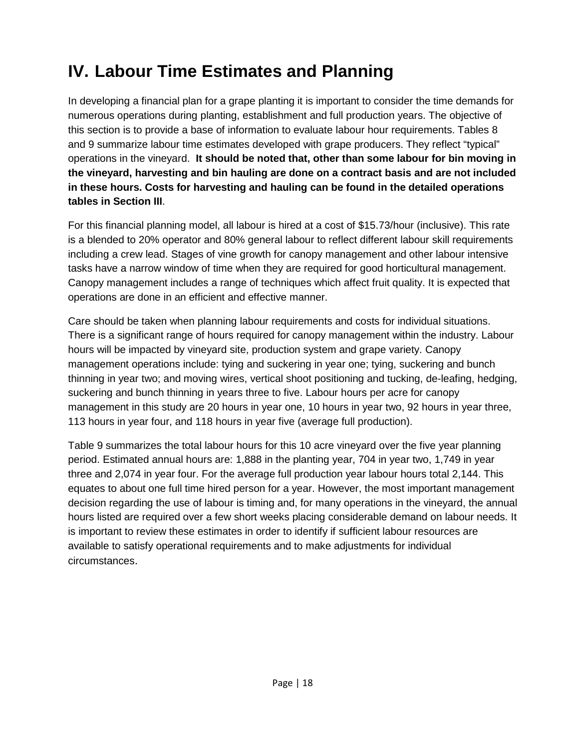# IV. Labour Time Estimates and Planning

In developing a financial plan for a grape planting it is important to consider the time demands for numerous operations during planting, establishment and full production years. The objective of this section is to provide a base of information to evaluate labour hour requirements. Tables 8 and 9 summarize labour time estimates developed with grape producers. They reflect "typical" operations in the vineyard. **It should be noted that, other than some labour for bin moving in the vineyard, harvesting and bin hauling are done on a contract basis and are not included in these hours. Costs for harvesting and hauling can be found in the detailed operations tables in Section III**.

For this financial planning model, all labour is hired at a cost of $15.73/hour (inclusive). This rate is a blended to 20% operator and 80% general labour to reflect different labour skill requirements including a crew lead. Stages of vine growth for canopy management and other labour intensive tasks have a narrow window of time when they are required for good horticultural management. Canopy management includes a range of techniques which affect fruit quality. It is expected that operations are done in an efficient and effective manner.

Care should be taken when planning labour requirements and costs for individual situations. There is a significant range of hours required for canopy management within the industry. Labour hours will be impacted by vineyard site, production system and grape variety. Canopy management operations include: tying and suckering in year one; tying, suckering and bunch thinning in year two; and moving wires, vertical shoot positioning and tucking, de-leafing, hedging, suckering and bunch thinning in years three to five. Labour hours per acre for canopy management in this study are 20 hours in year one, 10 hours in year two, 92 hours in year three, 113 hours in year four, and 118 hours in year five (average full production).

Table 9 summarizes the total labour hours for this 10 acre vineyard over the five year planning period. Estimated annual hours are: 1,888 in the planting year, 704 in year two, 1,749 in year three and 2,074 in year four. For the average full production year labour hours total 2,144. This equates to about one full time hired person for a year. However, the most important management decision regarding the use of labour is timing and, for many operations in the vineyard, the annual hours listed are required over a few short weeks placing considerable demand on labour needs. It is important to review these estimates in order to identify if sufficient labour resources are available to satisfy operational requirements and to make adjustments for individual circumstances.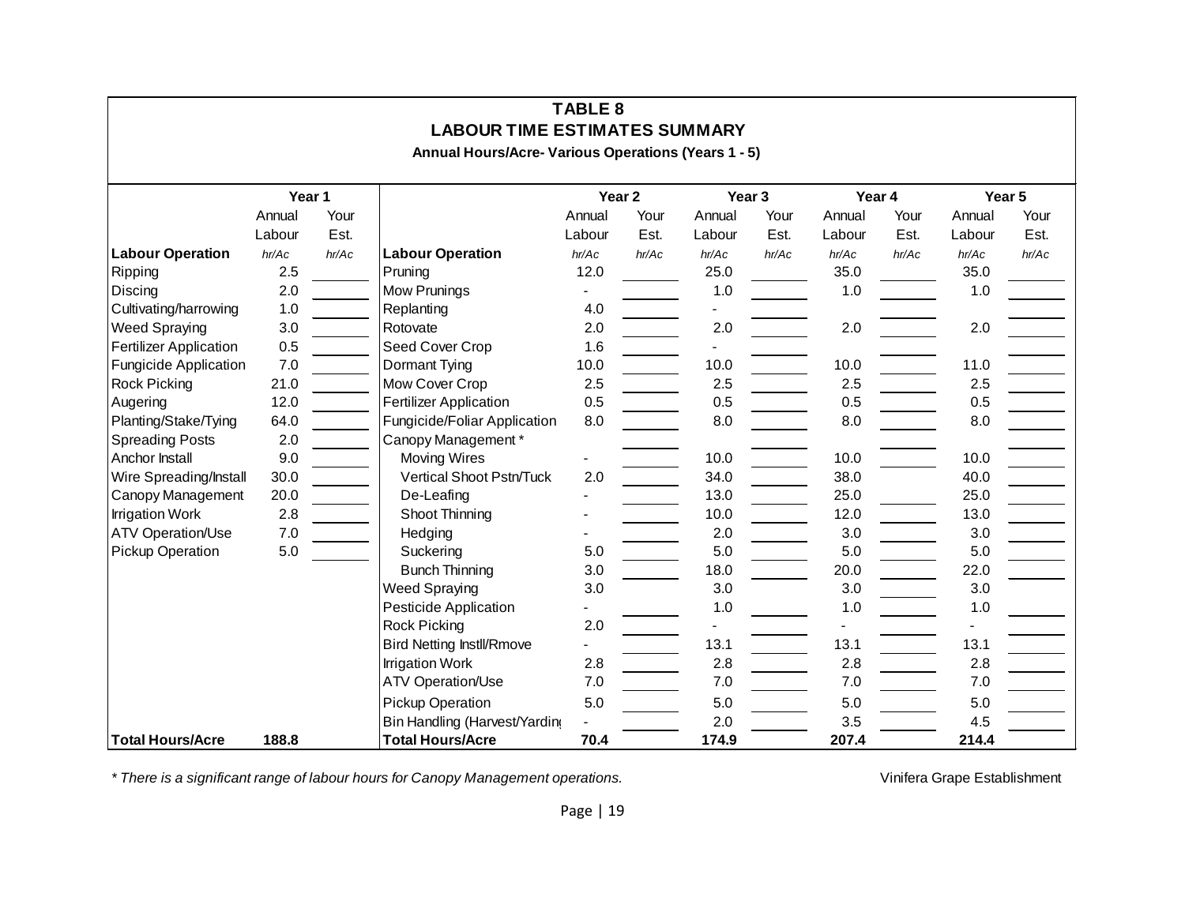# TABLE 8

## LABOUR TIME ESTIMATES SUMMARY

**Annual Hours/Acre- Various Operations (Years 1 - 5)**

| | Year 1 | | | Year 2 | | Year 3 | | Year 4 | | Year 5 | |
|---|---|---|---|---|---|---|---|---|---|---|---|
| | Annual Labour | Your Est. | | Annual Labour | Your Est. | Annual Labour | Your Est. | Annual Labour | Your Est. | Annual Labour | Your Est. |
| **Labour Operation** | *hr/Ac* | *hr/Ac* | **Labour Operation** | *hr/Ac* | *hr/Ac* | *hr/Ac* | *hr/Ac* | *hr/Ac* | *hr/Ac* | *hr/Ac* | *hr/Ac* |
| Ripping | 2.5 | | Pruning | 12.0 | | 25.0 | | 35.0 | | 35.0 | |
| Discing | 2.0 | | Mow Prunings | - | | 1.0 | | 1.0 | | 1.0 | |
| Cultivating/harrowing | 1.0 | | Replanting | 4.0 | | - | | | | | |
| Weed Spraying | 3.0 | | Rotovate | 2.0 | | 2.0 | | 2.0 | | 2.0 | |
| Fertilizer Application | 0.5 | | Seed Cover Crop | 1.6 | | - | | | | | |
| Fungicide Application | 7.0 | | Dormant Tying | 10.0 | | 10.0 | | 10.0 | | 11.0 | |
| Rock Picking | 21.0 | | Mow Cover Crop | 2.5 | | 2.5 | | 2.5 | | 2.5 | |
| Augering | 12.0 | | Fertilizer Application | 0.5 | | 0.5 | | 0.5 | | 0.5 | |
| Planting/Stake/Tying | 64.0 | | Fungicide/Foliar Application | 8.0 | | 8.0 | | 8.0 | | 8.0 | |
| Spreading Posts | 2.0 | | Canopy Management * | | | | | | | | |
| Anchor Install | 9.0 | | Moving Wires | - | | 10.0 | | 10.0 | | 10.0 | |
| Wire Spreading/Install | 30.0 | | Vertical Shoot Pstn/Tuck | 2.0 | | 34.0 | | 38.0 | | 40.0 | |
| Canopy Management | 20.0 | | De-Leafing | - | | 13.0 | | 25.0 | | 25.0 | |
| Irrigation Work | 2.8 | | Shoot Thinning | - | | 10.0 | | 12.0 | | 13.0 | |
| ATV Operation/Use | 7.0 | | Hedging | - | | 2.0 | | 3.0 | | 3.0 | |
| Pickup Operation | 5.0 | | Suckering | 5.0 | | 5.0 | | 5.0 | | 5.0 | |
| | | | Bunch Thinning | 3.0 | | 18.0 | | 20.0 | | 22.0 | |
| | | | Weed Spraying | 3.0 | | 3.0 | | 3.0 | | 3.0 | |
| | | | Pesticide Application | - | | 1.0 | | 1.0 | | 1.0 | |
| | | | Rock Picking | 2.0 | | - | | - | | - | |
| | | | Bird Netting Instll/Rmove | - | | 13.1 | | 13.1 | | 13.1 | |
| | | | Irrigation Work | 2.8 | | 2.8 | | 2.8 | | 2.8 | |
| | | | ATV Operation/Use | 7.0 | | 7.0 | | 7.0 | | 7.0 | |
| | | | Pickup Operation | 5.0 | | 5.0 | | 5.0 | | 5.0 | |
| | | | Bin Handling (Harvest/Yarding) | - | | 2.0 | | 3.5 | | 4.5 | |
| **Total Hours/Acre** | **188.8** | | **Total Hours/Acre** | **70.4** | | **174.9** | | **207.4** | | **214.4** | |

*\* There is a significant range of labour hours for Canopy Management operations.*

Vinifera Grape Establishment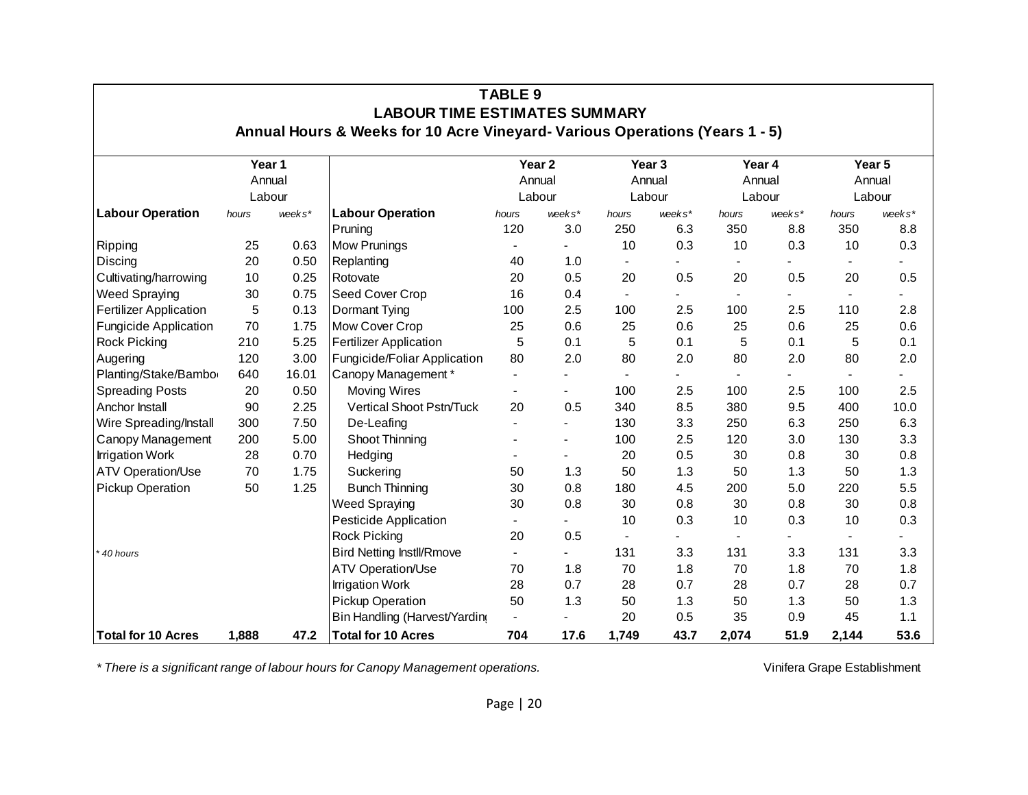## TABLE 9
## LABOUR TIME ESTIMATES SUMMARY
### Annual Hours & Weeks for 10 Acre Vineyard- Various Operations (Years 1 - 5)

| | Year 1 Annual Labour | | | Year 2 Annual Labour | | Year 3 Annual Labour | | Year 4 Annual Labour | | Year 5 Annual Labour | |
|---|---|---|---|---|---|---|---|---|---|---|---|
| **Labour Operation** | *hours* | *weeks** | **Labour Operation** | *hours* | *weeks** | *hours* | *weeks** | *hours* | *weeks** | *hours* | *weeks** |
| | | | Pruning | 120 | 3.0 | 250 | 6.3 | 350 | 8.8 | 350 | 8.8 |
| Ripping | 25 | 0.63 | Mow Prunings | - | - | 10 | 0.3 | 10 | 0.3 | 10 | 0.3 |
| Discing | 20 | 0.50 | Replanting | 40 | 1.0 | - | - | - | - | - | - |
| Cultivating/harrowing | 10 | 0.25 | Rotovate | 20 | 0.5 | 20 | 0.5 | 20 | 0.5 | 20 | 0.5 |
| Weed Spraying | 30 | 0.75 | Seed Cover Crop | 16 | 0.4 | - | - | - | - | - | - |
| Fertilizer Application | 5 | 0.13 | Dormant Tying | 100 | 2.5 | 100 | 2.5 | 100 | 2.5 | 110 | 2.8 |
| Fungicide Application | 70 | 1.75 | Mow Cover Crop | 25 | 0.6 | 25 | 0.6 | 25 | 0.6 | 25 | 0.6 |
| Rock Picking | 210 | 5.25 | Fertilizer Application | 5 | 0.1 | 5 | 0.1 | 5 | 0.1 | 5 | 0.1 |
| Augering | 120 | 3.00 | Fungicide/Foliar Application | 80 | 2.0 | 80 | 2.0 | 80 | 2.0 | 80 | 2.0 |
| Planting/Stake/Bamboo | 640 | 16.01 | Canopy Management * | - | - | - | - | - | - | - | - |
| Spreading Posts | 20 | 0.50 | Moving Wires | - | - | 100 | 2.5 | 100 | 2.5 | 100 | 2.5 |
| Anchor Install | 90 | 2.25 | Vertical Shoot Pstn/Tuck | 20 | 0.5 | 340 | 8.5 | 380 | 9.5 | 400 | 10.0 |
| Wire Spreading/Install | 300 | 7.50 | De-Leafing | - | - | 130 | 3.3 | 250 | 6.3 | 250 | 6.3 |
| Canopy Management | 200 | 5.00 | Shoot Thinning | - | - | 100 | 2.5 | 120 | 3.0 | 130 | 3.3 |
| Irrigation Work | 28 | 0.70 | Hedging | - | - | 20 | 0.5 | 30 | 0.8 | 30 | 0.8 |
| ATV Operation/Use | 70 | 1.75 | Suckering | 50 | 1.3 | 50 | 1.3 | 50 | 1.3 | 50 | 1.3 |
| Pickup Operation | 50 | 1.25 | Bunch Thinning | 30 | 0.8 | 180 | 4.5 | 200 | 5.0 | 220 | 5.5 |
| | | | Weed Spraying | 30 | 0.8 | 30 | 0.8 | 30 | 0.8 | 30 | 0.8 |
| | | | Pesticide Application | - | - | 10 | 0.3 | 10 | 0.3 | 10 | 0.3 |
| | | | Rock Picking | 20 | 0.5 | - | - | - | - | - | - |
| *\* 40 hours* | | | Bird Netting Instll/Rmove | - | - | 131 | 3.3 | 131 | 3.3 | 131 | 3.3 |
| | | | ATV Operation/Use | 70 | 1.8 | 70 | 1.8 | 70 | 1.8 | 70 | 1.8 |
| | | | Irrigation Work | 28 | 0.7 | 28 | 0.7 | 28 | 0.7 | 28 | 0.7 |
| | | | Pickup Operation | 50 | 1.3 | 50 | 1.3 | 50 | 1.3 | 50 | 1.3 |
| | | | Bin Handling (Harvest/Yarding) | - | - | 20 | 0.5 | 35 | 0.9 | 45 | 1.1 |
| **Total for 10 Acres** | **1,888** | **47.2** | **Total for 10 Acres** | **704** | **17.6** | **1,749** | **43.7** | **2,074** | **51.9** | **2,144** | **53.6** |

*\* There is a significant range of labour hours for Canopy Management operations.*

Vinifera Grape Establishment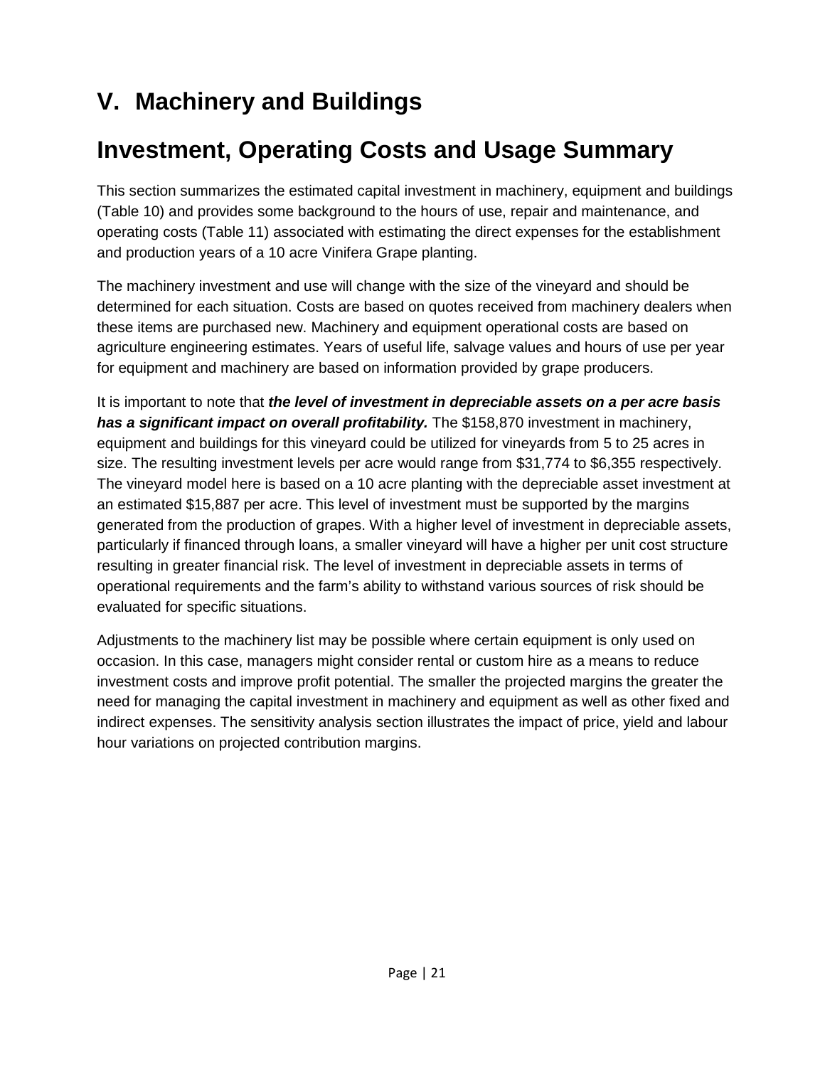# V. Machinery and Buildings

# Investment, Operating Costs and Usage Summary

This section summarizes the estimated capital investment in machinery, equipment and buildings (Table 10) and provides some background to the hours of use, repair and maintenance, and operating costs (Table 11) associated with estimating the direct expenses for the establishment and production years of a 10 acre Vinifera Grape planting.

The machinery investment and use will change with the size of the vineyard and should be determined for each situation. Costs are based on quotes received from machinery dealers when these items are purchased new. Machinery and equipment operational costs are based on agriculture engineering estimates. Years of useful life, salvage values and hours of use per year for equipment and machinery are based on information provided by grape producers.

It is important to note that ***the level of investment in depreciable assets on a per acre basis has a significant impact on overall profitability.*** The $158,870 investment in machinery, equipment and buildings for this vineyard could be utilized for vineyards from 5 to 25 acres in size. The resulting investment levels per acre would range from $31,774 to $6,355 respectively. The vineyard model here is based on a 10 acre planting with the depreciable asset investment at an estimated $15,887 per acre. This level of investment must be supported by the margins generated from the production of grapes. With a higher level of investment in depreciable assets, particularly if financed through loans, a smaller vineyard will have a higher per unit cost structure resulting in greater financial risk. The level of investment in depreciable assets in terms of operational requirements and the farm's ability to withstand various sources of risk should be evaluated for specific situations.

Adjustments to the machinery list may be possible where certain equipment is only used on occasion. In this case, managers might consider rental or custom hire as a means to reduce investment costs and improve profit potential. The smaller the projected margins the greater the need for managing the capital investment in machinery and equipment as well as other fixed and indirect expenses. The sensitivity analysis section illustrates the impact of price, yield and labour hour variations on projected contribution margins.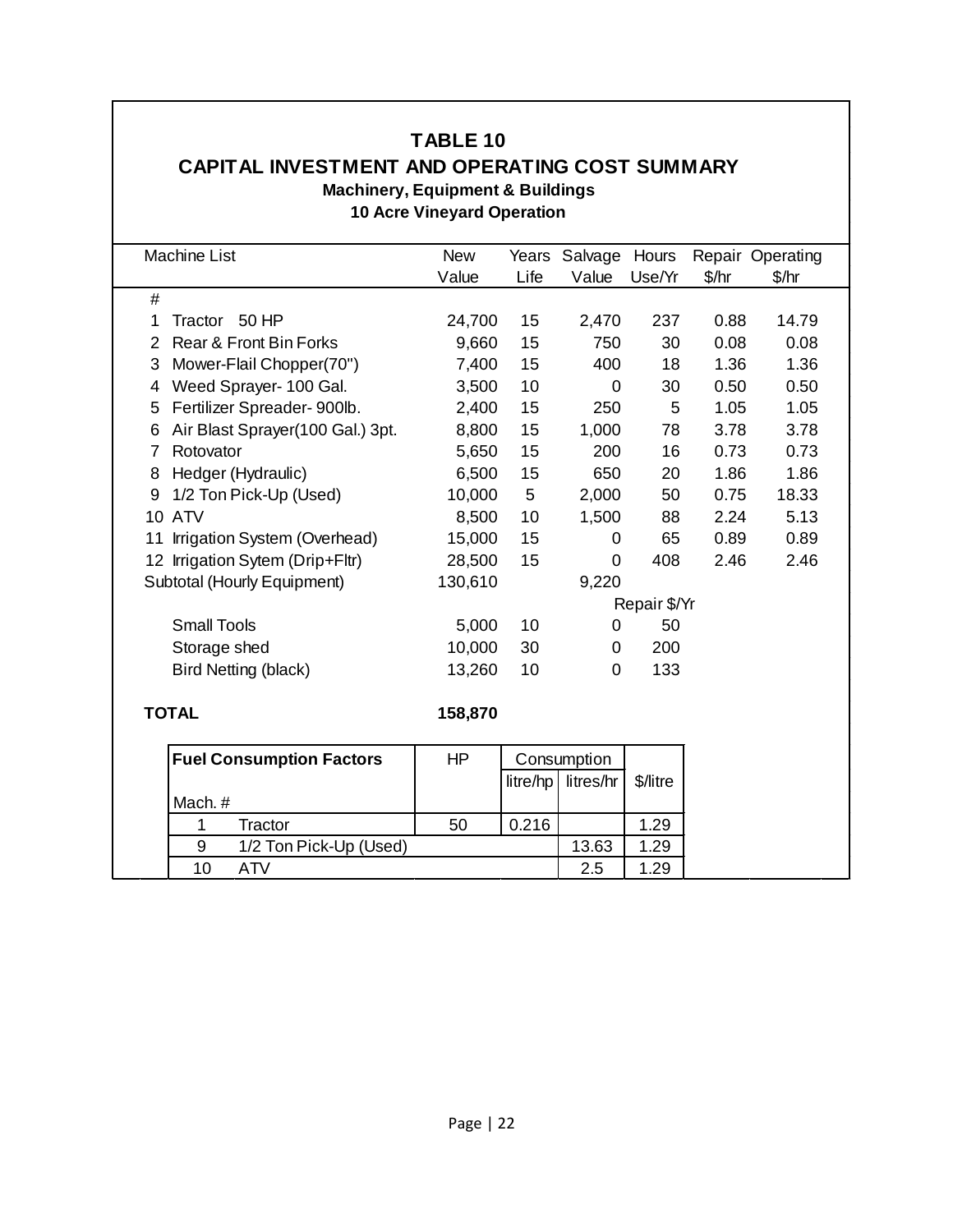# TABLE 10

## CAPITAL INVESTMENT AND OPERATING COST SUMMARY

### Machinery, Equipment & Buildings

### 10 Acre Vineyard Operation

| # | Machine List | New Value | Years Life | Salvage Value | Hours Use/Yr | Repair $/hr | Operating $/hr |
|---|---|---|---|---|---|---|---|
| 1 | Tractor 50 HP | 24,700 | 15 | 2,470 | 237 | 0.88 | 14.79 |
| 2 | Rear & Front Bin Forks | 9,660 | 15 | 750 | 30 | 0.08 | 0.08 |
| 3 | Mower-Flail Chopper(70") | 7,400 | 15 | 400 | 18 | 1.36 | 1.36 |
| 4 | Weed Sprayer- 100 Gal. | 3,500 | 10 | 0 | 30 | 0.50 | 0.50 |
| 5 | Fertilizer Spreader- 900lb. | 2,400 | 15 | 250 | 5 | 1.05 | 1.05 |
| 6 | Air Blast Sprayer(100 Gal.) 3pt. | 8,800 | 15 | 1,000 | 78 | 3.78 | 3.78 |
| 7 | Rotovator | 5,650 | 15 | 200 | 16 | 0.73 | 0.73 |
| 8 | Hedger (Hydraulic) | 6,500 | 15 | 650 | 20 | 1.86 | 1.86 |
| 9 | 1/2 Ton Pick-Up (Used) | 10,000 | 5 | 2,000 | 50 | 0.75 | 18.33 |
| 10 | ATV | 8,500 | 10 | 1,500 | 88 | 2.24 | 5.13 |
| 11 | Irrigation System (Overhead) | 15,000 | 15 | 0 | 65 | 0.89 | 0.89 |
| 12 | Irrigation Sytem (Drip+Fltr) | 28,500 | 15 | 0 | 408 | 2.46 | 2.46 |
| | Subtotal (Hourly Equipment) | 130,610 | | 9,220 | | | |
| | | | | | Repair $/Yr | | |
| | Small Tools | 5,000 | 10 | 0 | 50 | | |
| | Storage shed | 10,000 | 30 | 0 | 200 | | |
| | Bird Netting (black) | 13,260 | 10 | 0 | 133 | | |
| | **TOTAL** | **158,870** | | | | | |

| Mach. # | Fuel Consumption Factors | HP | Consumption litre/hp | Consumption litres/hr | $/litre |
|---|---|---|---|---|---|
| 1 | Tractor | 50 | 0.216 | | 1.29 |
| 9 | 1/2 Ton Pick-Up (Used) | | | 13.63 | 1.29 |
| 10 | ATV | | | 2.5 | 1.29 |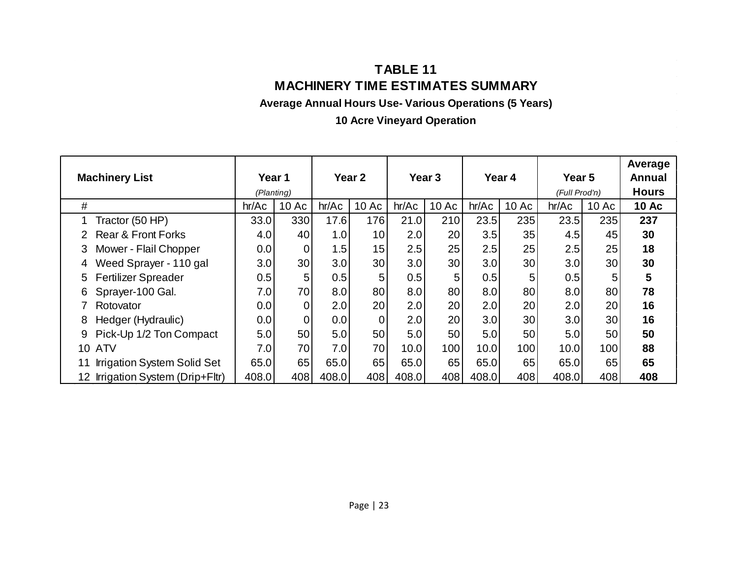# TABLE 11

## MACHINERY TIME ESTIMATES SUMMARY

### Average Annual Hours Use- Various Operations (5 Years)

### 10 Acre Vineyard Operation

| Machinery List | Year 1 (Planting) | | Year 2 | | Year 3 | | Year 4 | | Year 5 (Full Prod'n) | | Average Annual Hours |
|---|---|---|---|---|---|---|---|---|---|---|---|
| # | hr/Ac | 10 Ac | hr/Ac | 10 Ac | hr/Ac | 10 Ac | hr/Ac | 10 Ac | hr/Ac | 10 Ac | **10 Ac** |
| 1 Tractor (50 HP) | 33.0 | 330 | 17.6 | 176 | 21.0 | 210 | 23.5 | 235 | 23.5 | 235 | **237** |
| 2 Rear & Front Forks | 4.0 | 40 | 1.0 | 10 | 2.0 | 20 | 3.5 | 35 | 4.5 | 45 | **30** |
| 3 Mower - Flail Chopper | 0.0 | 0 | 1.5 | 15 | 2.5 | 25 | 2.5 | 25 | 2.5 | 25 | **18** |
| 4 Weed Sprayer - 110 gal | 3.0 | 30 | 3.0 | 30 | 3.0 | 30 | 3.0 | 30 | 3.0 | 30 | **30** |
| 5 Fertilizer Spreader | 0.5 | 5 | 0.5 | 5 | 0.5 | 5 | 0.5 | 5 | 0.5 | 5 | **5** |
| 6 Sprayer-100 Gal. | 7.0 | 70 | 8.0 | 80 | 8.0 | 80 | 8.0 | 80 | 8.0 | 80 | **78** |
| 7 Rotovator | 0.0 | 0 | 2.0 | 20 | 2.0 | 20 | 2.0 | 20 | 2.0 | 20 | **16** |
| 8 Hedger (Hydraulic) | 0.0 | 0 | 0.0 | 0 | 2.0 | 20 | 3.0 | 30 | 3.0 | 30 | **16** |
| 9 Pick-Up 1/2 Ton Compact | 5.0 | 50 | 5.0 | 50 | 5.0 | 50 | 5.0 | 50 | 5.0 | 50 | **50** |
| 10 ATV | 7.0 | 70 | 7.0 | 70 | 10.0 | 100 | 10.0 | 100 | 10.0 | 100 | **88** |
| 11 Irrigation System Solid Set | 65.0 | 65 | 65.0 | 65 | 65.0 | 65 | 65.0 | 65 | 65.0 | 65 | **65** |
| 12 Irrigation System (Drip+Fltr) | 408.0 | 408 | 408.0 | 408 | 408.0 | 408 | 408.0 | 408 | 408.0 | 408 | **408** |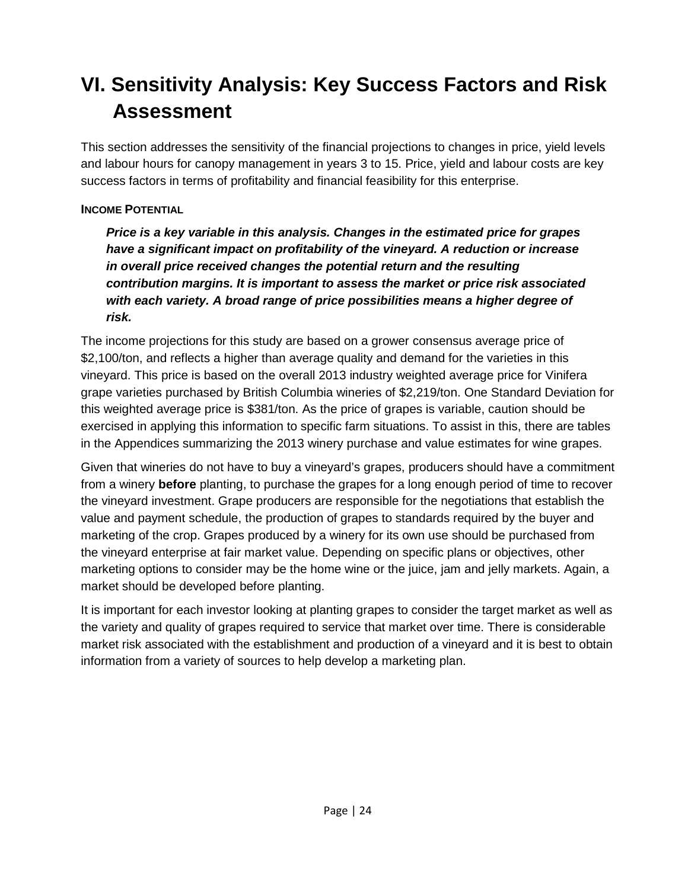# VI. Sensitivity Analysis: Key Success Factors and Risk Assessment

This section addresses the sensitivity of the financial projections to changes in price, yield levels and labour hours for canopy management in years 3 to 15. Price, yield and labour costs are key success factors in terms of profitability and financial feasibility for this enterprise.

#### INCOME POTENTIAL

> ***Price is a key variable in this analysis. Changes in the estimated price for grapes have a significant impact on profitability of the vineyard. A reduction or increase in overall price received changes the potential return and the resulting contribution margins. It is important to assess the market or price risk associated with each variety. A broad range of price possibilities means a higher degree of risk.***

The income projections for this study are based on a grower consensus average price of $2,100/ton, and reflects a higher than average quality and demand for the varieties in this vineyard. This price is based on the overall 2013 industry weighted average price for Vinifera grape varieties purchased by British Columbia wineries of $2,219/ton. One Standard Deviation for this weighted average price is $381/ton. As the price of grapes is variable, caution should be exercised in applying this information to specific farm situations. To assist in this, there are tables in the Appendices summarizing the 2013 winery purchase and value estimates for wine grapes.

Given that wineries do not have to buy a vineyard's grapes, producers should have a commitment from a winery **before** planting, to purchase the grapes for a long enough period of time to recover the vineyard investment. Grape producers are responsible for the negotiations that establish the value and payment schedule, the production of grapes to standards required by the buyer and marketing of the crop. Grapes produced by a winery for its own use should be purchased from the vineyard enterprise at fair market value. Depending on specific plans or objectives, other marketing options to consider may be the home wine or the juice, jam and jelly markets. Again, a market should be developed before planting.

It is important for each investor looking at planting grapes to consider the target market as well as the variety and quality of grapes required to service that market over time. There is considerable market risk associated with the establishment and production of a vineyard and it is best to obtain information from a variety of sources to help develop a marketing plan.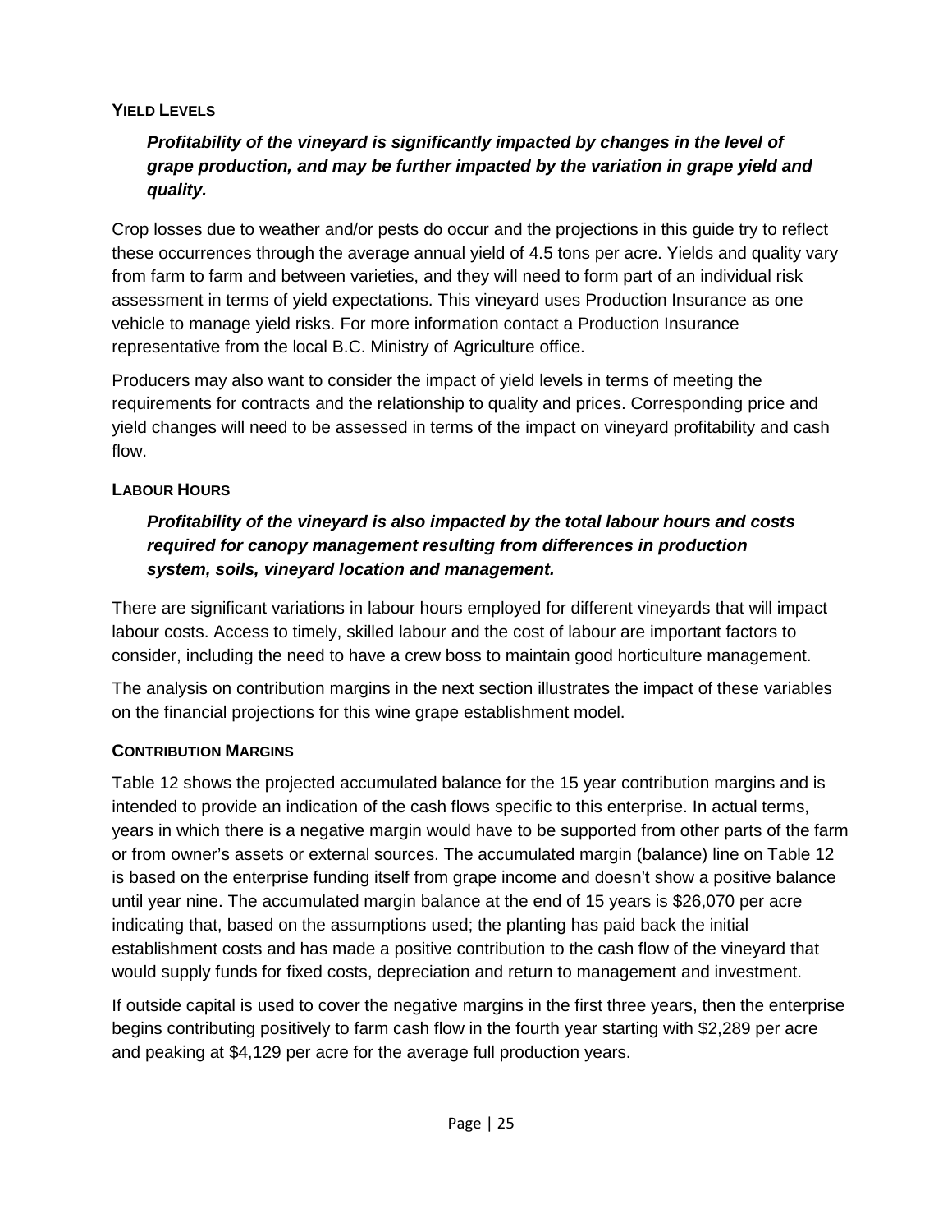### Yield Levels

> ***Profitability of the vineyard is significantly impacted by changes in the level of grape production, and may be further impacted by the variation in grape yield and quality.***

Crop losses due to weather and/or pests do occur and the projections in this guide try to reflect these occurrences through the average annual yield of 4.5 tons per acre. Yields and quality vary from farm to farm and between varieties, and they will need to form part of an individual risk assessment in terms of yield expectations. This vineyard uses Production Insurance as one vehicle to manage yield risks. For more information contact a Production Insurance representative from the local B.C. Ministry of Agriculture office.

Producers may also want to consider the impact of yield levels in terms of meeting the requirements for contracts and the relationship to quality and prices. Corresponding price and yield changes will need to be assessed in terms of the impact on vineyard profitability and cash flow.

### Labour Hours

> ***Profitability of the vineyard is also impacted by the total labour hours and costs required for canopy management resulting from differences in production system, soils, vineyard location and management.***

There are significant variations in labour hours employed for different vineyards that will impact labour costs. Access to timely, skilled labour and the cost of labour are important factors to consider, including the need to have a crew boss to maintain good horticulture management.

The analysis on contribution margins in the next section illustrates the impact of these variables on the financial projections for this wine grape establishment model.

### Contribution Margins

Table 12 shows the projected accumulated balance for the 15 year contribution margins and is intended to provide an indication of the cash flows specific to this enterprise. In actual terms, years in which there is a negative margin would have to be supported from other parts of the farm or from owner's assets or external sources. The accumulated margin (balance) line on Table 12 is based on the enterprise funding itself from grape income and doesn't show a positive balance until year nine. The accumulated margin balance at the end of 15 years is $26,070 per acre indicating that, based on the assumptions used; the planting has paid back the initial establishment costs and has made a positive contribution to the cash flow of the vineyard that would supply funds for fixed costs, depreciation and return to management and investment.

If outside capital is used to cover the negative margins in the first three years, then the enterprise begins contributing positively to farm cash flow in the fourth year starting with $2,289 per acre and peaking at $4,129 per acre for the average full production years.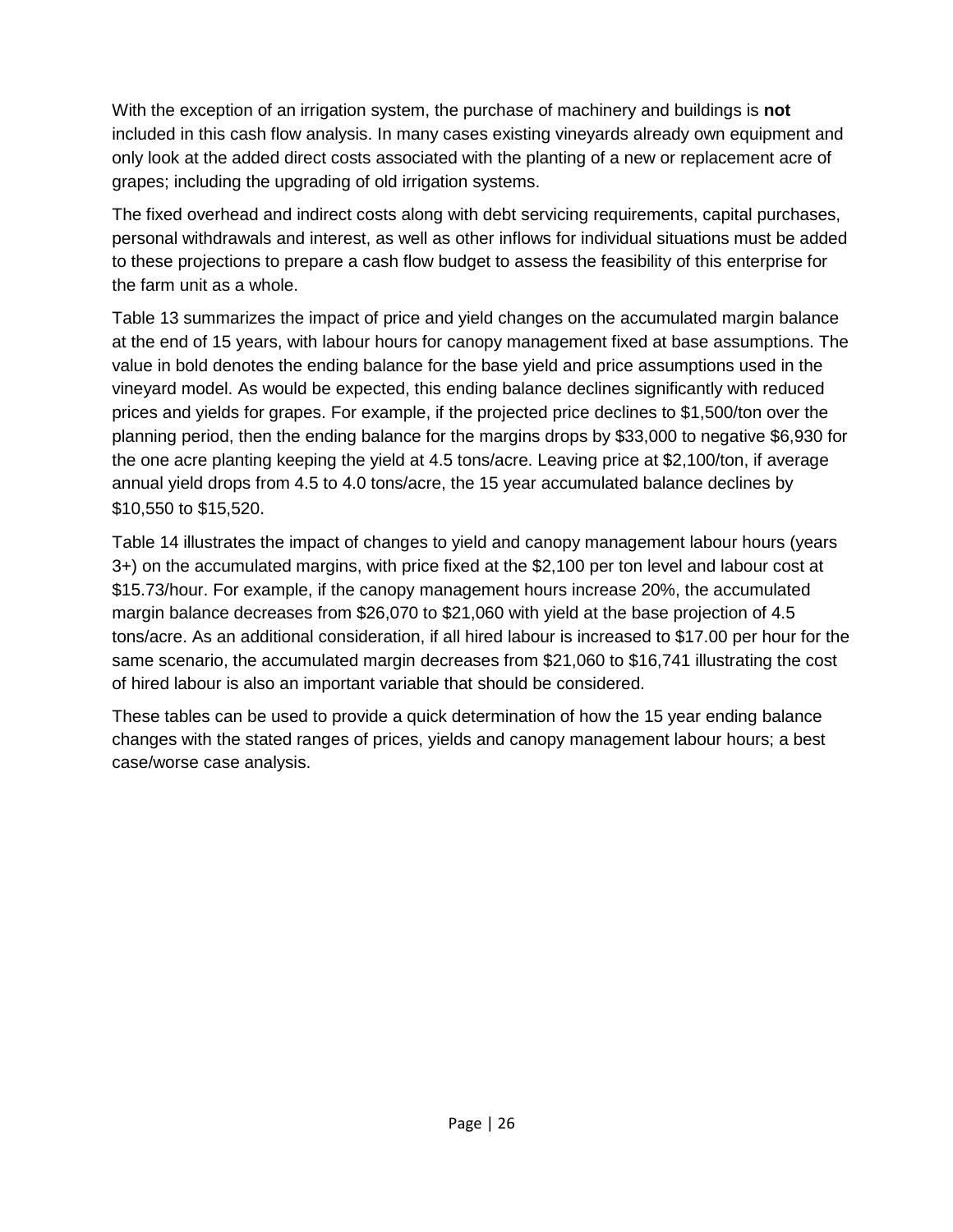With the exception of an irrigation system, the purchase of machinery and buildings is **not** included in this cash flow analysis. In many cases existing vineyards already own equipment and only look at the added direct costs associated with the planting of a new or replacement acre of grapes; including the upgrading of old irrigation systems.

The fixed overhead and indirect costs along with debt servicing requirements, capital purchases, personal withdrawals and interest, as well as other inflows for individual situations must be added to these projections to prepare a cash flow budget to assess the feasibility of this enterprise for the farm unit as a whole.

Table 13 summarizes the impact of price and yield changes on the accumulated margin balance at the end of 15 years, with labour hours for canopy management fixed at base assumptions. The value in bold denotes the ending balance for the base yield and price assumptions used in the vineyard model. As would be expected, this ending balance declines significantly with reduced prices and yields for grapes. For example, if the projected price declines to $1,500/ton over the planning period, then the ending balance for the margins drops by $33,000 to negative $6,930 for the one acre planting keeping the yield at 4.5 tons/acre. Leaving price at $2,100/ton, if average annual yield drops from 4.5 to 4.0 tons/acre, the 15 year accumulated balance declines by $10,550 to $15,520.

Table 14 illustrates the impact of changes to yield and canopy management labour hours (years 3+) on the accumulated margins, with price fixed at the $2,100 per ton level and labour cost at $15.73/hour. For example, if the canopy management hours increase 20%, the accumulated margin balance decreases from $26,070 to $21,060 with yield at the base projection of 4.5 tons/acre. As an additional consideration, if all hired labour is increased to $17.00 per hour for the same scenario, the accumulated margin decreases from $21,060 to $16,741 illustrating the cost of hired labour is also an important variable that should be considered.

These tables can be used to provide a quick determination of how the 15 year ending balance changes with the stated ranges of prices, yields and canopy management labour hours; a best case/worse case analysis.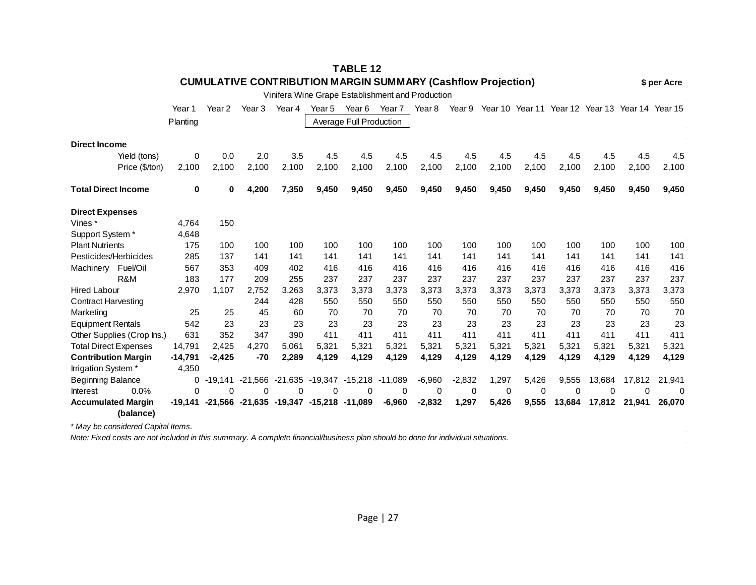## TABLE 12

## CUMULATIVE CONTRIBUTION MARGIN SUMMARY (Cashflow Projection)

**$ per Acre**

Vinifera Wine Grape Establishment and Production

| | Year 1 | Year 2 | Year 3 | Year 4 | Year 5 | Year 6 | Year 7 | Year 8 | Year 9 | Year 10 | Year 11 | Year 12 | Year 13 | Year 14 | Year 15 |
|---|---|---|---|---|---|---|---|---|---|---|---|---|---|---|---|
| | Planting | | | | Average Full Production | | | | | | | | | | |
| **Direct Income** | | | | | | | | | | | | | | | |
| Yield (tons) | 0 | 0.0 | 2.0 | 3.5 | 4.5 | 4.5 | 4.5 | 4.5 | 4.5 | 4.5 | 4.5 | 4.5 | 4.5 | 4.5 | 4.5 |
| Price ($/ton) | 2,100 | 2,100 | 2,100 | 2,100 | 2,100 | 2,100 | 2,100 | 2,100 | 2,100 | 2,100 | 2,100 | 2,100 | 2,100 | 2,100 | 2,100 |
| **Total Direct Income** | **0** | **0** | **4,200** | **7,350** | **9,450** | **9,450** | **9,450** | **9,450** | **9,450** | **9,450** | **9,450** | **9,450** | **9,450** | **9,450** | **9,450** |
| **Direct Expenses** | | | | | | | | | | | | | | | |
| Vines * | 4,764 | 150 | | | | | | | | | | | | | |
| Support System * | 4,648 | | | | | | | | | | | | | | |
| Plant Nutrients | 175 | 100 | 100 | 100 | 100 | 100 | 100 | 100 | 100 | 100 | 100 | 100 | 100 | 100 | 100 |
| Pesticides/Herbicides | 285 | 137 | 141 | 141 | 141 | 141 | 141 | 141 | 141 | 141 | 141 | 141 | 141 | 141 | 141 |
| Machinery Fuel/Oil | 567 | 353 | 409 | 402 | 416 | 416 | 416 | 416 | 416 | 416 | 416 | 416 | 416 | 416 | 416 |
| R&M | 183 | 177 | 209 | 255 | 237 | 237 | 237 | 237 | 237 | 237 | 237 | 237 | 237 | 237 | 237 |
| Hired Labour | 2,970 | 1,107 | 2,752 | 3,263 | 3,373 | 3,373 | 3,373 | 3,373 | 3,373 | 3,373 | 3,373 | 3,373 | 3,373 | 3,373 | 3,373 |
| Contract Harvesting | | | 244 | 428 | 550 | 550 | 550 | 550 | 550 | 550 | 550 | 550 | 550 | 550 | 550 |
| Marketing | 25 | 25 | 45 | 60 | 70 | 70 | 70 | 70 | 70 | 70 | 70 | 70 | 70 | 70 | 70 |
| Equipment Rentals | 542 | 23 | 23 | 23 | 23 | 23 | 23 | 23 | 23 | 23 | 23 | 23 | 23 | 23 | 23 |
| Other Supplies (Crop Ins.) | 631 | 352 | 347 | 390 | 411 | 411 | 411 | 411 | 411 | 411 | 411 | 411 | 411 | 411 | 411 |
| Total Direct Expenses | 14,791 | 2,425 | 4,270 | 5,061 | 5,321 | 5,321 | 5,321 | 5,321 | 5,321 | 5,321 | 5,321 | 5,321 | 5,321 | 5,321 | 5,321 |
| **Contribution Margin** | **-14,791** | **-2,425** | **-70** | **2,289** | **4,129** | **4,129** | **4,129** | **4,129** | **4,129** | **4,129** | **4,129** | **4,129** | **4,129** | **4,129** | **4,129** |
| Irrigation System * | 4,350 | | | | | | | | | | | | | | |
| Beginning Balance | 0 | -19,141 | -21,566 | -21,635 | -19,347 | -15,218 | -11,089 | -6,960 | -2,832 | 1,297 | 5,426 | 9,555 | 13,684 | 17,812 | 21,941 |
| Interest 0.0% | 0 | 0 | 0 | 0 | 0 | 0 | 0 | 0 | 0 | 0 | 0 | 0 | 0 | 0 | 0 |
| **Accumulated Margin (balance)** | **-19,141** | **-21,566** | **-21,635** | **-19,347** | **-15,218** | **-11,089** | **-6,960** | **-2,832** | **1,297** | **5,426** | **9,555** | **13,684** | **17,812** | **21,941** | **26,070** |

*\* May be considered Capital Items.*

*Note: Fixed costs are not included in this summary. A complete financial/business plan should be done for individual situations.*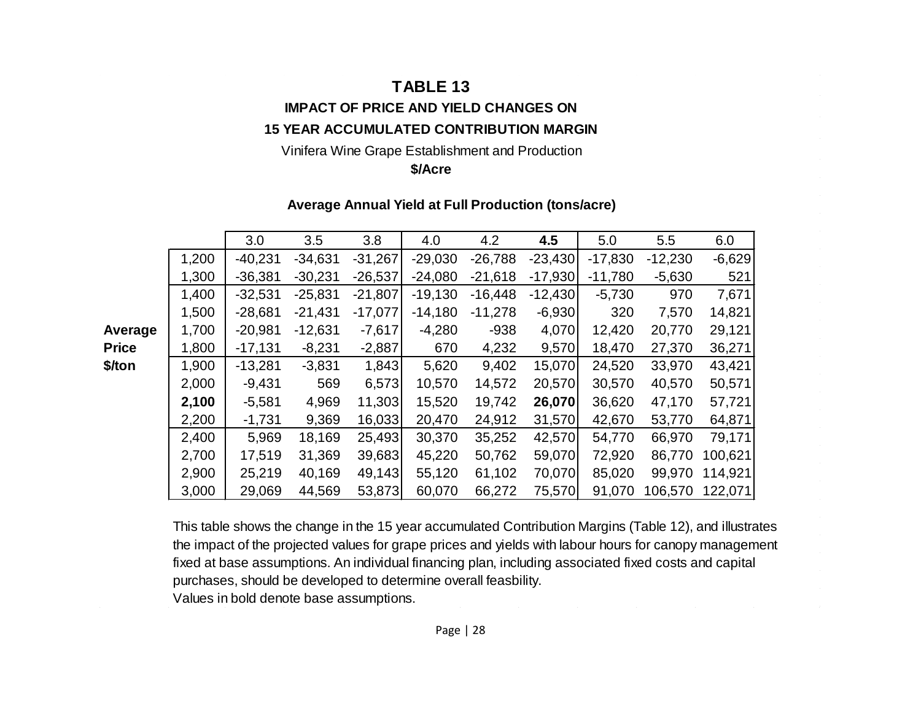# TABLE 13

## IMPACT OF PRICE AND YIELD CHANGES ON

## 15 YEAR ACCUMULATED CONTRIBUTION MARGIN

Vinifera Wine Grape Establishment and Production

**$/Acre**

**Average Annual Yield at Full Production (tons/acre)**

| Average Price $/ton | | 3.0 | 3.5 | 3.8 | 4.0 | 4.2 | **4.5** | 5.0 | 5.5 | 6.0 |
|---|---|---|---|---|---|---|---|---|---|---|
| | 1,200 | -40,231 | -34,631 | -31,267 | -29,030 | -26,788 | -23,430 | -17,830 | -12,230 | -6,629 |
| | 1,300 | -36,381 | -30,231 | -26,537 | -24,080 | -21,618 | -17,930 | -11,780 | -5,630 | 521 |
| | 1,400 | -32,531 | -25,831 | -21,807 | -19,130 | -16,448 | -12,430 | -5,730 | 970 | 7,671 |
| | 1,500 | -28,681 | -21,431 | -17,077 | -14,180 | -11,278 | -6,930 | 320 | 7,570 | 14,821 |
| | 1,700 | -20,981 | -12,631 | -7,617 | -4,280 | -938 | 4,070 | 12,420 | 20,770 | 29,121 |
| | 1,800 | -17,131 | -8,231 | -2,887 | 670 | 4,232 | 9,570 | 18,470 | 27,370 | 36,271 |
| | 1,900 | -13,281 | -3,831 | 1,843 | 5,620 | 9,402 | 15,070 | 24,520 | 33,970 | 43,421 |
| | 2,000 | -9,431 | 569 | 6,573 | 10,570 | 14,572 | 20,570 | 30,570 | 40,570 | 50,571 |
| | **2,100** | -5,581 | 4,969 | 11,303 | 15,520 | 19,742 | **26,070** | 36,620 | 47,170 | 57,721 |
| | 2,200 | -1,731 | 9,369 | 16,033 | 20,470 | 24,912 | 31,570 | 42,670 | 53,770 | 64,871 |
| | 2,400 | 5,969 | 18,169 | 25,493 | 30,370 | 35,252 | 42,570 | 54,770 | 66,970 | 79,171 |
| | 2,700 | 17,519 | 31,369 | 39,683 | 45,220 | 50,762 | 59,070 | 72,920 | 86,770 | 100,621 |
| | 2,900 | 25,219 | 40,169 | 49,143 | 55,120 | 61,102 | 70,070 | 85,020 | 99,970 | 114,921 |
| | 3,000 | 29,069 | 44,569 | 53,873 | 60,070 | 66,272 | 75,570 | 91,070 | 106,570 | 122,071 |

This table shows the change in the 15 year accumulated Contribution Margins (Table 12), and illustrates the impact of the projected values for grape prices and yields with labour hours for canopy management fixed at base assumptions. An individual financing plan, including associated fixed costs and capital purchases, should be developed to determine overall feasbility.
Values in bold denote base assumptions.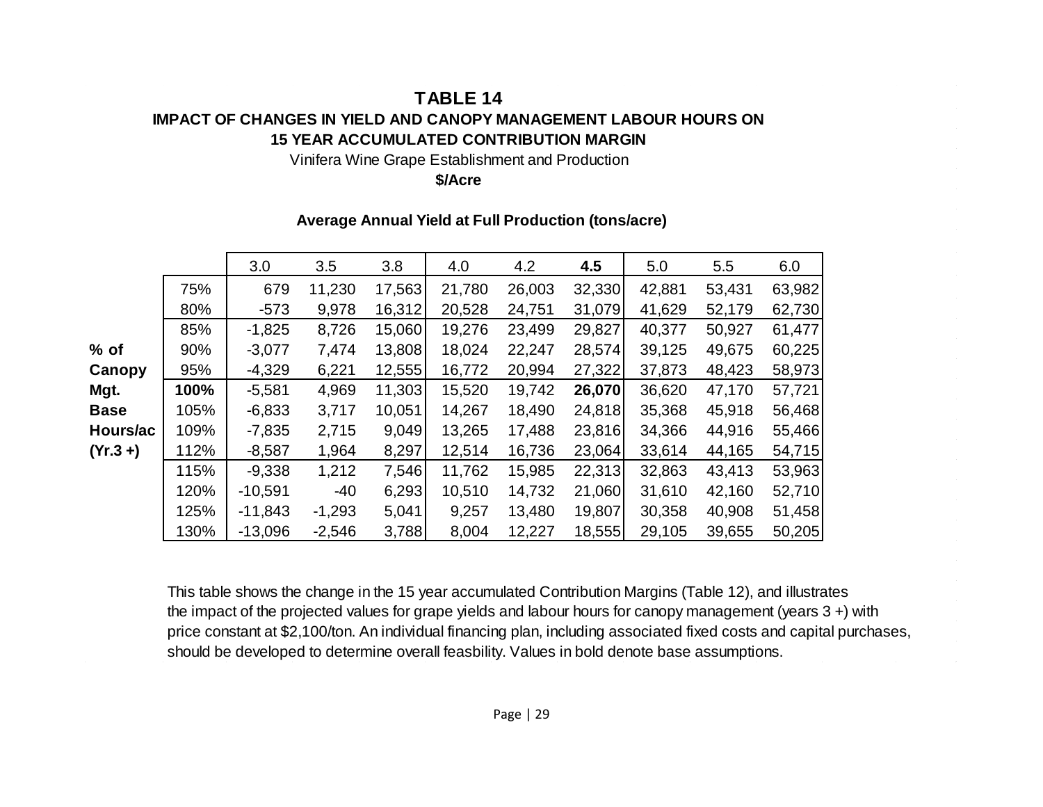# TABLE 14

## IMPACT OF CHANGES IN YIELD AND CANOPY MANAGEMENT LABOUR HOURS ON 15 YEAR ACCUMULATED CONTRIBUTION MARGIN

Vinifera Wine Grape Establishment and Production

**$/Acre**

**Average Annual Yield at Full Production (tons/acre)**

| % of Canopy Mgt. Base Hours/ac (Yr.3 +) | | 3.0 | 3.5 | 3.8 | 4.0 | 4.2 | **4.5** | 5.0 | 5.5 | 6.0 |
|---|---|---|---|---|---|---|---|---|---|---|
| | 75% | 679 | 11,230 | 17,563 | 21,780 | 26,003 | 32,330 | 42,881 | 53,431 | 63,982 |
| | 80% | -573 | 9,978 | 16,312 | 20,528 | 24,751 | 31,079 | 41,629 | 52,179 | 62,730 |
| | 85% | -1,825 | 8,726 | 15,060 | 19,276 | 23,499 | 29,827 | 40,377 | 50,927 | 61,477 |
| | 90% | -3,077 | 7,474 | 13,808 | 18,024 | 22,247 | 28,574 | 39,125 | 49,675 | 60,225 |
| | 95% | -4,329 | 6,221 | 12,555 | 16,772 | 20,994 | 27,322 | 37,873 | 48,423 | 58,973 |
| | **100%** | -5,581 | 4,969 | 11,303 | 15,520 | 19,742 | **26,070** | 36,620 | 47,170 | 57,721 |
| | 105% | -6,833 | 3,717 | 10,051 | 14,267 | 18,490 | 24,818 | 35,368 | 45,918 | 56,468 |
| | 109% | -7,835 | 2,715 | 9,049 | 13,265 | 17,488 | 23,816 | 34,366 | 44,916 | 55,466 |
| | 112% | -8,587 | 1,964 | 8,297 | 12,514 | 16,736 | 23,064 | 33,614 | 44,165 | 54,715 |
| | 115% | -9,338 | 1,212 | 7,546 | 11,762 | 15,985 | 22,313 | 32,863 | 43,413 | 53,963 |
| | 120% | -10,591 | -40 | 6,293 | 10,510 | 14,732 | 21,060 | 31,610 | 42,160 | 52,710 |
| | 125% | -11,843 | -1,293 | 5,041 | 9,257 | 13,480 | 19,807 | 30,358 | 40,908 | 51,458 |
| | 130% | -13,096 | -2,546 | 3,788 | 8,004 | 12,227 | 18,555 | 29,105 | 39,655 | 50,205 |

This table shows the change in the 15 year accumulated Contribution Margins (Table 12), and illustrates the impact of the projected values for grape yields and labour hours for canopy management (years 3 +) with price constant at $2,100/ton. An individual financing plan, including associated fixed costs and capital purchases, should be developed to determine overall feasbility. Values in bold denote base assumptions.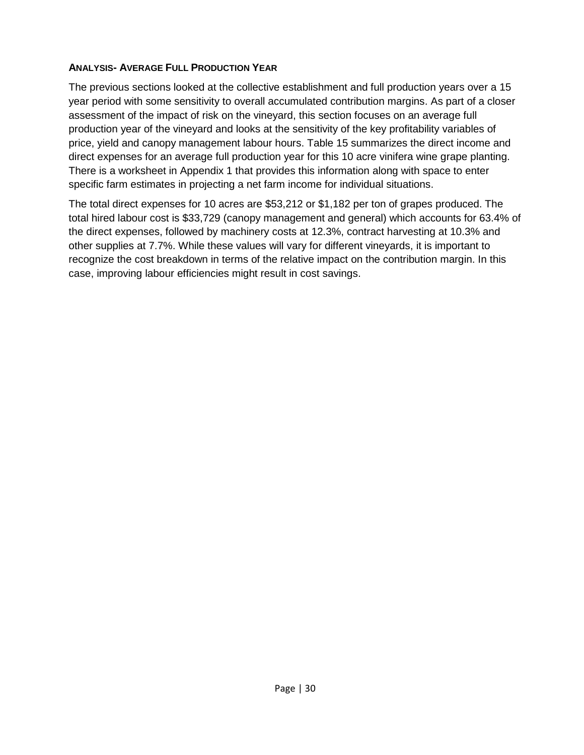### Analysis- Average Full Production Year

The previous sections looked at the collective establishment and full production years over a 15 year period with some sensitivity to overall accumulated contribution margins. As part of a closer assessment of the impact of risk on the vineyard, this section focuses on an average full production year of the vineyard and looks at the sensitivity of the key profitability variables of price, yield and canopy management labour hours. Table 15 summarizes the direct income and direct expenses for an average full production year for this 10 acre vinifera wine grape planting. There is a worksheet in Appendix 1 that provides this information along with space to enter specific farm estimates in projecting a net farm income for individual situations.

The total direct expenses for 10 acres are $53,212 or $1,182 per ton of grapes produced. The total hired labour cost is $33,729 (canopy management and general) which accounts for 63.4% of the direct expenses, followed by machinery costs at 12.3%, contract harvesting at 10.3% and other supplies at 7.7%. While these values will vary for different vineyards, it is important to recognize the cost breakdown in terms of the relative impact on the contribution margin. In this case, improving labour efficiencies might result in cost savings.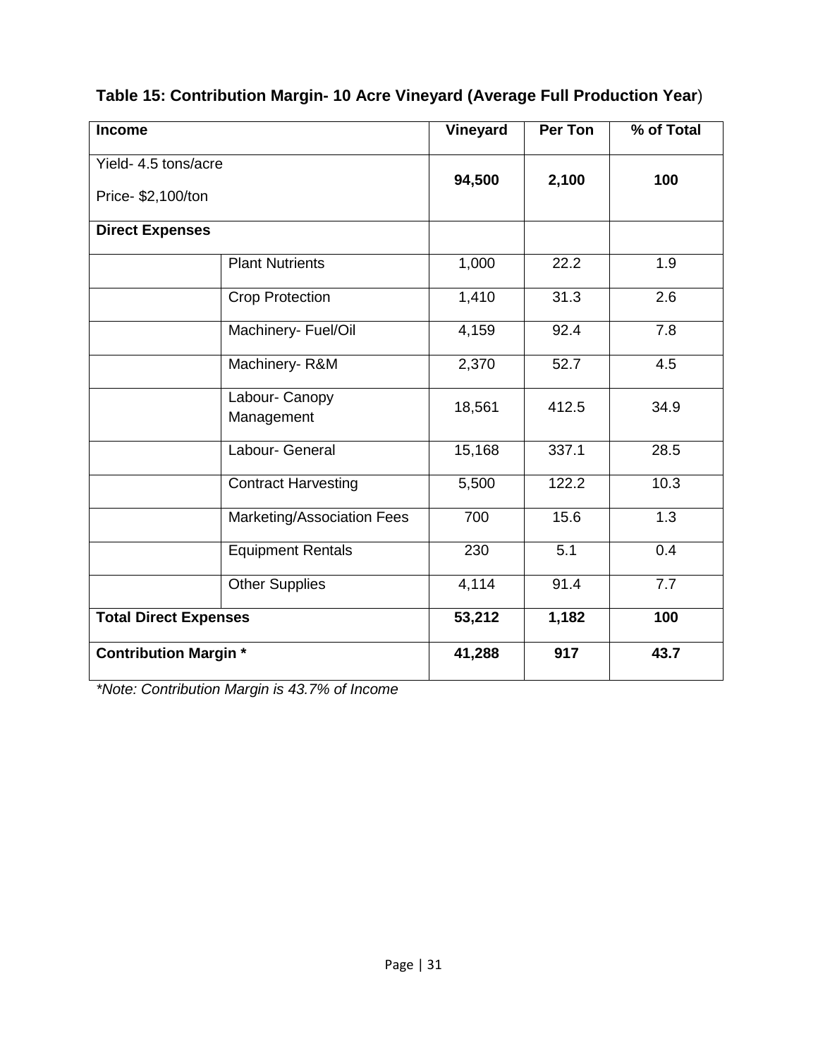**Table 15: Contribution Margin- 10 Acre Vineyard (Average Full Production Year)**

| Income | | Vineyard | Per Ton | % of Total |
|---|---|---|---|---|
| Yield- 4.5 tons/acre<br>Price- $2,100/ton | | **94,500** | **2,100** | **100** |
| **Direct Expenses** | | | | |
| | Plant Nutrients | 1,000 | 22.2 | 1.9 |
| | Crop Protection | 1,410 | 31.3 | 2.6 |
| | Machinery- Fuel/Oil | 4,159 | 92.4 | 7.8 |
| | Machinery- R&M | 2,370 | 52.7 | 4.5 |
| | Labour- Canopy Management | 18,561 | 412.5 | 34.9 |
| | Labour- General | 15,168 | 337.1 | 28.5 |
| | Contract Harvesting | 5,500 | 122.2 | 10.3 |
| | Marketing/Association Fees | 700 | 15.6 | 1.3 |
| | Equipment Rentals | 230 | 5.1 | 0.4 |
| | Other Supplies | 4,114 | 91.4 | 7.7 |
| **Total Direct Expenses** | | **53,212** | **1,182** | **100** |
| **Contribution Margin \*** | | **41,288** | **917** | **43.7** |

*\*Note: Contribution Margin is 43.7% of Income*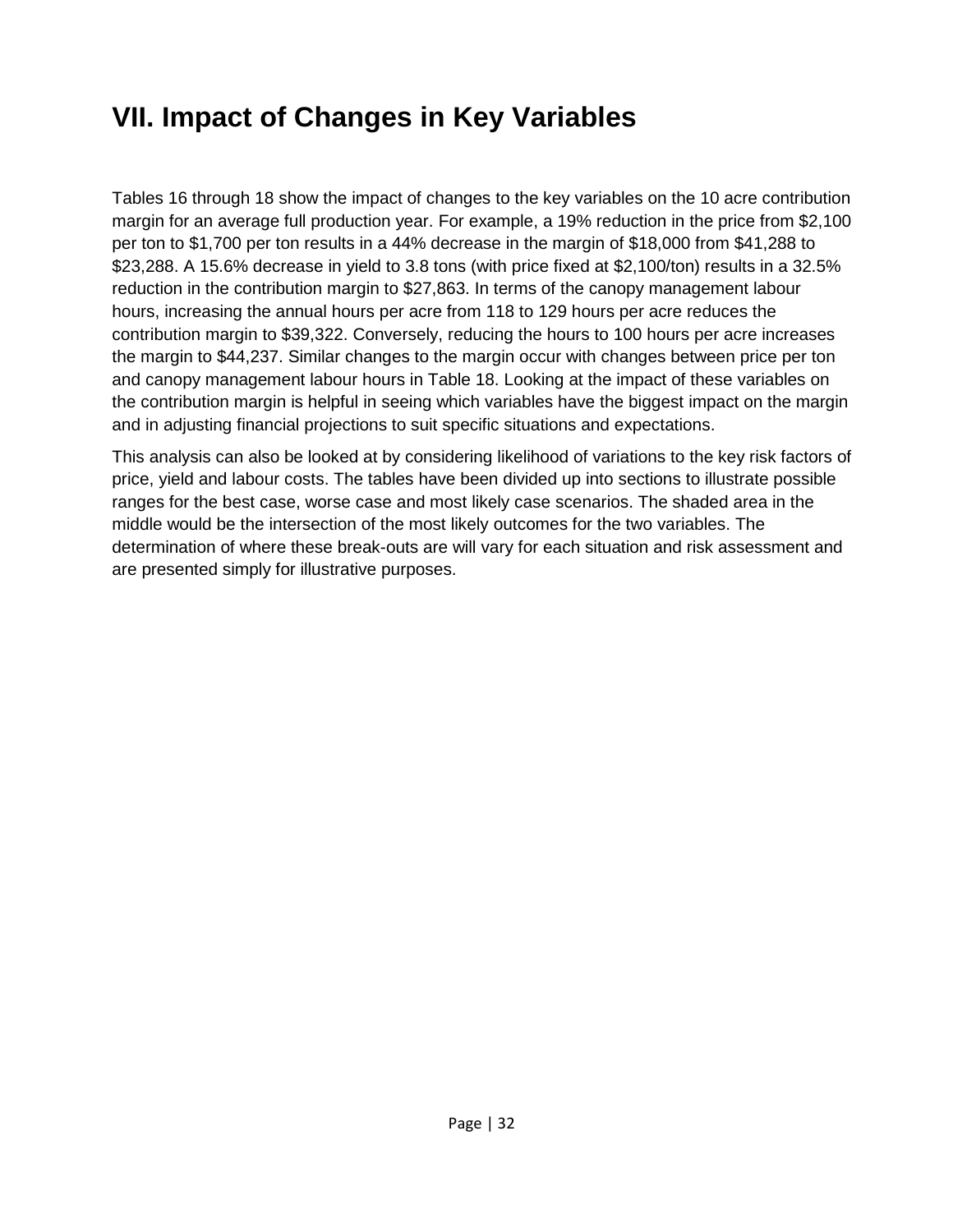# VII. Impact of Changes in Key Variables

Tables 16 through 18 show the impact of changes to the key variables on the 10 acre contribution margin for an average full production year. For example, a 19% reduction in the price from $2,100 per ton to $1,700 per ton results in a 44% decrease in the margin of $18,000 from $41,288 to $23,288. A 15.6% decrease in yield to 3.8 tons (with price fixed at $2,100/ton) results in a 32.5% reduction in the contribution margin to $27,863. In terms of the canopy management labour hours, increasing the annual hours per acre from 118 to 129 hours per acre reduces the contribution margin to $39,322. Conversely, reducing the hours to 100 hours per acre increases the margin to $44,237. Similar changes to the margin occur with changes between price per ton and canopy management labour hours in Table 18. Looking at the impact of these variables on the contribution margin is helpful in seeing which variables have the biggest impact on the margin and in adjusting financial projections to suit specific situations and expectations.

This analysis can also be looked at by considering likelihood of variations to the key risk factors of price, yield and labour costs. The tables have been divided up into sections to illustrate possible ranges for the best case, worse case and most likely case scenarios. The shaded area in the middle would be the intersection of the most likely outcomes for the two variables. The determination of where these break-outs are will vary for each situation and risk assessment and are presented simply for illustrative purposes.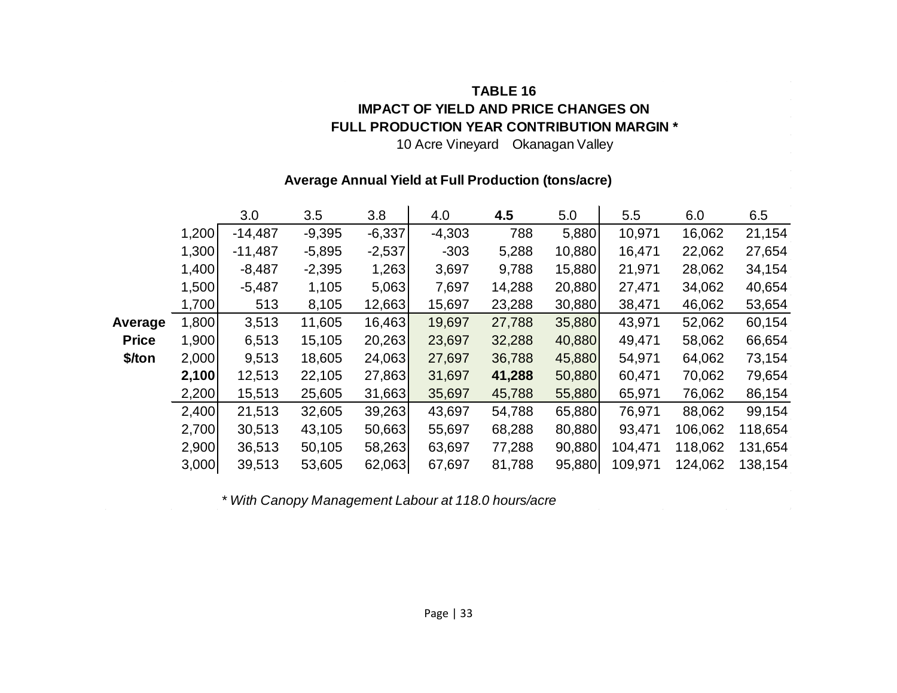**TABLE 16**
**IMPACT OF YIELD AND PRICE CHANGES ON**
**FULL PRODUCTION YEAR CONTRIBUTION MARGIN ***

10 Acre Vineyard    Okanagan Valley

**Average Annual Yield at Full Production (tons/acre)**

| Average Price $/ton | 3.0 | 3.5 | 3.8 | 4.0 | **4.5** | 5.0 | 5.5 | 6.0 | 6.5 |
|---|---|---|---|---|---|---|---|---|---|
| 1,200 | -14,487 | -9,395 | -6,337 | -4,303 | 788 | 5,880 | 10,971 | 16,062 | 21,154 |
| 1,300 | -11,487 | -5,895 | -2,537 | -303 | 5,288 | 10,880 | 16,471 | 22,062 | 27,654 |
| 1,400 | -8,487 | -2,395 | 1,263 | 3,697 | 9,788 | 15,880 | 21,971 | 28,062 | 34,154 |
| 1,500 | -5,487 | 1,105 | 5,063 | 7,697 | 14,288 | 20,880 | 27,471 | 34,062 | 40,654 |
| 1,700 | 513 | 8,105 | 12,663 | 15,697 | 23,288 | 30,880 | 38,471 | 46,062 | 53,654 |
| 1,800 | 3,513 | 11,605 | 16,463 | 19,697 | 27,788 | 35,880 | 43,971 | 52,062 | 60,154 |
| 1,900 | 6,513 | 15,105 | 20,263 | 23,697 | 32,288 | 40,880 | 49,471 | 58,062 | 66,654 |
| 2,000 | 9,513 | 18,605 | 24,063 | 27,697 | 36,788 | 45,880 | 54,971 | 64,062 | 73,154 |
| **2,100** | 12,513 | 22,105 | 27,863 | 31,697 | **41,288** | 50,880 | 60,471 | 70,062 | 79,654 |
| 2,200 | 15,513 | 25,605 | 31,663 | 35,697 | 45,788 | 55,880 | 65,971 | 76,062 | 86,154 |
| 2,400 | 21,513 | 32,605 | 39,263 | 43,697 | 54,788 | 65,880 | 76,971 | 88,062 | 99,154 |
| 2,700 | 30,513 | 43,105 | 50,663 | 55,697 | 68,288 | 80,880 | 93,471 | 106,062 | 118,654 |
| 2,900 | 36,513 | 50,105 | 58,263 | 63,697 | 77,288 | 90,880 | 104,471 | 118,062 | 131,654 |
| 3,000 | 39,513 | 53,605 | 62,063 | 67,697 | 81,788 | 95,880 | 109,971 | 124,062 | 138,154 |

*\* With Canopy Management Labour at 118.0 hours/acre*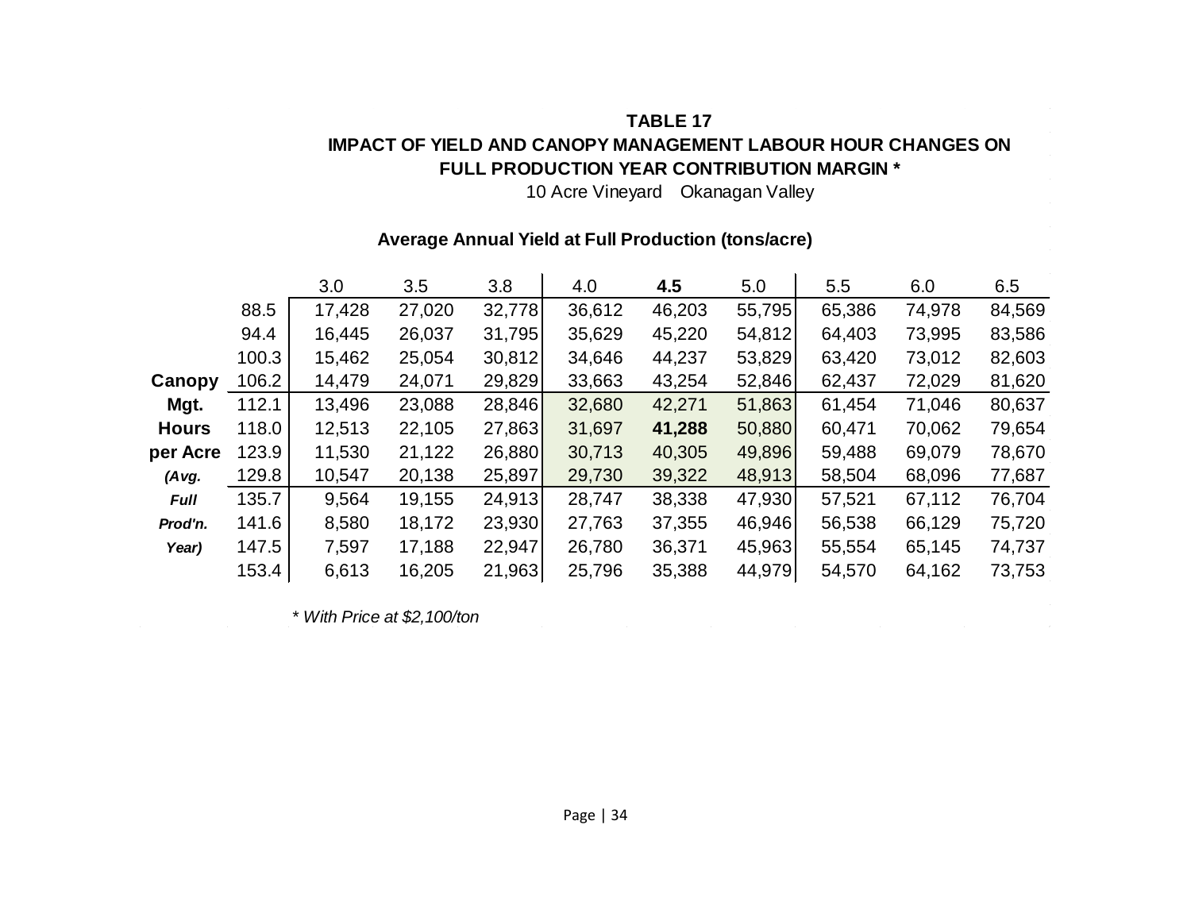**TABLE 17**

**IMPACT OF YIELD AND CANOPY MANAGEMENT LABOUR HOUR CHANGES ON FULL PRODUCTION YEAR CONTRIBUTION MARGIN ***

10 Acre Vineyard Okanagan Valley

**Average Annual Yield at Full Production (tons/acre)**

| Canopy Mgt. Hours per Acre (Avg. Full Prod'n. Year) | 3.0 | 3.5 | 3.8 | 4.0 | **4.5** | 5.0 | 5.5 | 6.0 | 6.5 |
|---|---|---|---|---|---|---|---|---|---|
| 88.5 | 17,428 | 27,020 | 32,778 | 36,612 | 46,203 | 55,795 | 65,386 | 74,978 | 84,569 |
| 94.4 | 16,445 | 26,037 | 31,795 | 35,629 | 45,220 | 54,812 | 64,403 | 73,995 | 83,586 |
| 100.3 | 15,462 | 25,054 | 30,812 | 34,646 | 44,237 | 53,829 | 63,420 | 73,012 | 82,603 |
| 106.2 | 14,479 | 24,071 | 29,829 | 33,663 | 43,254 | 52,846 | 62,437 | 72,029 | 81,620 |
| 112.1 | 13,496 | 23,088 | 28,846 | 32,680 | 42,271 | 51,863 | 61,454 | 71,046 | 80,637 |
| 118.0 | 12,513 | 22,105 | 27,863 | 31,697 | **41,288** | 50,880 | 60,471 | 70,062 | 79,654 |
| 123.9 | 11,530 | 21,122 | 26,880 | 30,713 | 40,305 | 49,896 | 59,488 | 69,079 | 78,670 |
| 129.8 | 10,547 | 20,138 | 25,897 | 29,730 | 39,322 | 48,913 | 58,504 | 68,096 | 77,687 |
| 135.7 | 9,564 | 19,155 | 24,913 | 28,747 | 38,338 | 47,930 | 57,521 | 67,112 | 76,704 |
| 141.6 | 8,580 | 18,172 | 23,930 | 27,763 | 37,355 | 46,946 | 56,538 | 66,129 | 75,720 |
| 147.5 | 7,597 | 17,188 | 22,947 | 26,780 | 36,371 | 45,963 | 55,554 | 65,145 | 74,737 |
| 153.4 | 6,613 | 16,205 | 21,963 | 25,796 | 35,388 | 44,979 | 54,570 | 64,162 | 73,753 |

*\* With Price at $2,100/ton*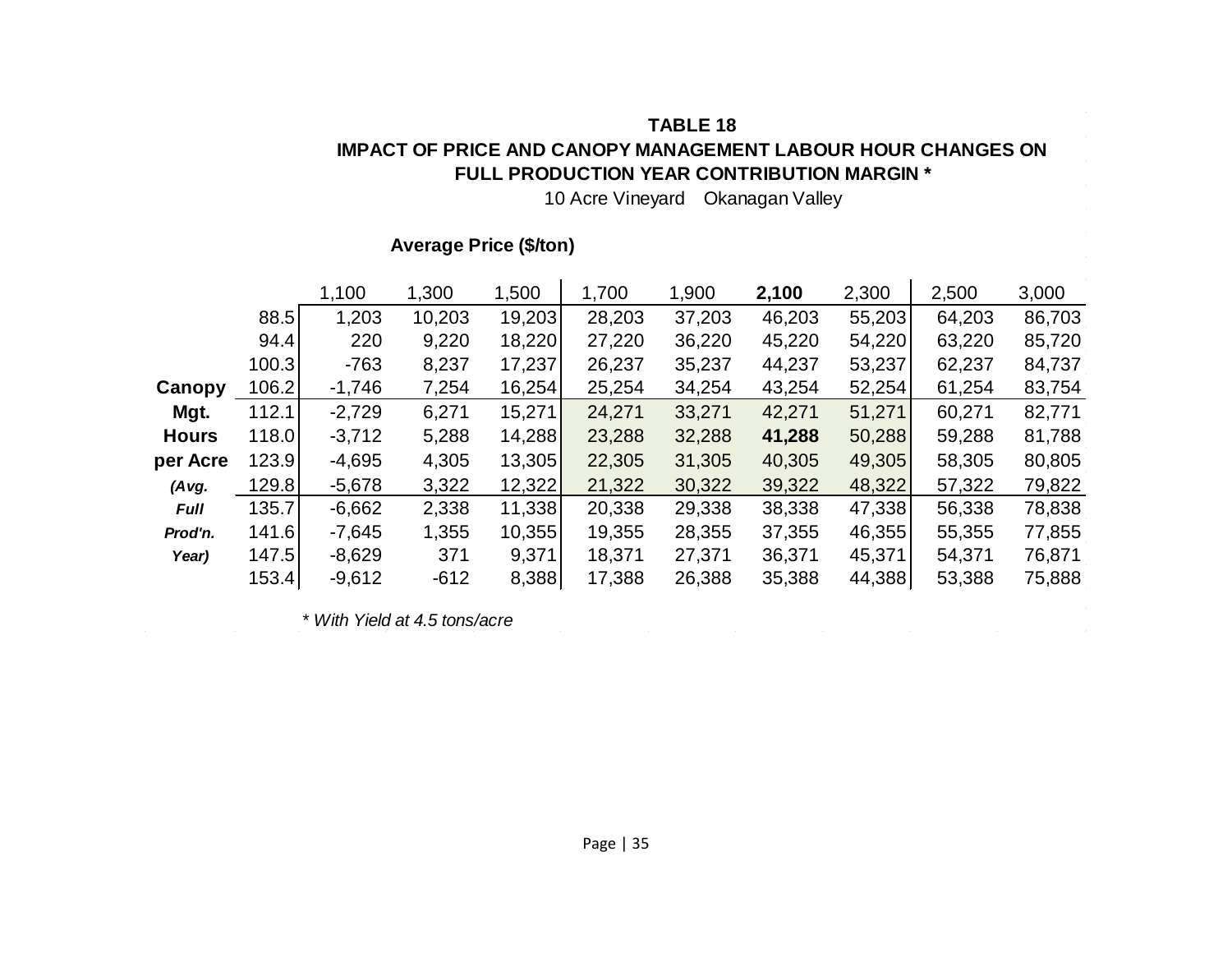**TABLE 18**

**IMPACT OF PRICE AND CANOPY MANAGEMENT LABOUR HOUR CHANGES ON FULL PRODUCTION YEAR CONTRIBUTION MARGIN \***

10 Acre Vineyard  Okanagan Valley

| Canopy Mgt. Hours per Acre *(Avg. Full Prod'n. Year)* | Average Price ($/ton): 1,100 | 1,300 | 1,500 | 1,700 | 1,900 | **2,100** | 2,300 | 2,500 | 3,000 |
|---|---|---|---|---|---|---|---|---|---|
| 88.5 | 1,203 | 10,203 | 19,203 | 28,203 | 37,203 | 46,203 | 55,203 | 64,203 | 86,703 |
| 94.4 | 220 | 9,220 | 18,220 | 27,220 | 36,220 | 45,220 | 54,220 | 63,220 | 85,720 |
| 100.3 | -763 | 8,237 | 17,237 | 26,237 | 35,237 | 44,237 | 53,237 | 62,237 | 84,737 |
| 106.2 | -1,746 | 7,254 | 16,254 | 25,254 | 34,254 | 43,254 | 52,254 | 61,254 | 83,754 |
| 112.1 | -2,729 | 6,271 | 15,271 | 24,271 | 33,271 | 42,271 | 51,271 | 60,271 | 82,771 |
| 118.0 | -3,712 | 5,288 | 14,288 | 23,288 | 32,288 | **41,288** | 50,288 | 59,288 | 81,788 |
| 123.9 | -4,695 | 4,305 | 13,305 | 22,305 | 31,305 | 40,305 | 49,305 | 58,305 | 80,805 |
| 129.8 | -5,678 | 3,322 | 12,322 | 21,322 | 30,322 | 39,322 | 48,322 | 57,322 | 79,822 |
| 135.7 | -6,662 | 2,338 | 11,338 | 20,338 | 29,338 | 38,338 | 47,338 | 56,338 | 78,838 |
| 141.6 | -7,645 | 1,355 | 10,355 | 19,355 | 28,355 | 37,355 | 46,355 | 55,355 | 77,855 |
| 147.5 | -8,629 | 371 | 9,371 | 18,371 | 27,371 | 36,371 | 45,371 | 54,371 | 76,871 |
| 153.4 | -9,612 | -612 | 8,388 | 17,388 | 26,388 | 35,388 | 44,388 | 53,388 | 75,888 |

*\* With Yield at 4.5 tons/acre*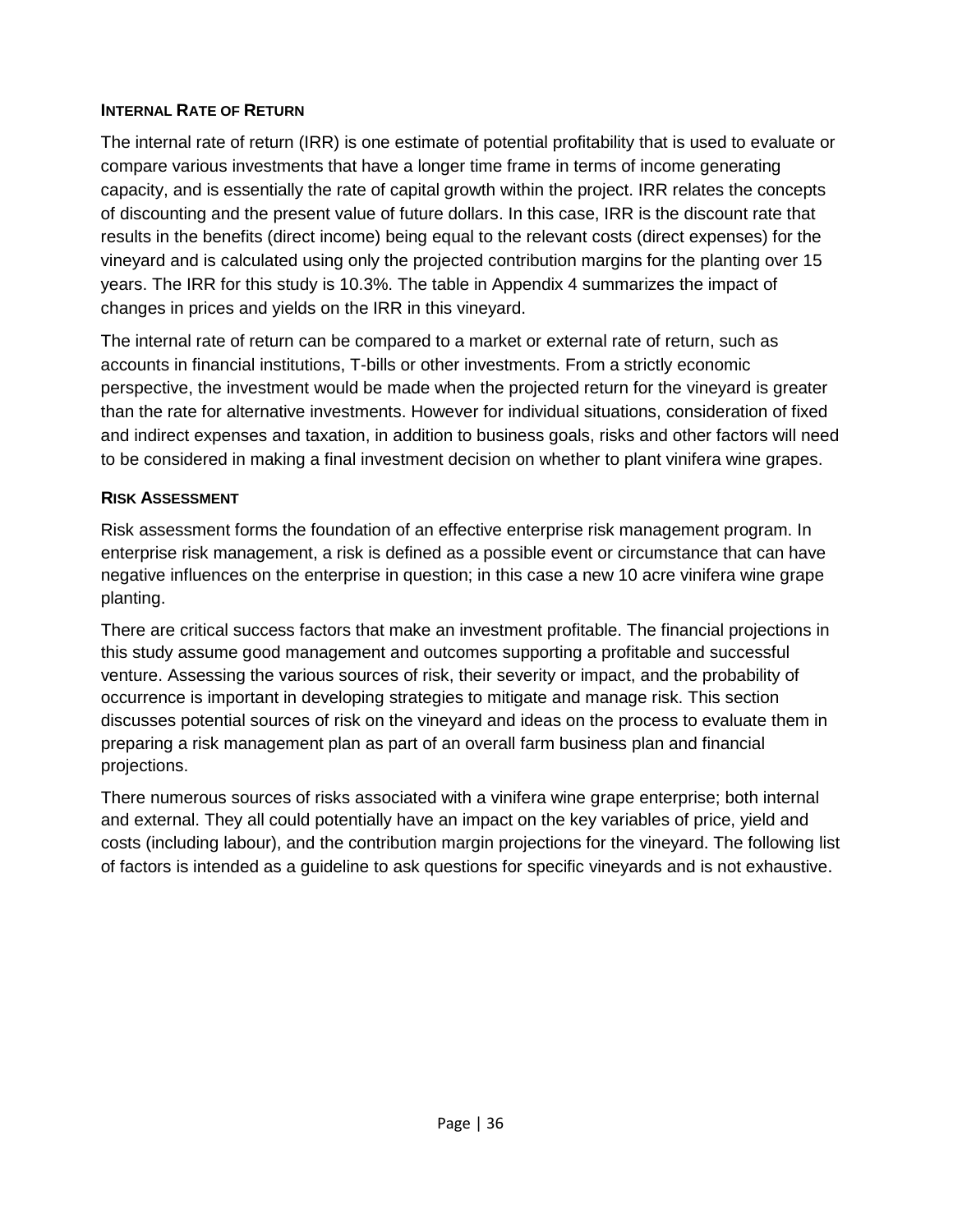### Internal Rate of Return

The internal rate of return (IRR) is one estimate of potential profitability that is used to evaluate or compare various investments that have a longer time frame in terms of income generating capacity, and is essentially the rate of capital growth within the project. IRR relates the concepts of discounting and the present value of future dollars. In this case, IRR is the discount rate that results in the benefits (direct income) being equal to the relevant costs (direct expenses) for the vineyard and is calculated using only the projected contribution margins for the planting over 15 years. The IRR for this study is 10.3%. The table in Appendix 4 summarizes the impact of changes in prices and yields on the IRR in this vineyard.

The internal rate of return can be compared to a market or external rate of return, such as accounts in financial institutions, T-bills or other investments. From a strictly economic perspective, the investment would be made when the projected return for the vineyard is greater than the rate for alternative investments. However for individual situations, consideration of fixed and indirect expenses and taxation, in addition to business goals, risks and other factors will need to be considered in making a final investment decision on whether to plant vinifera wine grapes.

### Risk Assessment

Risk assessment forms the foundation of an effective enterprise risk management program. In enterprise risk management, a risk is defined as a possible event or circumstance that can have negative influences on the enterprise in question; in this case a new 10 acre vinifera wine grape planting.

There are critical success factors that make an investment profitable. The financial projections in this study assume good management and outcomes supporting a profitable and successful venture. Assessing the various sources of risk, their severity or impact, and the probability of occurrence is important in developing strategies to mitigate and manage risk. This section discusses potential sources of risk on the vineyard and ideas on the process to evaluate them in preparing a risk management plan as part of an overall farm business plan and financial projections.

There numerous sources of risks associated with a vinifera wine grape enterprise; both internal and external. They all could potentially have an impact on the key variables of price, yield and costs (including labour), and the contribution margin projections for the vineyard. The following list of factors is intended as a guideline to ask questions for specific vineyards and is not exhaustive.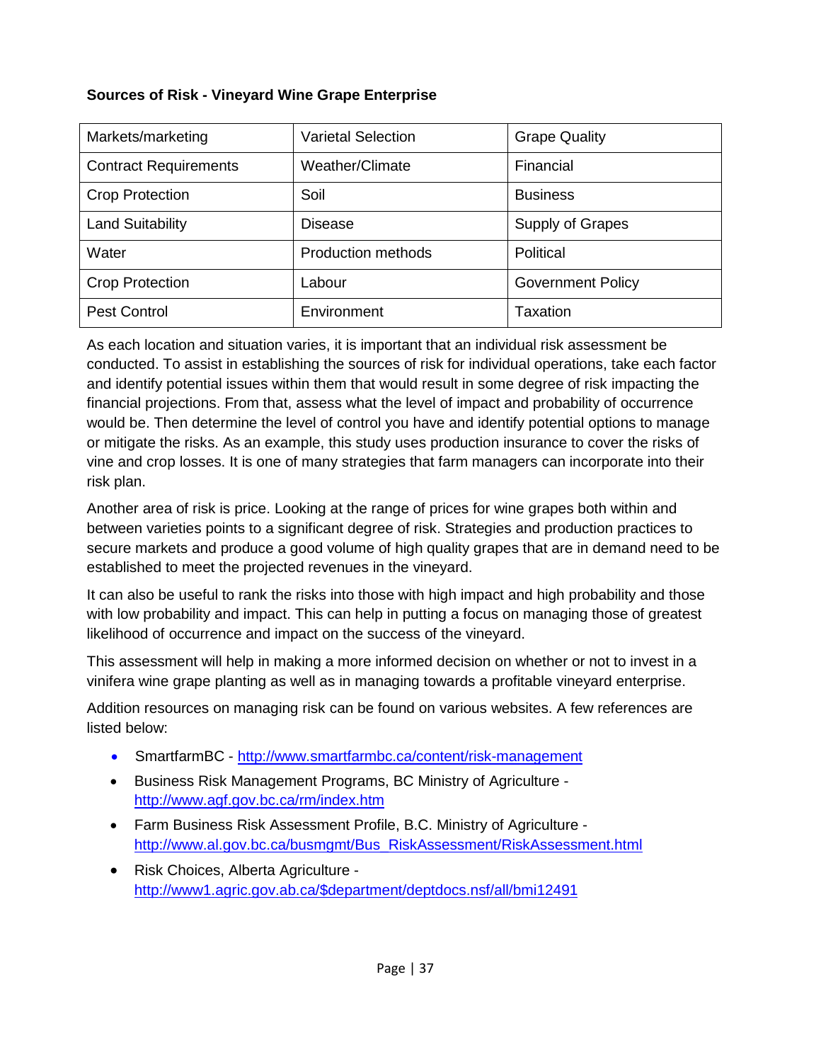**Sources of Risk - Vineyard Wine Grape Enterprise**

| | | |
|---|---|---|
| Markets/marketing | Varietal Selection | Grape Quality |
| Contract Requirements | Weather/Climate | Financial |
| Crop Protection | Soil | Business |
| Land Suitability | Disease | Supply of Grapes |
| Water | Production methods | Political |
| Crop Protection | Labour | Government Policy |
| Pest Control | Environment | Taxation |

As each location and situation varies, it is important that an individual risk assessment be conducted. To assist in establishing the sources of risk for individual operations, take each factor and identify potential issues within them that would result in some degree of risk impacting the financial projections. From that, assess what the level of impact and probability of occurrence would be. Then determine the level of control you have and identify potential options to manage or mitigate the risks. As an example, this study uses production insurance to cover the risks of vine and crop losses. It is one of many strategies that farm managers can incorporate into their risk plan.

Another area of risk is price. Looking at the range of prices for wine grapes both within and between varieties points to a significant degree of risk. Strategies and production practices to secure markets and produce a good volume of high quality grapes that are in demand need to be established to meet the projected revenues in the vineyard.

It can also be useful to rank the risks into those with high impact and high probability and those with low probability and impact. This can help in putting a focus on managing those of greatest likelihood of occurrence and impact on the success of the vineyard.

This assessment will help in making a more informed decision on whether or not to invest in a vinifera wine grape planting as well as in managing towards a profitable vineyard enterprise.

Addition resources on managing risk can be found on various websites. A few references are listed below:

- SmartfarmBC - http://www.smartfarmbc.ca/content/risk-management
- Business Risk Management Programs, BC Ministry of Agriculture - http://www.agf.gov.bc.ca/rm/index.htm
- Farm Business Risk Assessment Profile, B.C. Ministry of Agriculture - http://www.al.gov.bc.ca/busmgmt/Bus_RiskAssessment/RiskAssessment.html
- Risk Choices, Alberta Agriculture - http://www1.agric.gov.ab.ca/$department/deptdocs.nsf/all/bmi12491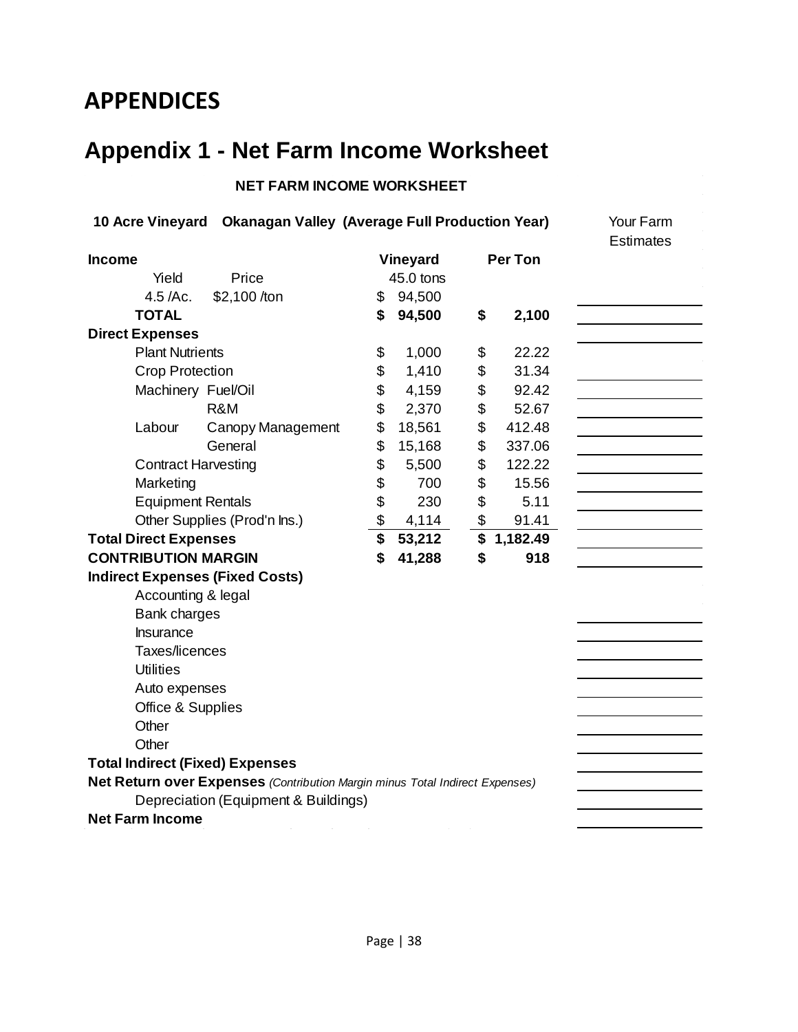# APPENDICES

# Appendix 1 - Net Farm Income Worksheet

**NET FARM INCOME WORKSHEET**

| 10 Acre Vineyard Okanagan Valley (Average Full Production Year) | | Vineyard | Per Ton | Your Farm Estimates |
|---|---|---|---|---|
| **Income** | | | | |
| Yield | Price | 45.0 tons | | |
| 4.5 /Ac. | $2,100 /ton | $ 94,500 | | |
| **TOTAL** | | **$ 94,500** | **$ 2,100** | |
| **Direct Expenses** | | | | |
| Plant Nutrients | | $ 1,000 | $ 22.22 | |
| Crop Protection | | $ 1,410 | $ 31.34 | |
| Machinery | Fuel/Oil | $ 4,159 | $ 92.42 | |
| | R&M | $ 2,370 | $ 52.67 | |
| Labour | Canopy Management | $ 18,561 | $ 412.48 | |
| | General | $ 15,168 | $ 337.06 | |
| Contract Harvesting | | $ 5,500 | $ 122.22 | |
| Marketing | | $ 700 | $ 15.56 | |
| Equipment Rentals | | $ 230 | $ 5.11 | |
| Other Supplies (Prod'n Ins.) | | $ 4,114 | $ 91.41 | |
| **Total Direct Expenses** | | **$ 53,212** | **$ 1,182.49** | |
| **CONTRIBUTION MARGIN** | | **$ 41,288** | **$ 918** | |
| **Indirect Expenses (Fixed Costs)** | | | | |
| Accounting & legal | | | | |
| Bank charges | | | | |
| Insurance | | | | |
| Taxes/licences | | | | |
| Utilities | | | | |
| Auto expenses | | | | |
| Office & Supplies | | | | |
| Other | | | | |
| Other | | | | |
| **Total Indirect (Fixed) Expenses** | | | | |
| **Net Return over Expenses** *(Contribution Margin minus Total Indirect Expenses)* | | | | |
| Depreciation (Equipment & Buildings) | | | | |
| **Net Farm Income** | | | | |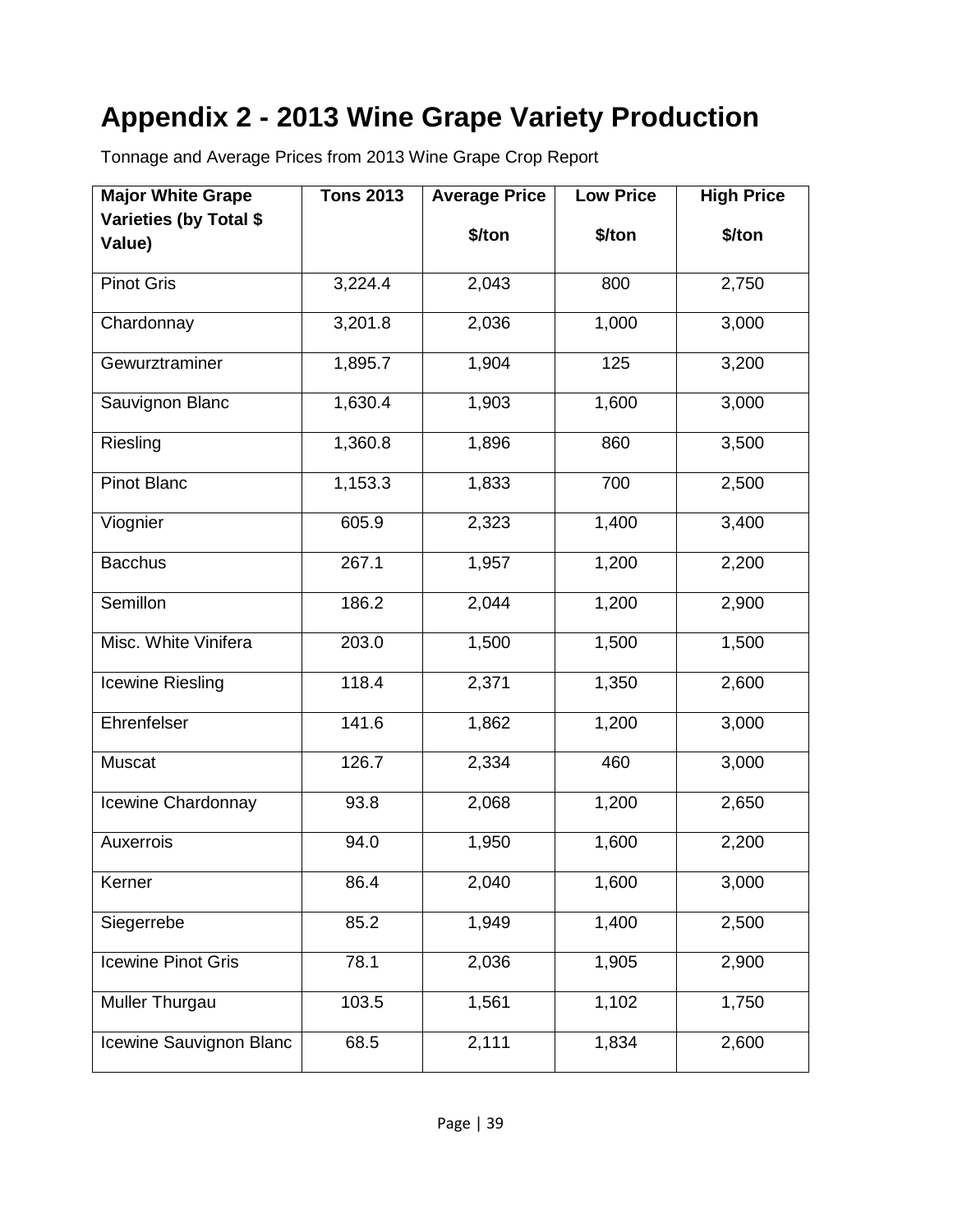# Appendix 2 - 2013 Wine Grape Variety Production

Tonnage and Average Prices from 2013 Wine Grape Crop Report

| Major White Grape Varieties (by Total $ Value) | Tons 2013 | Average Price $/ton | Low Price $/ton | High Price $/ton |
|---|---|---|---|---|
| Pinot Gris | 3,224.4 | 2,043 | 800 | 2,750 |
| Chardonnay | 3,201.8 | 2,036 | 1,000 | 3,000 |
| Gewurztraminer | 1,895.7 | 1,904 | 125 | 3,200 |
| Sauvignon Blanc | 1,630.4 | 1,903 | 1,600 | 3,000 |
| Riesling | 1,360.8 | 1,896 | 860 | 3,500 |
| Pinot Blanc | 1,153.3 | 1,833 | 700 | 2,500 |
| Viognier | 605.9 | 2,323 | 1,400 | 3,400 |
| Bacchus | 267.1 | 1,957 | 1,200 | 2,200 |
| Semillon | 186.2 | 2,044 | 1,200 | 2,900 |
| Misc. White Vinifera | 203.0 | 1,500 | 1,500 | 1,500 |
| Icewine Riesling | 118.4 | 2,371 | 1,350 | 2,600 |
| Ehrenfelser | 141.6 | 1,862 | 1,200 | 3,000 |
| Muscat | 126.7 | 2,334 | 460 | 3,000 |
| Icewine Chardonnay | 93.8 | 2,068 | 1,200 | 2,650 |
| Auxerrois | 94.0 | 1,950 | 1,600 | 2,200 |
| Kerner | 86.4 | 2,040 | 1,600 | 3,000 |
| Siegerrebe | 85.2 | 1,949 | 1,400 | 2,500 |
| Icewine Pinot Gris | 78.1 | 2,036 | 1,905 | 2,900 |
| Muller Thurgau | 103.5 | 1,561 | 1,102 | 1,750 |
| Icewine Sauvignon Blanc | 68.5 | 2,111 | 1,834 | 2,600 |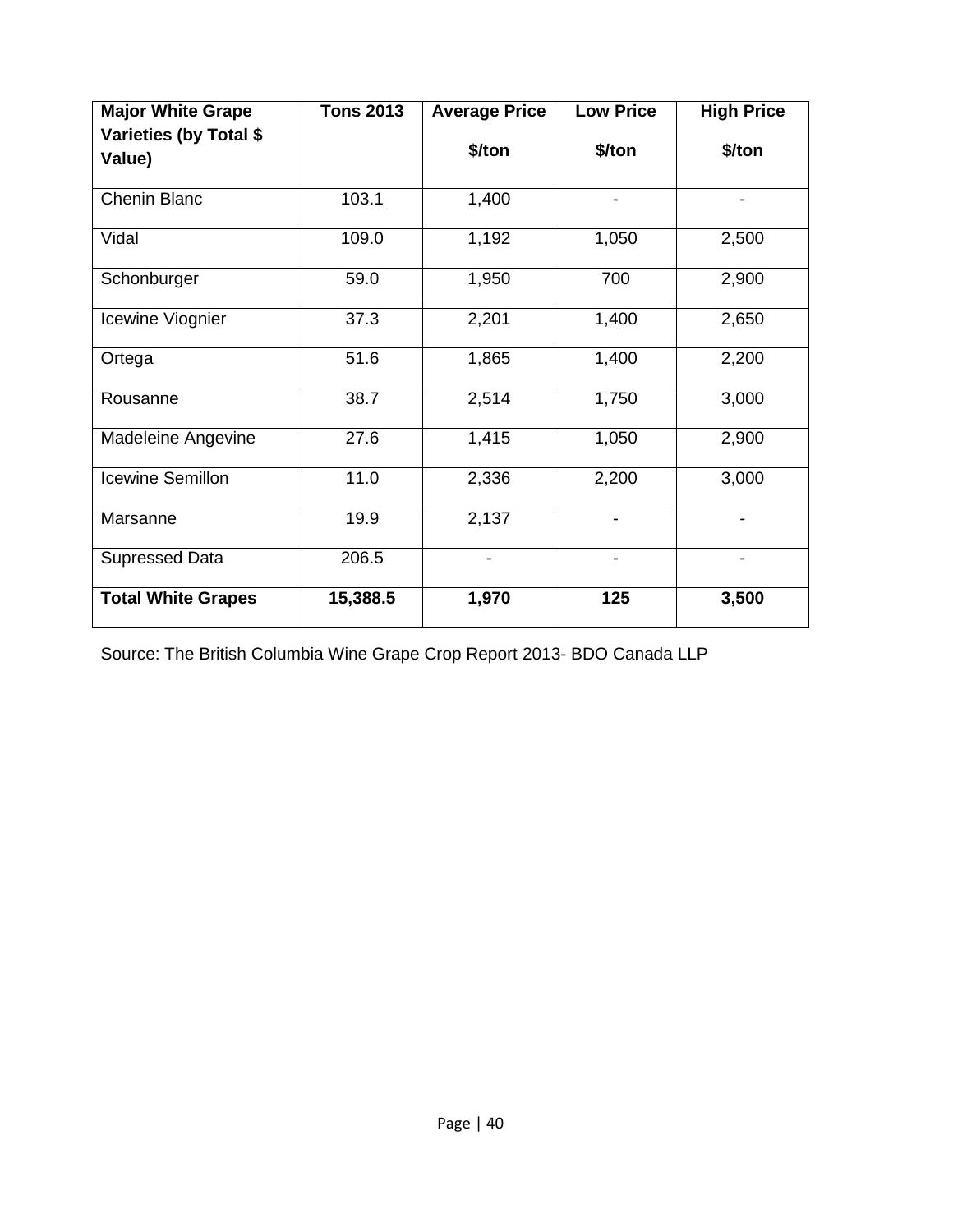| Major White Grape Varieties (by Total $ Value) | Tons 2013 | Average Price $/ton | Low Price $/ton | High Price $/ton |
|---|---|---|---|---|
| Chenin Blanc | 103.1 | 1,400 | - | - |
| Vidal | 109.0 | 1,192 | 1,050 | 2,500 |
| Schonburger | 59.0 | 1,950 | 700 | 2,900 |
| Icewine Viognier | 37.3 | 2,201 | 1,400 | 2,650 |
| Ortega | 51.6 | 1,865 | 1,400 | 2,200 |
| Rousanne | 38.7 | 2,514 | 1,750 | 3,000 |
| Madeleine Angevine | 27.6 | 1,415 | 1,050 | 2,900 |
| Icewine Semillon | 11.0 | 2,336 | 2,200 | 3,000 |
| Marsanne | 19.9 | 2,137 | - | - |
| Supressed Data | 206.5 | - | - | - |
| **Total White Grapes** | **15,388.5** | **1,970** | **125** | **3,500** |

Source: The British Columbia Wine Grape Crop Report 2013- BDO Canada LLP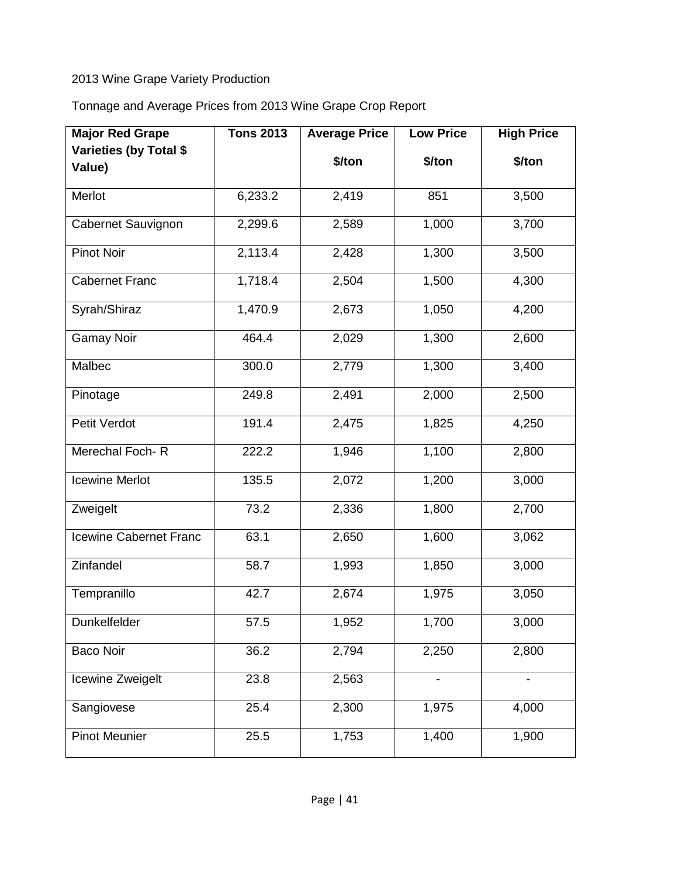2013 Wine Grape Variety Production

Tonnage and Average Prices from 2013 Wine Grape Crop Report

| Major Red Grape Varieties (by Total $ Value) | Tons 2013 | Average Price $/ton | Low Price $/ton | High Price $/ton |
|---|---|---|---|---|
| Merlot | 6,233.2 | 2,419 | 851 | 3,500 |
| Cabernet Sauvignon | 2,299.6 | 2,589 | 1,000 | 3,700 |
| Pinot Noir | 2,113.4 | 2,428 | 1,300 | 3,500 |
| Cabernet Franc | 1,718.4 | 2,504 | 1,500 | 4,300 |
| Syrah/Shiraz | 1,470.9 | 2,673 | 1,050 | 4,200 |
| Gamay Noir | 464.4 | 2,029 | 1,300 | 2,600 |
| Malbec | 300.0 | 2,779 | 1,300 | 3,400 |
| Pinotage | 249.8 | 2,491 | 2,000 | 2,500 |
| Petit Verdot | 191.4 | 2,475 | 1,825 | 4,250 |
| Merechal Foch- R | 222.2 | 1,946 | 1,100 | 2,800 |
| Icewine Merlot | 135.5 | 2,072 | 1,200 | 3,000 |
| Zweigelt | 73.2 | 2,336 | 1,800 | 2,700 |
| Icewine Cabernet Franc | 63.1 | 2,650 | 1,600 | 3,062 |
| Zinfandel | 58.7 | 1,993 | 1,850 | 3,000 |
| Tempranillo | 42.7 | 2,674 | 1,975 | 3,050 |
| Dunkelfelder | 57.5 | 1,952 | 1,700 | 3,000 |
| Baco Noir | 36.2 | 2,794 | 2,250 | 2,800 |
| Icewine Zweigelt | 23.8 | 2,563 | - | - |
| Sangiovese | 25.4 | 2,300 | 1,975 | 4,000 |
| Pinot Meunier | 25.5 | 1,753 | 1,400 | 1,900 |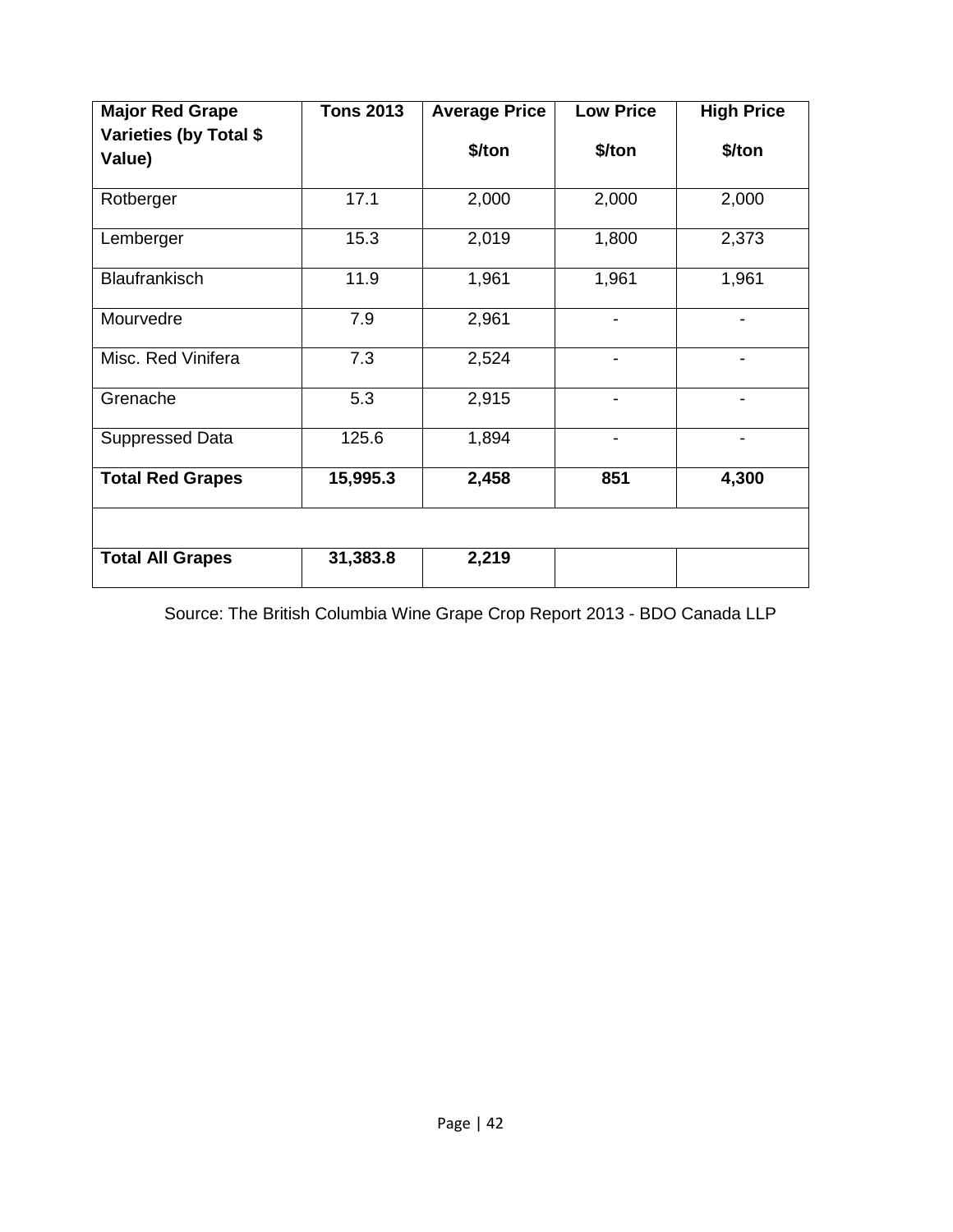| **Major Red Grape Varieties (by Total $ Value)** | **Tons 2013** | **Average Price $/ton** | **Low Price $/ton** | **High Price $/ton** |
|---|---|---|---|---|
| Rotberger | 17.1 | 2,000 | 2,000 | 2,000 |
| Lemberger | 15.3 | 2,019 | 1,800 | 2,373 |
| Blaufrankisch | 11.9 | 1,961 | 1,961 | 1,961 |
| Mourvedre | 7.9 | 2,961 | - | - |
| Misc. Red Vinifera | 7.3 | 2,524 | - | - |
| Grenache | 5.3 | 2,915 | - | - |
| Suppressed Data | 125.6 | 1,894 | - | - |
| **Total Red Grapes** | **15,995.3** | **2,458** | **851** | **4,300** |
| | | | | |
| **Total All Grapes** | **31,383.8** | **2,219** | | |

Source: The British Columbia Wine Grape Crop Report 2013 - BDO Canada LLP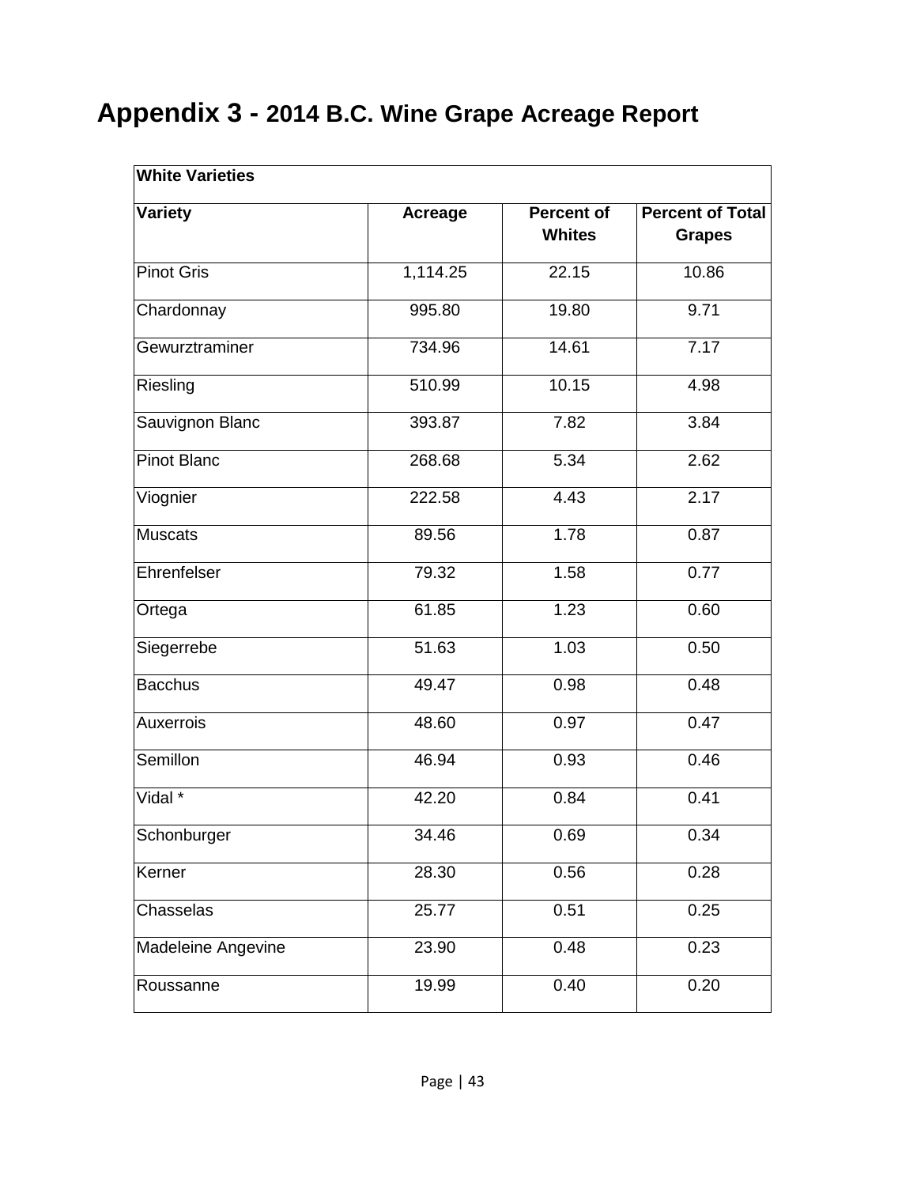# Appendix 3 - 2014 B.C. Wine Grape Acreage Report

| White Varieties | | | |
|---|---|---|---|
| **Variety** | **Acreage** | **Percent of Whites** | **Percent of Total Grapes** |
| Pinot Gris | 1,114.25 | 22.15 | 10.86 |
| Chardonnay | 995.80 | 19.80 | 9.71 |
| Gewurztraminer | 734.96 | 14.61 | 7.17 |
| Riesling | 510.99 | 10.15 | 4.98 |
| Sauvignon Blanc | 393.87 | 7.82 | 3.84 |
| Pinot Blanc | 268.68 | 5.34 | 2.62 |
| Viognier | 222.58 | 4.43 | 2.17 |
| Muscats | 89.56 | 1.78 | 0.87 |
| Ehrenfelser | 79.32 | 1.58 | 0.77 |
| Ortega | 61.85 | 1.23 | 0.60 |
| Siegerrebe | 51.63 | 1.03 | 0.50 |
| Bacchus | 49.47 | 0.98 | 0.48 |
| Auxerrois | 48.60 | 0.97 | 0.47 |
| Semillon | 46.94 | 0.93 | 0.46 |
| Vidal * | 42.20 | 0.84 | 0.41 |
| Schonburger | 34.46 | 0.69 | 0.34 |
| Kerner | 28.30 | 0.56 | 0.28 |
| Chasselas | 25.77 | 0.51 | 0.25 |
| Madeleine Angevine | 23.90 | 0.48 | 0.23 |
| Roussanne | 19.99 | 0.40 | 0.20 |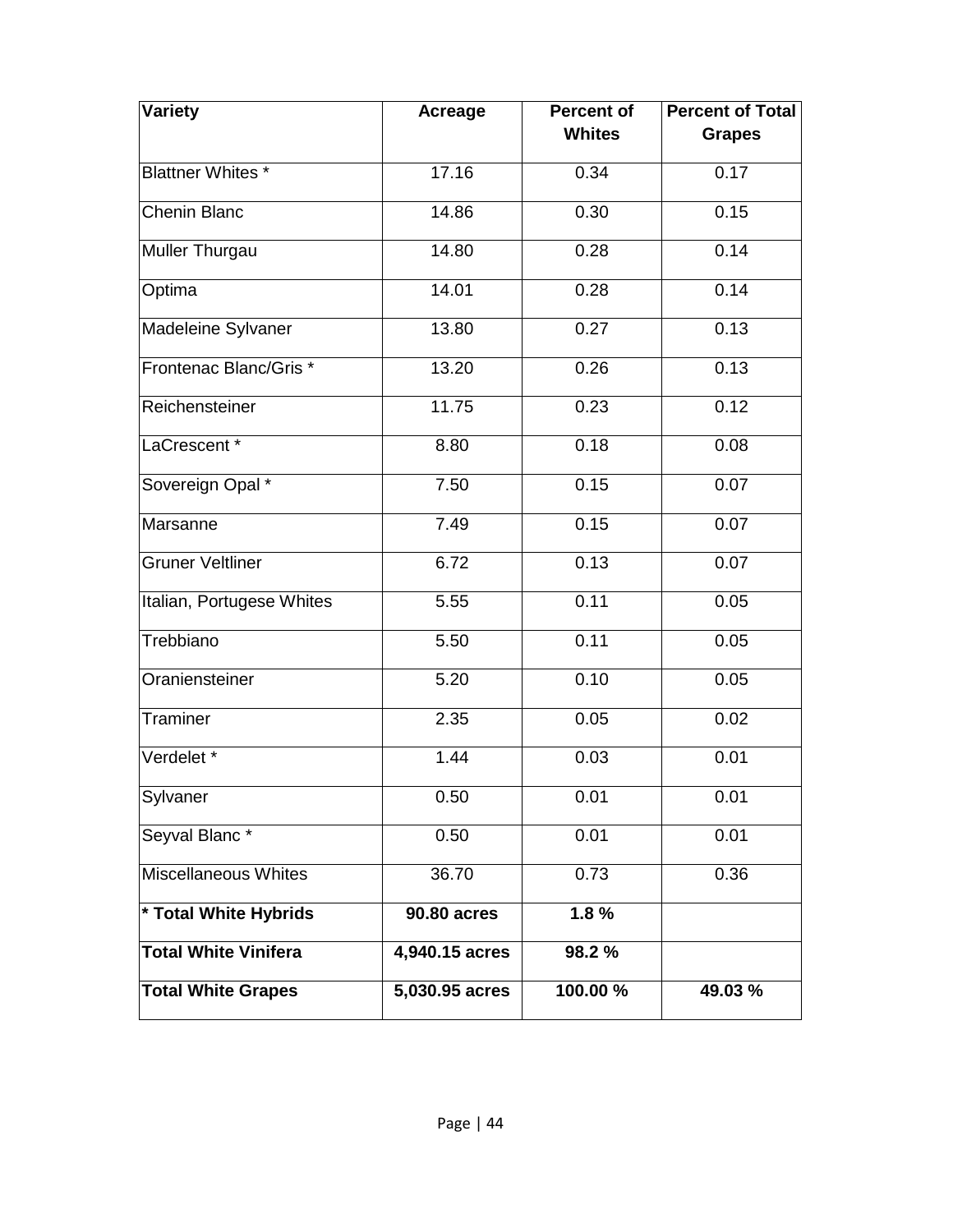| Variety | Acreage | Percent of Whites | Percent of Total Grapes |
|---|---|---|---|
| Blattner Whites * | 17.16 | 0.34 | 0.17 |
| Chenin Blanc | 14.86 | 0.30 | 0.15 |
| Muller Thurgau | 14.80 | 0.28 | 0.14 |
| Optima | 14.01 | 0.28 | 0.14 |
| Madeleine Sylvaner | 13.80 | 0.27 | 0.13 |
| Frontenac Blanc/Gris * | 13.20 | 0.26 | 0.13 |
| Reichensteiner | 11.75 | 0.23 | 0.12 |
| LaCrescent * | 8.80 | 0.18 | 0.08 |
| Sovereign Opal * | 7.50 | 0.15 | 0.07 |
| Marsanne | 7.49 | 0.15 | 0.07 |
| Gruner Veltliner | 6.72 | 0.13 | 0.07 |
| Italian, Portugese Whites | 5.55 | 0.11 | 0.05 |
| Trebbiano | 5.50 | 0.11 | 0.05 |
| Oraniensteiner | 5.20 | 0.10 | 0.05 |
| Traminer | 2.35 | 0.05 | 0.02 |
| Verdelet * | 1.44 | 0.03 | 0.01 |
| Sylvaner | 0.50 | 0.01 | 0.01 |
| Seyval Blanc * | 0.50 | 0.01 | 0.01 |
| Miscellaneous Whites | 36.70 | 0.73 | 0.36 |
| **\* Total White Hybrids** | **90.80 acres** | **1.8 %** | |
| **Total White Vinifera** | **4,940.15 acres** | **98.2 %** | |
| **Total White Grapes** | **5,030.95 acres** | **100.00 %** | **49.03 %** |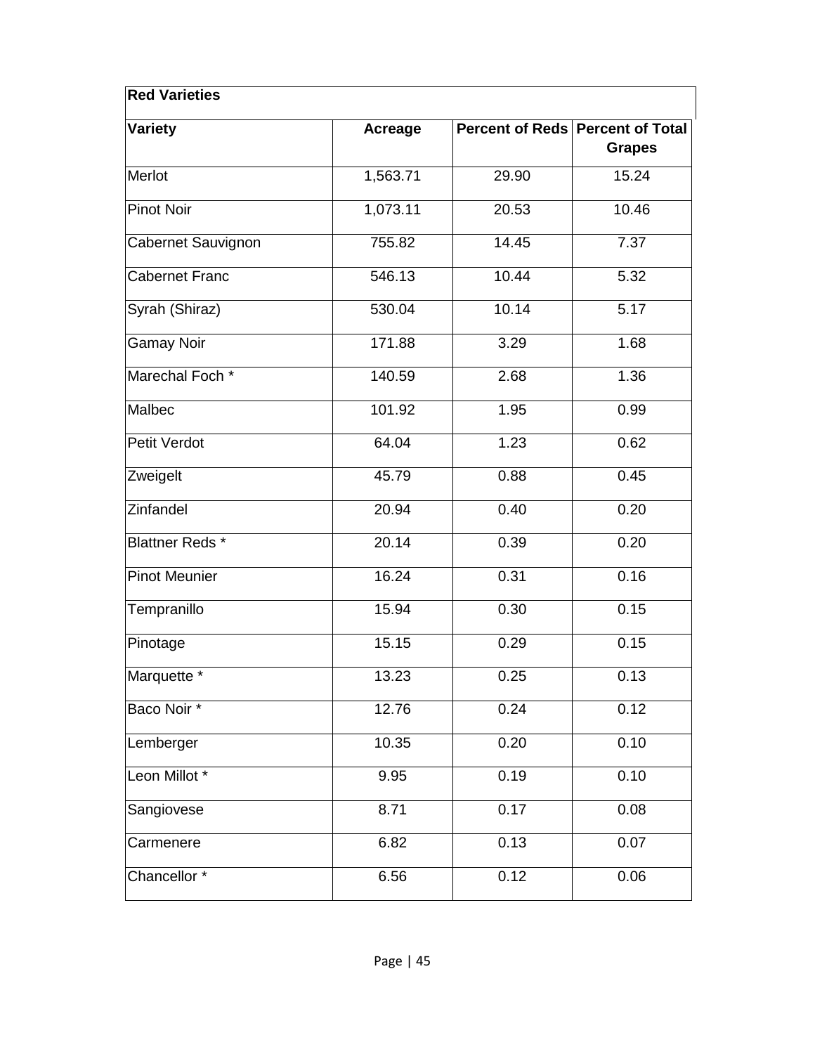| Red Varieties | | | |
|---|---|---|---|
| **Variety** | **Acreage** | **Percent of Reds** | **Percent of Total Grapes** |
| Merlot | 1,563.71 | 29.90 | 15.24 |
| Pinot Noir | 1,073.11 | 20.53 | 10.46 |
| Cabernet Sauvignon | 755.82 | 14.45 | 7.37 |
| Cabernet Franc | 546.13 | 10.44 | 5.32 |
| Syrah (Shiraz) | 530.04 | 10.14 | 5.17 |
| Gamay Noir | 171.88 | 3.29 | 1.68 |
| Marechal Foch * | 140.59 | 2.68 | 1.36 |
| Malbec | 101.92 | 1.95 | 0.99 |
| Petit Verdot | 64.04 | 1.23 | 0.62 |
| Zweigelt | 45.79 | 0.88 | 0.45 |
| Zinfandel | 20.94 | 0.40 | 0.20 |
| Blattner Reds * | 20.14 | 0.39 | 0.20 |
| Pinot Meunier | 16.24 | 0.31 | 0.16 |
| Tempranillo | 15.94 | 0.30 | 0.15 |
| Pinotage | 15.15 | 0.29 | 0.15 |
| Marquette * | 13.23 | 0.25 | 0.13 |
| Baco Noir * | 12.76 | 0.24 | 0.12 |
| Lemberger | 10.35 | 0.20 | 0.10 |
| Leon Millot * | 9.95 | 0.19 | 0.10 |
| Sangiovese | 8.71 | 0.17 | 0.08 |
| Carmenere | 6.82 | 0.13 | 0.07 |
| Chancellor * | 6.56 | 0.12 | 0.06 |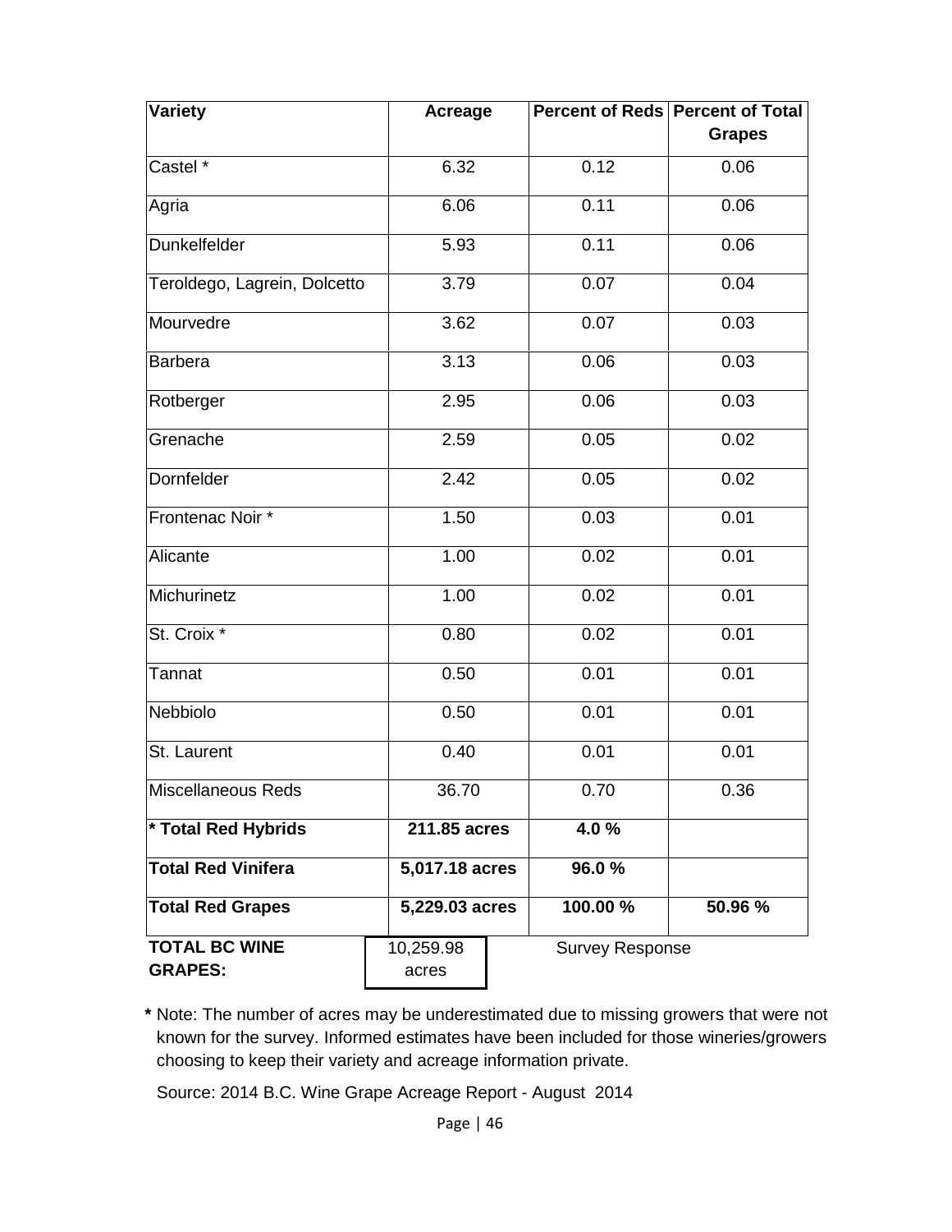| Variety | Acreage | Percent of Reds | Percent of Total Grapes |
|---|---|---|---|
| Castel * | 6.32 | 0.12 | 0.06 |
| Agria | 6.06 | 0.11 | 0.06 |
| Dunkelfelder | 5.93 | 0.11 | 0.06 |
| Teroldego, Lagrein, Dolcetto | 3.79 | 0.07 | 0.04 |
| Mourvedre | 3.62 | 0.07 | 0.03 |
| Barbera | 3.13 | 0.06 | 0.03 |
| Rotberger | 2.95 | 0.06 | 0.03 |
| Grenache | 2.59 | 0.05 | 0.02 |
| Dornfelder | 2.42 | 0.05 | 0.02 |
| Frontenac Noir * | 1.50 | 0.03 | 0.01 |
| Alicante | 1.00 | 0.02 | 0.01 |
| Michurinetz | 1.00 | 0.02 | 0.01 |
| St. Croix * | 0.80 | 0.02 | 0.01 |
| Tannat | 0.50 | 0.01 | 0.01 |
| Nebbiolo | 0.50 | 0.01 | 0.01 |
| St. Laurent | 0.40 | 0.01 | 0.01 |
| Miscellaneous Reds | 36.70 | 0.70 | 0.36 |
| **\* Total Red Hybrids** | **211.85 acres** | **4.0 %** | |
| **Total Red Vinifera** | **5,017.18 acres** | **96.0 %** | |
| **Total Red Grapes** | **5,229.03 acres** | **100.00 %** | **50.96 %** |
| **TOTAL BC WINE GRAPES:** | 10,259.98 acres | Survey Response | |

**\*** Note: The number of acres may be underestimated due to missing growers that were not known for the survey. Informed estimates have been included for those wineries/growers choosing to keep their variety and acreage information private.

Source: 2014 B.C. Wine Grape Acreage Report - August 2014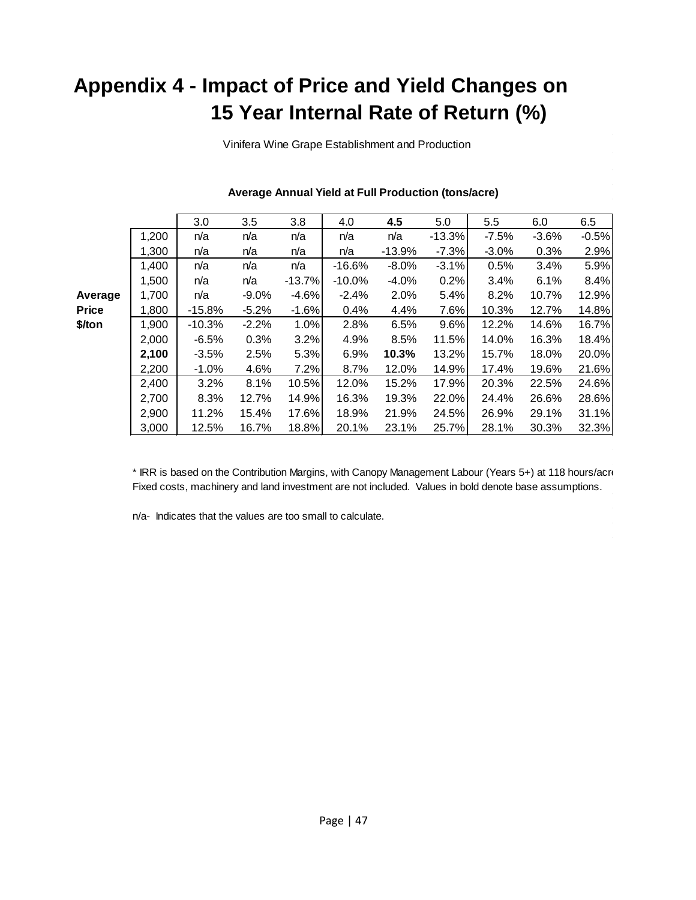# Appendix 4 - Impact of Price and Yield Changes on 15 Year Internal Rate of Return (%)

Vinifera Wine Grape Establishment and Production

**Average Annual Yield at Full Production (tons/acre)**

| Average Price $/ton | 3.0 | 3.5 | 3.8 | 4.0 | **4.5** | 5.0 | 5.5 | 6.0 | 6.5 |
|---|---|---|---|---|---|---|---|---|---|
| 1,200 | n/a | n/a | n/a | n/a | n/a | -13.3% | -7.5% | -3.6% | -0.5% |
| 1,300 | n/a | n/a | n/a | n/a | -13.9% | -7.3% | -3.0% | 0.3% | 2.9% |
| 1,400 | n/a | n/a | n/a | -16.6% | -8.0% | -3.1% | 0.5% | 3.4% | 5.9% |
| 1,500 | n/a | n/a | -13.7% | -10.0% | -4.0% | 0.2% | 3.4% | 6.1% | 8.4% |
| 1,700 | n/a | -9.0% | -4.6% | -2.4% | 2.0% | 5.4% | 8.2% | 10.7% | 12.9% |
| 1,800 | -15.8% | -5.2% | -1.6% | 0.4% | 4.4% | 7.6% | 10.3% | 12.7% | 14.8% |
| 1,900 | -10.3% | -2.2% | 1.0% | 2.8% | 6.5% | 9.6% | 12.2% | 14.6% | 16.7% |
| 2,000 | -6.5% | 0.3% | 3.2% | 4.9% | 8.5% | 11.5% | 14.0% | 16.3% | 18.4% |
| **2,100** | -3.5% | 2.5% | 5.3% | 6.9% | **10.3%** | 13.2% | 15.7% | 18.0% | 20.0% |
| 2,200 | -1.0% | 4.6% | 7.2% | 8.7% | 12.0% | 14.9% | 17.4% | 19.6% | 21.6% |
| 2,400 | 3.2% | 8.1% | 10.5% | 12.0% | 15.2% | 17.9% | 20.3% | 22.5% | 24.6% |
| 2,700 | 8.3% | 12.7% | 14.9% | 16.3% | 19.3% | 22.0% | 24.4% | 26.6% | 28.6% |
| 2,900 | 11.2% | 15.4% | 17.6% | 18.9% | 21.9% | 24.5% | 26.9% | 29.1% | 31.1% |
| 3,000 | 12.5% | 16.7% | 18.8% | 20.1% | 23.1% | 25.7% | 28.1% | 30.3% | 32.3% |

* IRR is based on the Contribution Margins, with Canopy Management Labour (Years 5+) at 118 hours/acre
Fixed costs, machinery and land investment are not included. Values in bold denote base assumptions.

n/a- Indicates that the values are too small to calculate.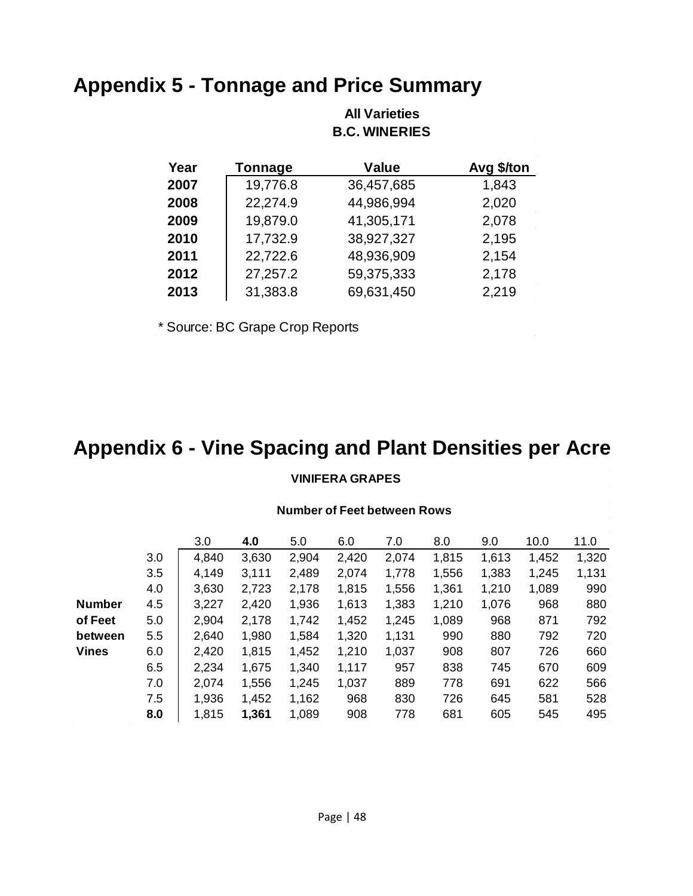## Appendix 5 - Tonnage and Price Summary

**All Varieties**
**B.C. WINERIES**

| Year | Tonnage | Value | Avg $/ton |
|---|---|---|---|
| **2007** | 19,776.8 | 36,457,685 | 1,843 |
| **2008** | 22,274.9 | 44,986,994 | 2,020 |
| **2009** | 19,879.0 | 41,305,171 | 2,078 |
| **2010** | 17,732.9 | 38,927,327 | 2,195 |
| **2011** | 22,722.6 | 48,936,909 | 2,154 |
| **2012** | 27,257.2 | 59,375,333 | 2,178 |
| **2013** | 31,383.8 | 69,631,450 | 2,219 |

* Source: BC Grape Crop Reports

## Appendix 6 - Vine Spacing and Plant Densities per Acre

**VINIFERA GRAPES**

**Number of Feet between Rows**

| | | 3.0 | **4.0** | 5.0 | 6.0 | 7.0 | 8.0 | 9.0 | 10.0 | 11.0 |
|---|---|---|---|---|---|---|---|---|---|---|
| | 3.0 | 4,840 | 3,630 | 2,904 | 2,420 | 2,074 | 1,815 | 1,613 | 1,452 | 1,320 |
| | 3.5 | 4,149 | 3,111 | 2,489 | 2,074 | 1,778 | 1,556 | 1,383 | 1,245 | 1,131 |
| | 4.0 | 3,630 | 2,723 | 2,178 | 1,815 | 1,556 | 1,361 | 1,210 | 1,089 | 990 |
| **Number** | 4.5 | 3,227 | 2,420 | 1,936 | 1,613 | 1,383 | 1,210 | 1,076 | 968 | 880 |
| **of Feet** | 5.0 | 2,904 | 2,178 | 1,742 | 1,452 | 1,245 | 1,089 | 968 | 871 | 792 |
| **between** | 5.5 | 2,640 | 1,980 | 1,584 | 1,320 | 1,131 | 990 | 880 | 792 | 720 |
| **Vines** | 6.0 | 2,420 | 1,815 | 1,452 | 1,210 | 1,037 | 908 | 807 | 726 | 660 |
| | 6.5 | 2,234 | 1,675 | 1,340 | 1,117 | 957 | 838 | 745 | 670 | 609 |
| | 7.0 | 2,074 | 1,556 | 1,245 | 1,037 | 889 | 778 | 691 | 622 | 566 |
| | 7.5 | 1,936 | 1,452 | 1,162 | 968 | 830 | 726 | 645 | 581 | 528 |
| | **8.0** | 1,815 | **1,361** | 1,089 | 908 | 778 | 681 | 605 | 545 | 495 |